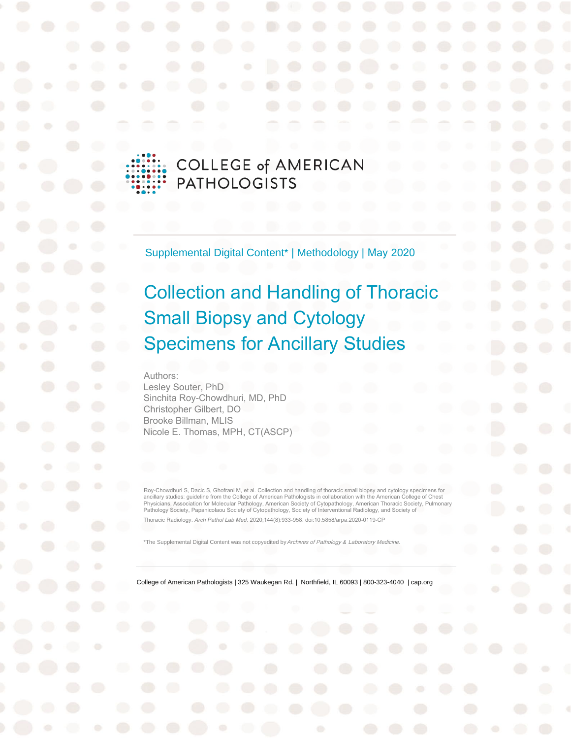COLLEGE of AMERICAN PATHOLOGISTS

Supplemental Digital Content* | Methodology | May 2020

# Collection and Handling of Thoracic Small Biopsy and Cytology Specimens for Ancillary Studies

Authors:
Lesley Souter, PhD
Sinchita Roy-Chowdhuri, MD, PhD
Christopher Gilbert, DO
Brooke Billman, MLIS
Nicole E. Thomas, MPH, CT(ASCP)

Roy-Chowdhuri S, Dacic S, Ghofrani M, et al. Collection and handling of thoracic small biopsy and cytology specimens for ancillary studies: guideline from the College of American Pathologists in collaboration with the American College of Chest Physicians, Association for Molecular Pathology, American Society of Cytopathology, American Thoracic Society, Pulmonary Pathology Society, Papanicolaou Society of Cytopathology, Society of Interventional Radiology, and Society of Thoracic Radiology. *Arch Pathol Lab Med*. 2020;144(8):933-958. doi:10.5858/arpa.2020-0119-CP

*The Supplemental Digital Content was not copyedited by *Archives of Pathology & Laboratory Medicine.*

College of American Pathologists | 325 Waukegan Rd. | Northfield, IL 60093 | 800-323-4040 | cap.org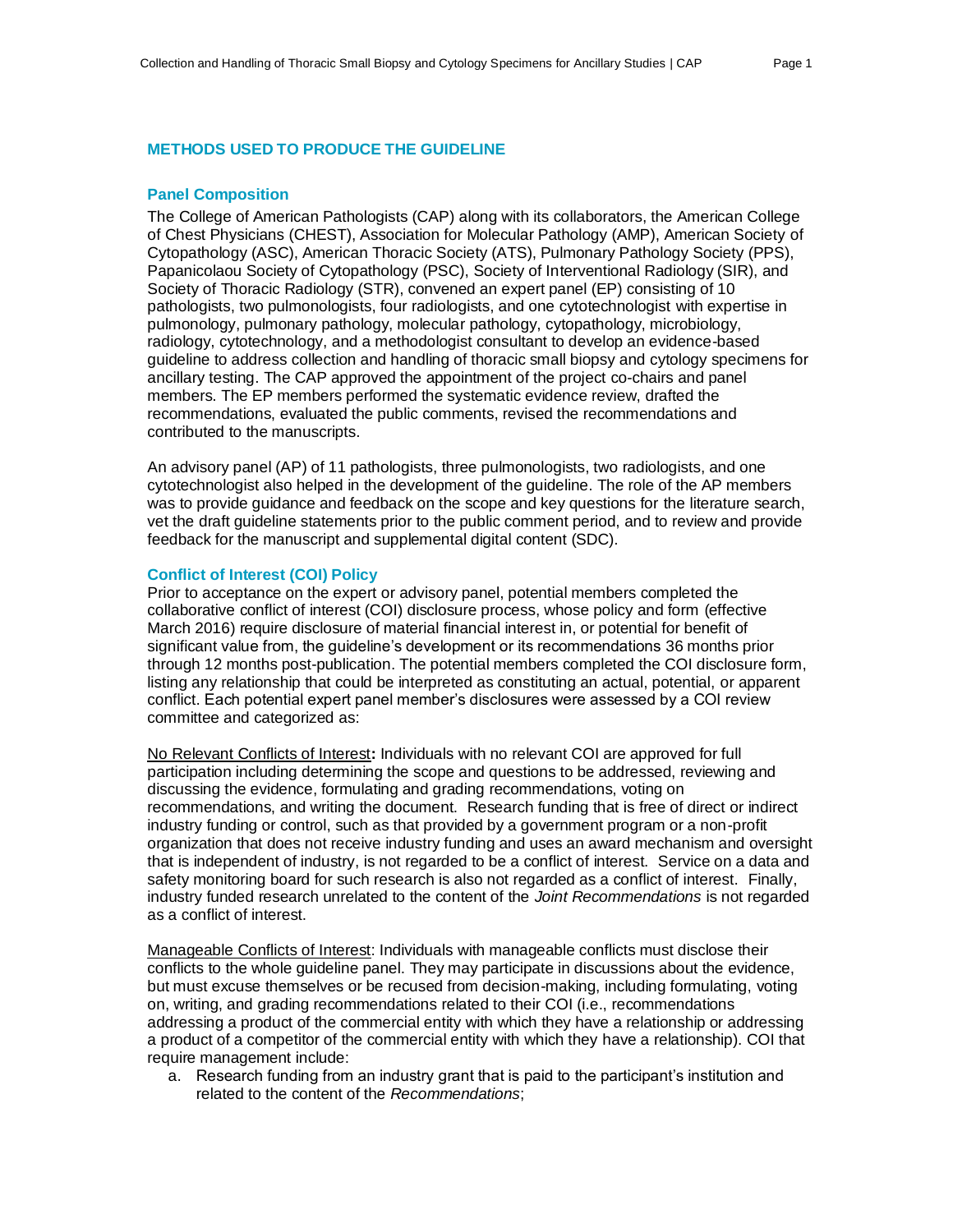## METHODS USED TO PRODUCE THE GUIDELINE

### Panel Composition

The College of American Pathologists (CAP) along with its collaborators, the American College of Chest Physicians (CHEST), Association for Molecular Pathology (AMP), American Society of Cytopathology (ASC), American Thoracic Society (ATS), Pulmonary Pathology Society (PPS), Papanicolaou Society of Cytopathology (PSC), Society of Interventional Radiology (SIR), and Society of Thoracic Radiology (STR), convened an expert panel (EP) consisting of 10 pathologists, two pulmonologists, four radiologists, and one cytotechnologist with expertise in pulmonology, pulmonary pathology, molecular pathology, cytopathology, microbiology, radiology, cytotechnology, and a methodologist consultant to develop an evidence-based guideline to address collection and handling of thoracic small biopsy and cytology specimens for ancillary testing. The CAP approved the appointment of the project co-chairs and panel members. The EP members performed the systematic evidence review, drafted the recommendations, evaluated the public comments, revised the recommendations and contributed to the manuscripts.

An advisory panel (AP) of 11 pathologists, three pulmonologists, two radiologists, and one cytotechnologist also helped in the development of the guideline. The role of the AP members was to provide guidance and feedback on the scope and key questions for the literature search, vet the draft guideline statements prior to the public comment period, and to review and provide feedback for the manuscript and supplemental digital content (SDC).

### Conflict of Interest (COI) Policy

Prior to acceptance on the expert or advisory panel, potential members completed the collaborative conflict of interest (COI) disclosure process, whose policy and form (effective March 2016) require disclosure of material financial interest in, or potential for benefit of significant value from, the guideline's development or its recommendations 36 months prior through 12 months post-publication. The potential members completed the COI disclosure form, listing any relationship that could be interpreted as constituting an actual, potential, or apparent conflict. Each potential expert panel member's disclosures were assessed by a COI review committee and categorized as:

<u>No Relevant Conflicts of Interest</u>**:** Individuals with no relevant COI are approved for full participation including determining the scope and questions to be addressed, reviewing and discussing the evidence, formulating and grading recommendations, voting on recommendations, and writing the document. Research funding that is free of direct or indirect industry funding or control, such as that provided by a government program or a non-profit organization that does not receive industry funding and uses an award mechanism and oversight that is independent of industry, is not regarded to be a conflict of interest. Service on a data and safety monitoring board for such research is also not regarded as a conflict of interest. Finally, industry funded research unrelated to the content of the *Joint Recommendations* is not regarded as a conflict of interest.

<u>Manageable Conflicts of Interest</u>: Individuals with manageable conflicts must disclose their conflicts to the whole guideline panel. They may participate in discussions about the evidence, but must excuse themselves or be recused from decision-making, including formulating, voting on, writing, and grading recommendations related to their COI (i.e., recommendations addressing a product of the commercial entity with which they have a relationship or addressing a product of a competitor of the commercial entity with which they have a relationship). COI that require management include:

a. Research funding from an industry grant that is paid to the participant's institution and related to the content of the *Recommendations*;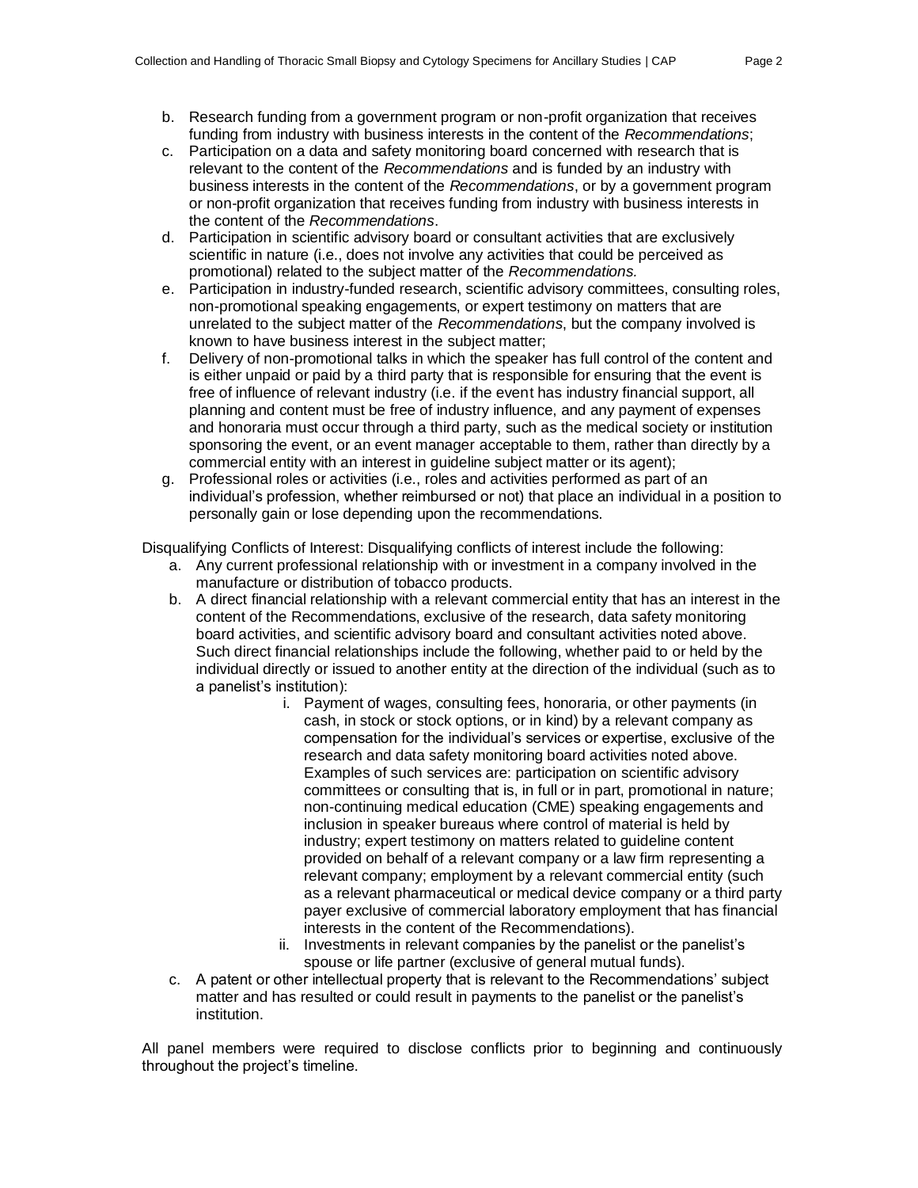b. Research funding from a government program or non-profit organization that receives funding from industry with business interests in the content of the *Recommendations*;
c. Participation on a data and safety monitoring board concerned with research that is relevant to the content of the *Recommendations* and is funded by an industry with business interests in the content of the *Recommendations*, or by a government program or non-profit organization that receives funding from industry with business interests in the content of the *Recommendations*.
d. Participation in scientific advisory board or consultant activities that are exclusively scientific in nature (i.e., does not involve any activities that could be perceived as promotional) related to the subject matter of the *Recommendations*.
e. Participation in industry-funded research, scientific advisory committees, consulting roles, non-promotional speaking engagements, or expert testimony on matters that are unrelated to the subject matter of the *Recommendations*, but the company involved is known to have business interest in the subject matter;
f. Delivery of non-promotional talks in which the speaker has full control of the content and is either unpaid or paid by a third party that is responsible for ensuring that the event is free of influence of relevant industry (i.e. if the event has industry financial support, all planning and content must be free of industry influence, and any payment of expenses and honoraria must occur through a third party, such as the medical society or institution sponsoring the event, or an event manager acceptable to them, rather than directly by a commercial entity with an interest in guideline subject matter or its agent);
g. Professional roles or activities (i.e., roles and activities performed as part of an individual's profession, whether reimbursed or not) that place an individual in a position to personally gain or lose depending upon the recommendations.

Disqualifying Conflicts of Interest: Disqualifying conflicts of interest include the following:

a. Any current professional relationship with or investment in a company involved in the manufacture or distribution of tobacco products.
b. A direct financial relationship with a relevant commercial entity that has an interest in the content of the Recommendations, exclusive of the research, data safety monitoring board activities, and scientific advisory board and consultant activities noted above. Such direct financial relationships include the following, whether paid to or held by the individual directly or issued to another entity at the direction of the individual (such as to a panelist's institution):
    i. Payment of wages, consulting fees, honoraria, or other payments (in cash, in stock or stock options, or in kind) by a relevant company as compensation for the individual's services or expertise, exclusive of the research and data safety monitoring board activities noted above. Examples of such services are: participation on scientific advisory committees or consulting that is, in full or in part, promotional in nature; non-continuing medical education (CME) speaking engagements and inclusion in speaker bureaus where control of material is held by industry; expert testimony on matters related to guideline content provided on behalf of a relevant company or a law firm representing a relevant company; employment by a relevant commercial entity (such as a relevant pharmaceutical or medical device company or a third party payer exclusive of commercial laboratory employment that has financial interests in the content of the Recommendations).
    ii. Investments in relevant companies by the panelist or the panelist's spouse or life partner (exclusive of general mutual funds).
c. A patent or other intellectual property that is relevant to the Recommendations' subject matter and has resulted or could result in payments to the panelist or the panelist's institution.

All panel members were required to disclose conflicts prior to beginning and continuously throughout the project's timeline.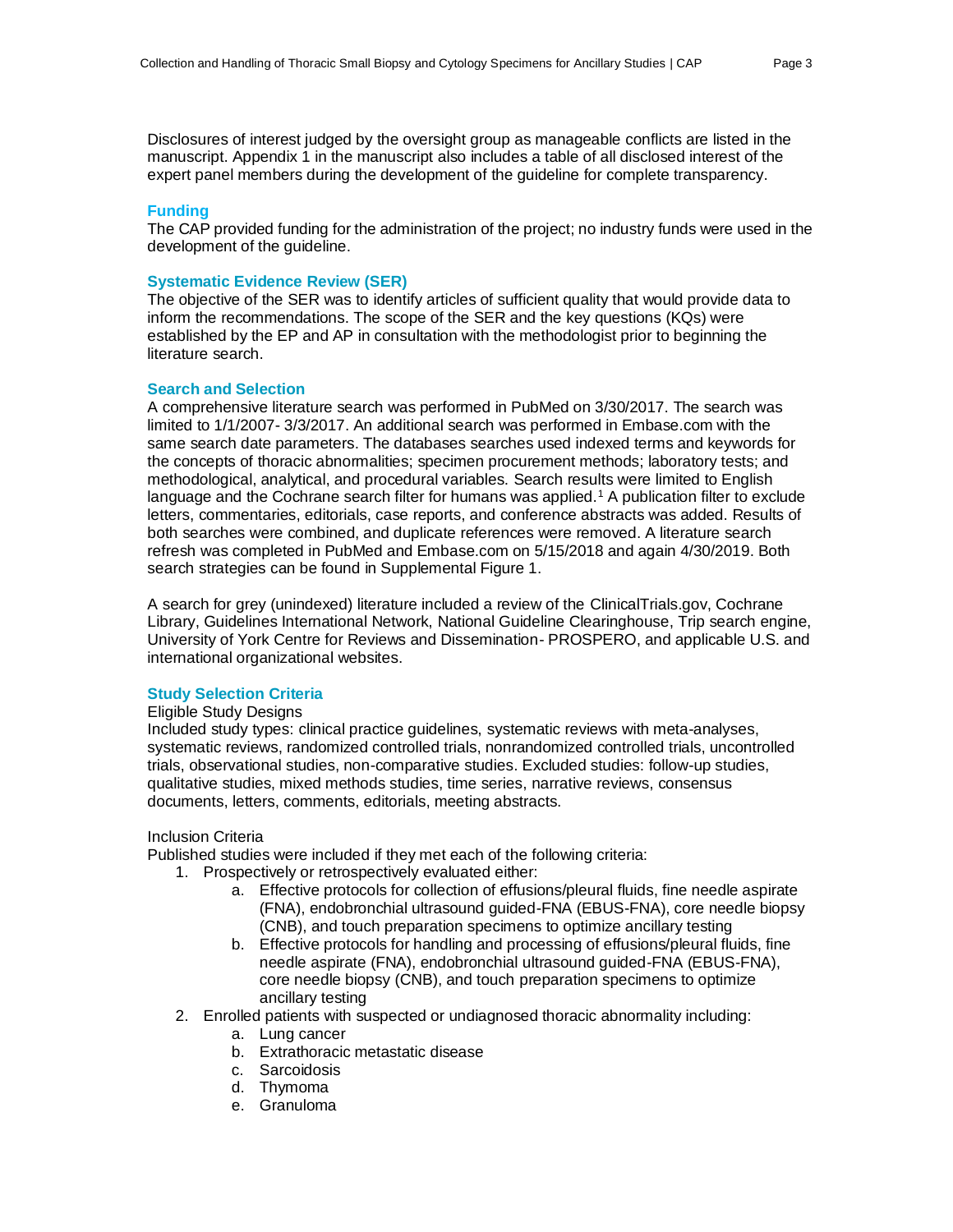Disclosures of interest judged by the oversight group as manageable conflicts are listed in the manuscript. Appendix 1 in the manuscript also includes a table of all disclosed interest of the expert panel members during the development of the guideline for complete transparency.

### Funding

The CAP provided funding for the administration of the project; no industry funds were used in the development of the guideline.

### Systematic Evidence Review (SER)

The objective of the SER was to identify articles of sufficient quality that would provide data to inform the recommendations. The scope of the SER and the key questions (KQs) were established by the EP and AP in consultation with the methodologist prior to beginning the literature search.

### Search and Selection

A comprehensive literature search was performed in PubMed on 3/30/2017. The search was limited to 1/1/2007- 3/3/2017. An additional search was performed in Embase.com with the same search date parameters. The databases searches used indexed terms and keywords for the concepts of thoracic abnormalities; specimen procurement methods; laboratory tests; and methodological, analytical, and procedural variables. Search results were limited to English language and the Cochrane search filter for humans was applied.[1] A publication filter to exclude letters, commentaries, editorials, case reports, and conference abstracts was added. Results of both searches were combined, and duplicate references were removed. A literature search refresh was completed in PubMed and Embase.com on 5/15/2018 and again 4/30/2019. Both search strategies can be found in Supplemental Figure 1.

A search for grey (unindexed) literature included a review of the ClinicalTrials.gov, Cochrane Library, Guidelines International Network, National Guideline Clearinghouse, Trip search engine, University of York Centre for Reviews and Dissemination- PROSPERO, and applicable U.S. and international organizational websites.

### Study Selection Criteria

Eligible Study Designs

Included study types: clinical practice guidelines, systematic reviews with meta-analyses, systematic reviews, randomized controlled trials, nonrandomized controlled trials, uncontrolled trials, observational studies, non-comparative studies. Excluded studies: follow-up studies, qualitative studies, mixed methods studies, time series, narrative reviews, consensus documents, letters, comments, editorials, meeting abstracts.

Inclusion Criteria

Published studies were included if they met each of the following criteria:

1. Prospectively or retrospectively evaluated either:
    a. Effective protocols for collection of effusions/pleural fluids, fine needle aspirate (FNA), endobronchial ultrasound guided-FNA (EBUS-FNA), core needle biopsy (CNB), and touch preparation specimens to optimize ancillary testing
    b. Effective protocols for handling and processing of effusions/pleural fluids, fine needle aspirate (FNA), endobronchial ultrasound guided-FNA (EBUS-FNA), core needle biopsy (CNB), and touch preparation specimens to optimize ancillary testing
2. Enrolled patients with suspected or undiagnosed thoracic abnormality including:
    a. Lung cancer
    b. Extrathoracic metastatic disease
    c. Sarcoidosis
    d. Thymoma
    e. Granuloma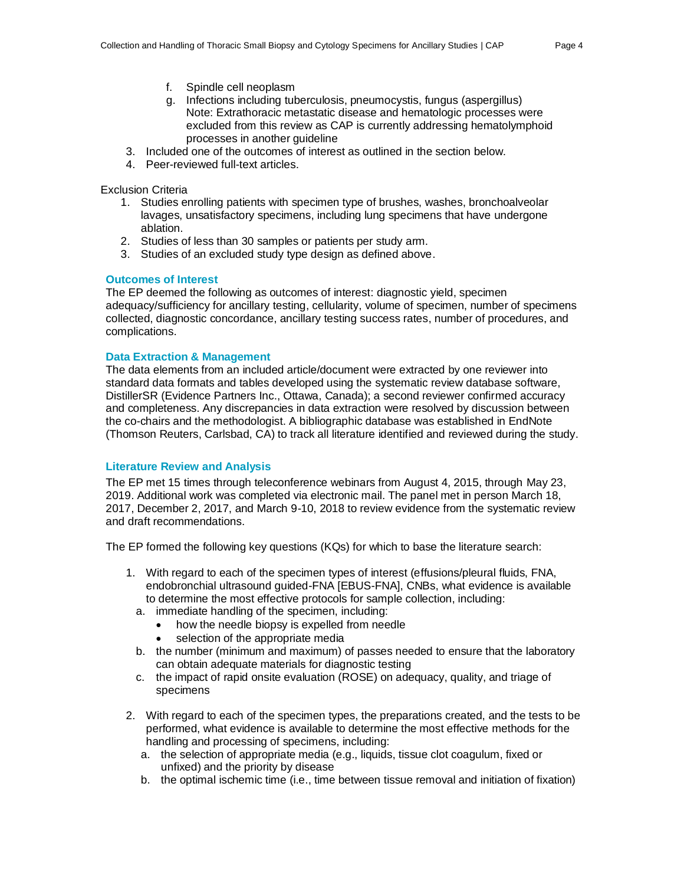f. Spindle cell neoplasm
   g. Infections including tuberculosis, pneumocystis, fungus (aspergillus)
      Note: Extrathoracic metastatic disease and hematologic processes were excluded from this review as CAP is currently addressing hematolymphoid processes in another guideline
3. Included one of the outcomes of interest as outlined in the section below.
4. Peer-reviewed full-text articles.

Exclusion Criteria

1. Studies enrolling patients with specimen type of brushes, washes, bronchoalveolar lavages, unsatisfactory specimens, including lung specimens that have undergone ablation.
2. Studies of less than 30 samples or patients per study arm.
3. Studies of an excluded study type design as defined above.

### Outcomes of Interest

The EP deemed the following as outcomes of interest: diagnostic yield, specimen adequacy/sufficiency for ancillary testing, cellularity, volume of specimen, number of specimens collected, diagnostic concordance, ancillary testing success rates, number of procedures, and complications.

### Data Extraction & Management

The data elements from an included article/document were extracted by one reviewer into standard data formats and tables developed using the systematic review database software, DistillerSR (Evidence Partners Inc., Ottawa, Canada); a second reviewer confirmed accuracy and completeness. Any discrepancies in data extraction were resolved by discussion between the co-chairs and the methodologist. A bibliographic database was established in EndNote (Thomson Reuters, Carlsbad, CA) to track all literature identified and reviewed during the study.

### Literature Review and Analysis

The EP met 15 times through teleconference webinars from August 4, 2015, through May 23, 2019. Additional work was completed via electronic mail. The panel met in person March 18, 2017, December 2, 2017, and March 9-10, 2018 to review evidence from the systematic review and draft recommendations.

The EP formed the following key questions (KQs) for which to base the literature search:

1. With regard to each of the specimen types of interest (effusions/pleural fluids, FNA, endobronchial ultrasound guided-FNA [EBUS-FNA], CNBs, what evidence is available to determine the most effective protocols for sample collection, including:
   a. immediate handling of the specimen, including:
      - how the needle biopsy is expelled from needle
      - selection of the appropriate media
   b. the number (minimum and maximum) of passes needed to ensure that the laboratory can obtain adequate materials for diagnostic testing
   c. the impact of rapid onsite evaluation (ROSE) on adequacy, quality, and triage of specimens
2. With regard to each of the specimen types, the preparations created, and the tests to be performed, what evidence is available to determine the most effective methods for the handling and processing of specimens, including:
   a. the selection of appropriate media (e.g., liquids, tissue clot coagulum, fixed or unfixed) and the priority by disease
   b. the optimal ischemic time (i.e., time between tissue removal and initiation of fixation)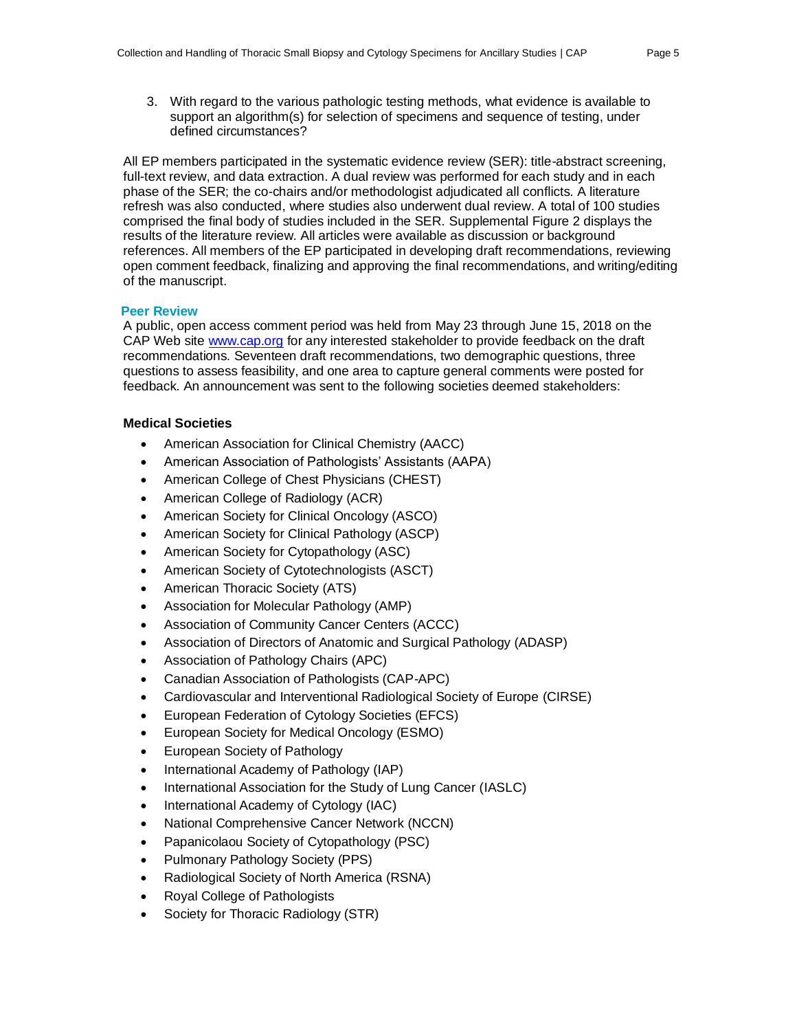3. With regard to the various pathologic testing methods, what evidence is available to support an algorithm(s) for selection of specimens and sequence of testing, under defined circumstances?

All EP members participated in the systematic evidence review (SER): title-abstract screening, full-text review, and data extraction. A dual review was performed for each study and in each phase of the SER; the co-chairs and/or methodologist adjudicated all conflicts. A literature refresh was also conducted, where studies also underwent dual review. A total of 100 studies comprised the final body of studies included in the SER. Supplemental Figure 2 displays the results of the literature review. All articles were available as discussion or background references. All members of the EP participated in developing draft recommendations, reviewing open comment feedback, finalizing and approving the final recommendations, and writing/editing of the manuscript.

### Peer Review

A public, open access comment period was held from May 23 through June 15, 2018 on the CAP Web site www.cap.org for any interested stakeholder to provide feedback on the draft recommendations. Seventeen draft recommendations, two demographic questions, three questions to assess feasibility, and one area to capture general comments were posted for feedback. An announcement was sent to the following societies deemed stakeholders:

**Medical Societies**

- American Association for Clinical Chemistry (AACC)
- American Association of Pathologists' Assistants (AAPA)
- American College of Chest Physicians (CHEST)
- American College of Radiology (ACR)
- American Society for Clinical Oncology (ASCO)
- American Society for Clinical Pathology (ASCP)
- American Society for Cytopathology (ASC)
- American Society of Cytotechnologists (ASCT)
- American Thoracic Society (ATS)
- Association for Molecular Pathology (AMP)
- Association of Community Cancer Centers (ACCC)
- Association of Directors of Anatomic and Surgical Pathology (ADASP)
- Association of Pathology Chairs (APC)
- Canadian Association of Pathologists (CAP-APC)
- Cardiovascular and Interventional Radiological Society of Europe (CIRSE)
- European Federation of Cytology Societies (EFCS)
- European Society for Medical Oncology (ESMO)
- European Society of Pathology
- International Academy of Pathology (IAP)
- International Association for the Study of Lung Cancer (IASLC)
- International Academy of Cytology (IAC)
- National Comprehensive Cancer Network (NCCN)
- Papanicolaou Society of Cytopathology (PSC)
- Pulmonary Pathology Society (PPS)
- Radiological Society of North America (RSNA)
- Royal College of Pathologists
- Society for Thoracic Radiology (STR)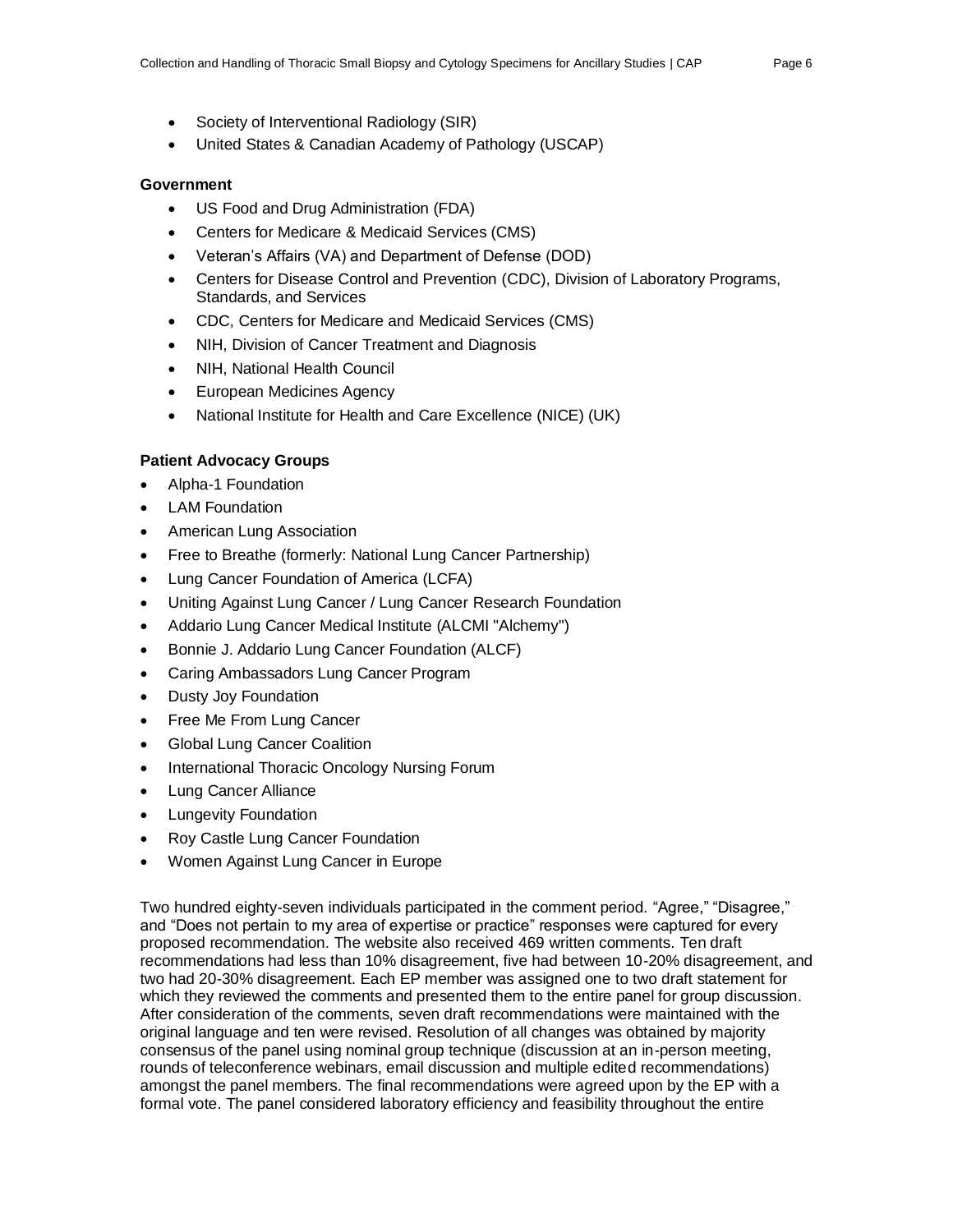- Society of Interventional Radiology (SIR)
- United States & Canadian Academy of Pathology (USCAP)

**Government**

- US Food and Drug Administration (FDA)
- Centers for Medicare & Medicaid Services (CMS)
- Veteran's Affairs (VA) and Department of Defense (DOD)
- Centers for Disease Control and Prevention (CDC), Division of Laboratory Programs, Standards, and Services
- CDC, Centers for Medicare and Medicaid Services (CMS)
- NIH, Division of Cancer Treatment and Diagnosis
- NIH, National Health Council
- European Medicines Agency
- National Institute for Health and Care Excellence (NICE) (UK)

**Patient Advocacy Groups**

- Alpha-1 Foundation
- LAM Foundation
- American Lung Association
- Free to Breathe (formerly: National Lung Cancer Partnership)
- Lung Cancer Foundation of America (LCFA)
- Uniting Against Lung Cancer / Lung Cancer Research Foundation
- Addario Lung Cancer Medical Institute (ALCMI "Alchemy")
- Bonnie J. Addario Lung Cancer Foundation (ALCF)
- Caring Ambassadors Lung Cancer Program
- Dusty Joy Foundation
- Free Me From Lung Cancer
- Global Lung Cancer Coalition
- International Thoracic Oncology Nursing Forum
- Lung Cancer Alliance
- Lungevity Foundation
- Roy Castle Lung Cancer Foundation
- Women Against Lung Cancer in Europe

Two hundred eighty-seven individuals participated in the comment period. "Agree," "Disagree," and "Does not pertain to my area of expertise or practice" responses were captured for every proposed recommendation. The website also received 469 written comments. Ten draft recommendations had less than 10% disagreement, five had between 10-20% disagreement, and two had 20-30% disagreement. Each EP member was assigned one to two draft statement for which they reviewed the comments and presented them to the entire panel for group discussion. After consideration of the comments, seven draft recommendations were maintained with the original language and ten were revised. Resolution of all changes was obtained by majority consensus of the panel using nominal group technique (discussion at an in-person meeting, rounds of teleconference webinars, email discussion and multiple edited recommendations) amongst the panel members. The final recommendations were agreed upon by the EP with a formal vote. The panel considered laboratory efficiency and feasibility throughout the entire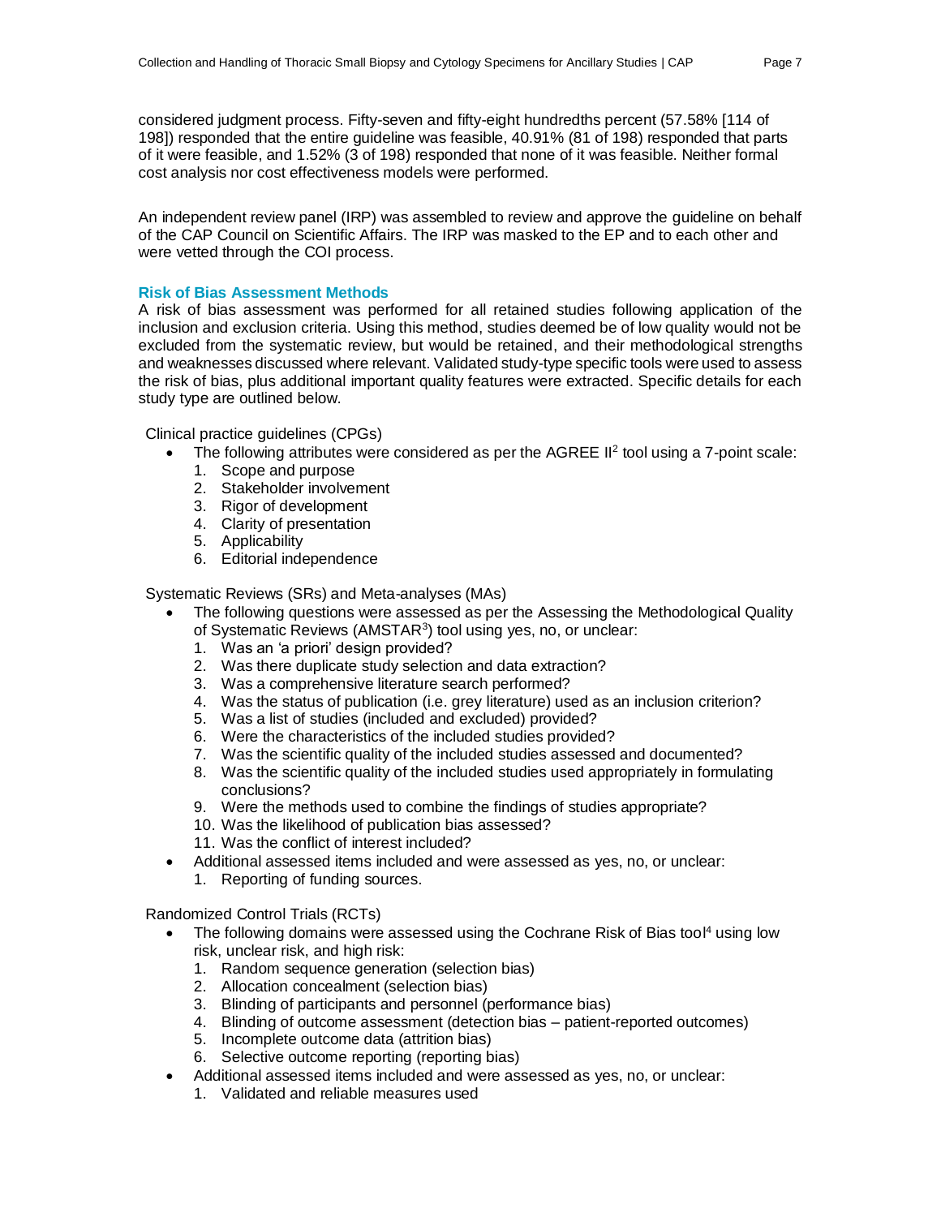considered judgment process. Fifty-seven and fifty-eight hundredths percent (57.58% [114 of 198]) responded that the entire guideline was feasible, 40.91% (81 of 198) responded that parts of it were feasible, and 1.52% (3 of 198) responded that none of it was feasible. Neither formal cost analysis nor cost effectiveness models were performed.

An independent review panel (IRP) was assembled to review and approve the guideline on behalf of the CAP Council on Scientific Affairs. The IRP was masked to the EP and to each other and were vetted through the COI process.

### Risk of Bias Assessment Methods

A risk of bias assessment was performed for all retained studies following application of the inclusion and exclusion criteria. Using this method, studies deemed be of low quality would not be excluded from the systematic review, but would be retained, and their methodological strengths and weaknesses discussed where relevant. Validated study-type specific tools were used to assess the risk of bias, plus additional important quality features were extracted. Specific details for each study type are outlined below.

Clinical practice guidelines (CPGs)

- The following attributes were considered as per the AGREE II[2] tool using a 7-point scale:
  1. Scope and purpose
  2. Stakeholder involvement
  3. Rigor of development
  4. Clarity of presentation
  5. Applicability
  6. Editorial independence

Systematic Reviews (SRs) and Meta-analyses (MAs)

- The following questions were assessed as per the Assessing the Methodological Quality of Systematic Reviews (AMSTAR[3]) tool using yes, no, or unclear:
  1. Was an 'a priori' design provided?
  2. Was there duplicate study selection and data extraction?
  3. Was a comprehensive literature search performed?
  4. Was the status of publication (i.e. grey literature) used as an inclusion criterion?
  5. Was a list of studies (included and excluded) provided?
  6. Were the characteristics of the included studies provided?
  7. Was the scientific quality of the included studies assessed and documented?
  8. Was the scientific quality of the included studies used appropriately in formulating conclusions?
  9. Were the methods used to combine the findings of studies appropriate?
  10. Was the likelihood of publication bias assessed?
  11. Was the conflict of interest included?
- Additional assessed items included and were assessed as yes, no, or unclear:
  1. Reporting of funding sources.

Randomized Control Trials (RCTs)

- The following domains were assessed using the Cochrane Risk of Bias tool[4] using low risk, unclear risk, and high risk:
  1. Random sequence generation (selection bias)
  2. Allocation concealment (selection bias)
  3. Blinding of participants and personnel (performance bias)
  4. Blinding of outcome assessment (detection bias – patient-reported outcomes)
  5. Incomplete outcome data (attrition bias)
  6. Selective outcome reporting (reporting bias)
- Additional assessed items included and were assessed as yes, no, or unclear:
  1. Validated and reliable measures used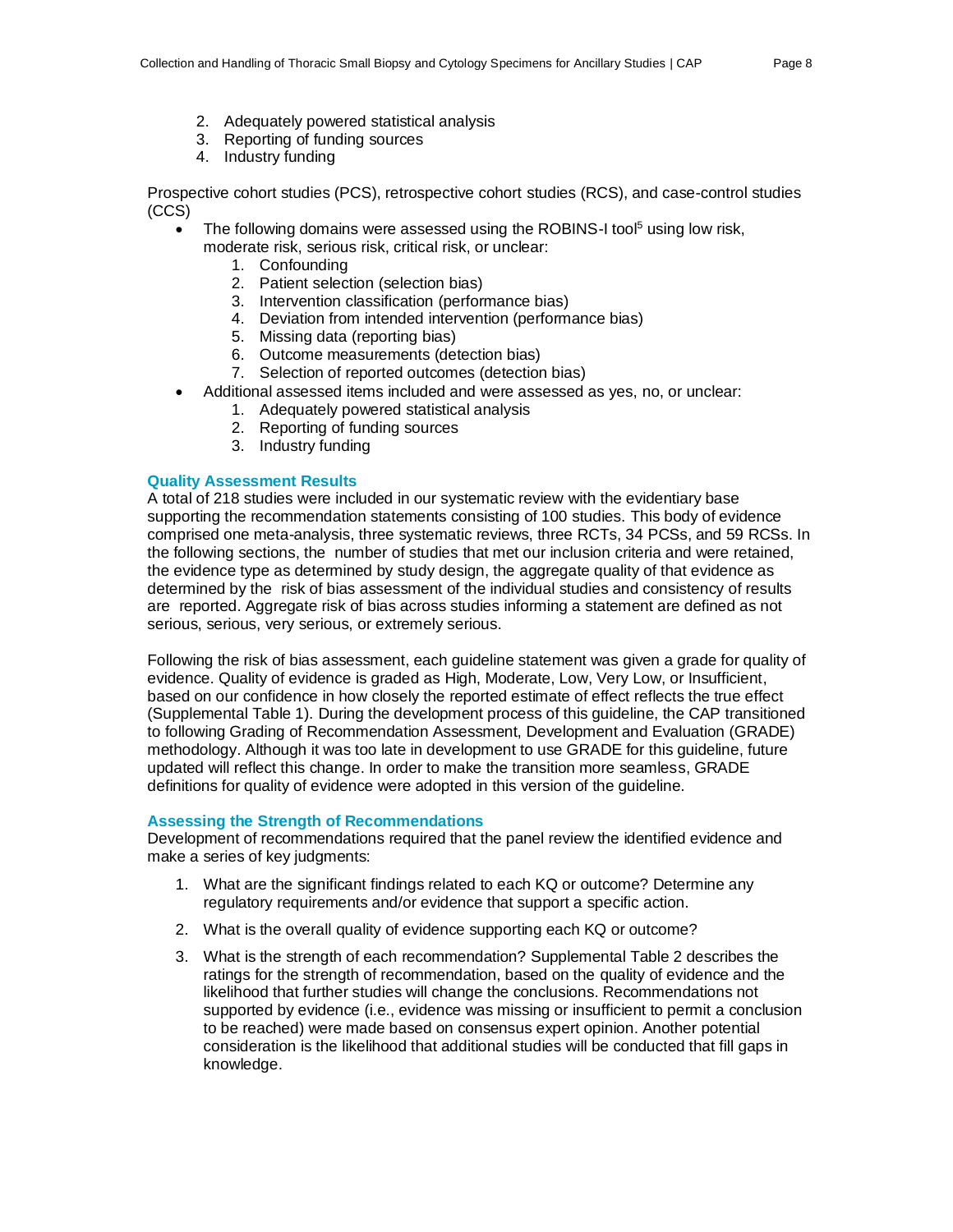2. Adequately powered statistical analysis
3. Reporting of funding sources
4. Industry funding

Prospective cohort studies (PCS), retrospective cohort studies (RCS), and case-control studies (CCS)

- The following domains were assessed using the ROBINS-I tool[5] using low risk, moderate risk, serious risk, critical risk, or unclear:
    1. Confounding
    2. Patient selection (selection bias)
    3. Intervention classification (performance bias)
    4. Deviation from intended intervention (performance bias)
    5. Missing data (reporting bias)
    6. Outcome measurements (detection bias)
    7. Selection of reported outcomes (detection bias)
- Additional assessed items included and were assessed as yes, no, or unclear:
    1. Adequately powered statistical analysis
    2. Reporting of funding sources
    3. Industry funding

### Quality Assessment Results

A total of 218 studies were included in our systematic review with the evidentiary base supporting the recommendation statements consisting of 100 studies. This body of evidence comprised one meta-analysis, three systematic reviews, three RCTs, 34 PCSs, and 59 RCSs. In the following sections, the number of studies that met our inclusion criteria and were retained, the evidence type as determined by study design, the aggregate quality of that evidence as determined by the risk of bias assessment of the individual studies and consistency of results are reported. Aggregate risk of bias across studies informing a statement are defined as not serious, serious, very serious, or extremely serious.

Following the risk of bias assessment, each guideline statement was given a grade for quality of evidence. Quality of evidence is graded as High, Moderate, Low, Very Low, or Insufficient, based on our confidence in how closely the reported estimate of effect reflects the true effect (Supplemental Table 1). During the development process of this guideline, the CAP transitioned to following Grading of Recommendation Assessment, Development and Evaluation (GRADE) methodology. Although it was too late in development to use GRADE for this guideline, future updated will reflect this change. In order to make the transition more seamless, GRADE definitions for quality of evidence were adopted in this version of the guideline.

### Assessing the Strength of Recommendations

Development of recommendations required that the panel review the identified evidence and make a series of key judgments:

1. What are the significant findings related to each KQ or outcome? Determine any regulatory requirements and/or evidence that support a specific action.

2. What is the overall quality of evidence supporting each KQ or outcome?

3. What is the strength of each recommendation? Supplemental Table 2 describes the ratings for the strength of recommendation, based on the quality of evidence and the likelihood that further studies will change the conclusions. Recommendations not supported by evidence (i.e., evidence was missing or insufficient to permit a conclusion to be reached) were made based on consensus expert opinion. Another potential consideration is the likelihood that additional studies will be conducted that fill gaps in knowledge.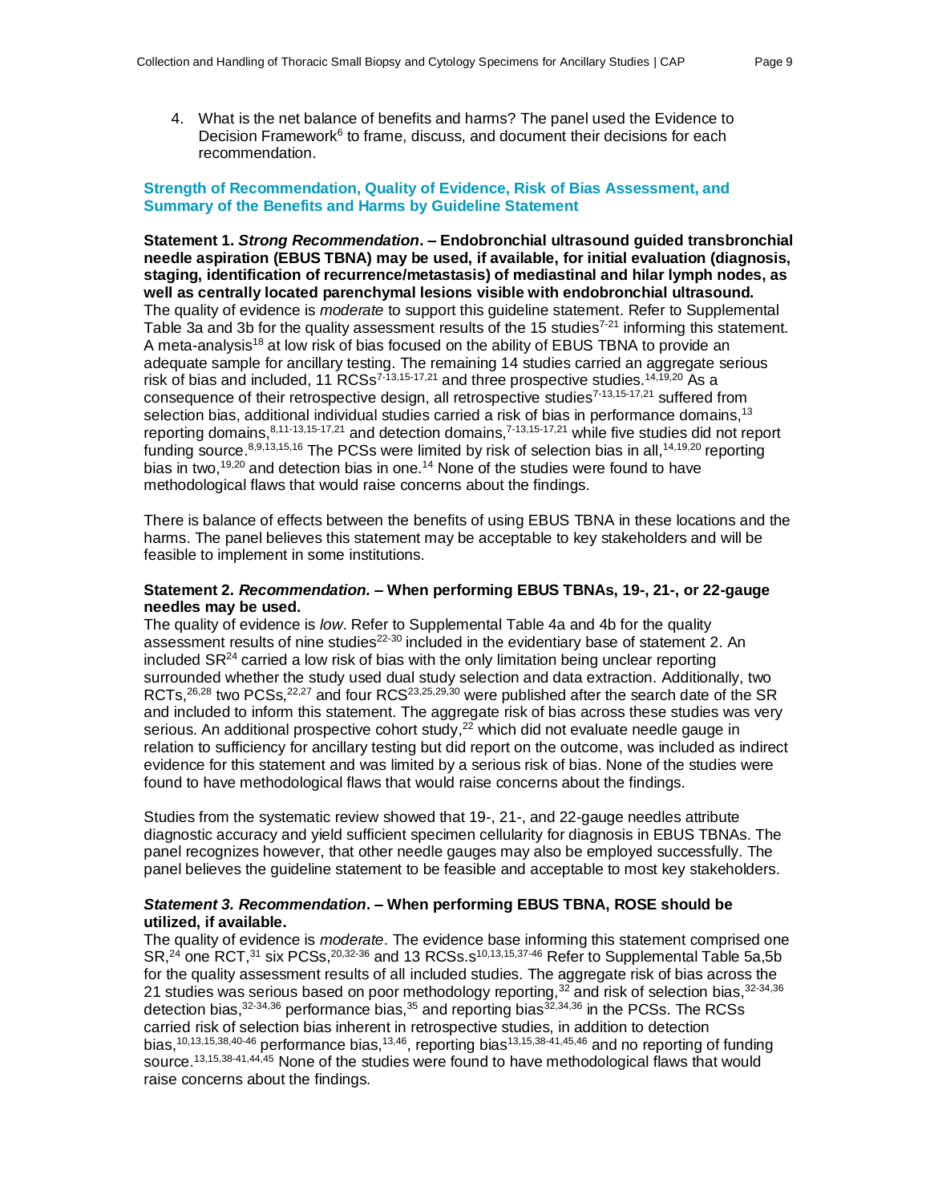4. What is the net balance of benefits and harms? The panel used the Evidence to Decision Framework[6] to frame, discuss, and document their decisions for each recommendation.

### Strength of Recommendation, Quality of Evidence, Risk of Bias Assessment, and Summary of the Benefits and Harms by Guideline Statement

**Statement 1. *Strong Recommendation*. – Endobronchial ultrasound guided transbronchial needle aspiration (EBUS TBNA) may be used, if available, for initial evaluation (diagnosis, staging, identification of recurrence/metastasis) of mediastinal and hilar lymph nodes, as well as centrally located parenchymal lesions visible with endobronchial ultrasound.**
The quality of evidence is *moderate* to support this guideline statement. Refer to Supplemental Table 3a and 3b for the quality assessment results of the 15 studies[7-21] informing this statement. A meta-analysis[18] at low risk of bias focused on the ability of EBUS TBNA to provide an adequate sample for ancillary testing. The remaining 14 studies carried an aggregate serious risk of bias and included, 11 RCSs[7-13,15-17,21] and three prospective studies.[14,19,20] As a consequence of their retrospective design, all retrospective studies[7-13,15-17,21] suffered from selection bias, additional individual studies carried a risk of bias in performance domains,[13] reporting domains,[8,11-13,15-17,21] and detection domains,[7-13,15-17,21] while five studies did not report funding source.[8,9,13,15,16] The PCSs were limited by risk of selection bias in all,[14,19,20] reporting bias in two,[19,20] and detection bias in one.[14] None of the studies were found to have methodological flaws that would raise concerns about the findings.

There is balance of effects between the benefits of using EBUS TBNA in these locations and the harms. The panel believes this statement may be acceptable to key stakeholders and will be feasible to implement in some institutions.

**Statement 2. *Recommendation.* – When performing EBUS TBNAs, 19-, 21-, or 22-gauge needles may be used.**
The quality of evidence is *low*. Refer to Supplemental Table 4a and 4b for the quality assessment results of nine studies[22-30] included in the evidentiary base of statement 2. An included SR[24] carried a low risk of bias with the only limitation being unclear reporting surrounded whether the study used dual study selection and data extraction. Additionally, two RCTs,[26,28] two PCSs,[22,27] and four RCS[23,25,29,30] were published after the search date of the SR and included to inform this statement. The aggregate risk of bias across these studies was very serious. An additional prospective cohort study,[22] which did not evaluate needle gauge in relation to sufficiency for ancillary testing but did report on the outcome, was included as indirect evidence for this statement and was limited by a serious risk of bias. None of the studies were found to have methodological flaws that would raise concerns about the findings.

Studies from the systematic review showed that 19-, 21-, and 22-gauge needles attribute diagnostic accuracy and yield sufficient specimen cellularity for diagnosis in EBUS TBNAs. The panel recognizes however, that other needle gauges may also be employed successfully. The panel believes the guideline statement to be feasible and acceptable to most key stakeholders.

***Statement 3. Recommendation*. – When performing EBUS TBNA, ROSE should be utilized, if available.**
The quality of evidence is *moderate*. The evidence base informing this statement comprised one SR,[24] one RCT,[31] six PCSs,[20,32-36] and 13 RCSs.s[10,13,15,37-46] Refer to Supplemental Table 5a,5b for the quality assessment results of all included studies. The aggregate risk of bias across the 21 studies was serious based on poor methodology reporting,[32] and risk of selection bias,[32-34,36] detection bias,[32-34,36] performance bias,[35] and reporting bias[32,34,36] in the PCSs. The RCSs carried risk of selection bias inherent in retrospective studies, in addition to detection bias,[10,13,15,38,40-46] performance bias,[13,46], reporting bias[13,15,38-41,45,46] and no reporting of funding source.[13,15,38-41,44,45] None of the studies were found to have methodological flaws that would raise concerns about the findings.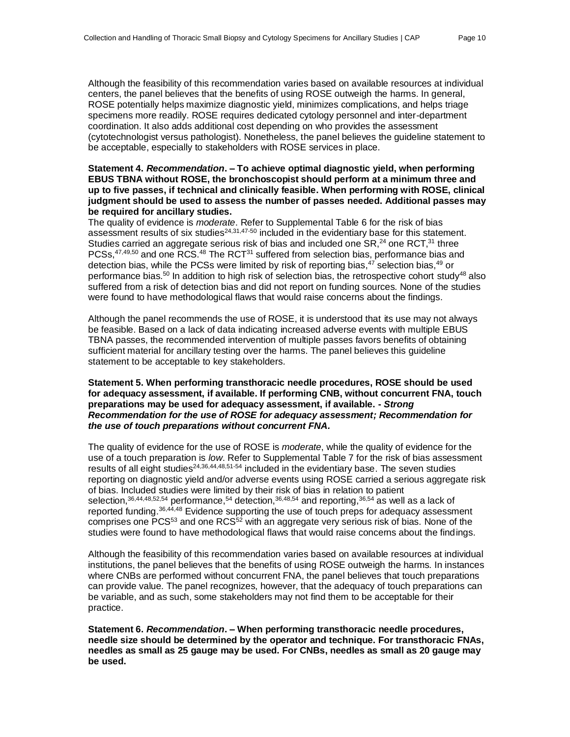Although the feasibility of this recommendation varies based on available resources at individual centers, the panel believes that the benefits of using ROSE outweigh the harms. In general, ROSE potentially helps maximize diagnostic yield, minimizes complications, and helps triage specimens more readily. ROSE requires dedicated cytology personnel and inter-department coordination. It also adds additional cost depending on who provides the assessment (cytotechnologist versus pathologist). Nonetheless, the panel believes the guideline statement to be acceptable, especially to stakeholders with ROSE services in place.

**Statement 4. *Recommendation*. – To achieve optimal diagnostic yield, when performing EBUS TBNA without ROSE, the bronchoscopist should perform at a minimum three and up to five passes, if technical and clinically feasible. When performing with ROSE, clinical judgment should be used to assess the number of passes needed. Additional passes may be required for ancillary studies.**

The quality of evidence is *moderate*. Refer to Supplemental Table 6 for the risk of bias assessment results of six studies[24,31,47-50] included in the evidentiary base for this statement. Studies carried an aggregate serious risk of bias and included one SR,[24] one RCT,[31] three PCSs,[47,49,50] and one RCS.[48] The RCT[31] suffered from selection bias, performance bias and detection bias, while the PCSs were limited by risk of reporting bias,[47] selection bias,[49] or performance bias.[50] In addition to high risk of selection bias, the retrospective cohort study[48] also suffered from a risk of detection bias and did not report on funding sources. None of the studies were found to have methodological flaws that would raise concerns about the findings.

Although the panel recommends the use of ROSE, it is understood that its use may not always be feasible. Based on a lack of data indicating increased adverse events with multiple EBUS TBNA passes, the recommended intervention of multiple passes favors benefits of obtaining sufficient material for ancillary testing over the harms. The panel believes this guideline statement to be acceptable to key stakeholders.

**Statement 5. When performing transthoracic needle procedures, ROSE should be used for adequacy assessment, if available. If performing CNB, without concurrent FNA, touch preparations may be used for adequacy assessment, if available. - *Strong Recommendation for the use of ROSE for adequacy assessment; Recommendation for the use of touch preparations without concurrent FNA.***

The quality of evidence for the use of ROSE is *moderate*, while the quality of evidence for the use of a touch preparation is *low*. Refer to Supplemental Table 7 for the risk of bias assessment results of all eight studies[24,36,44,48,51-54] included in the evidentiary base. The seven studies reporting on diagnostic yield and/or adverse events using ROSE carried a serious aggregate risk of bias. Included studies were limited by their risk of bias in relation to patient selection,[36,44,48,52,54] performance,[54] detection,[36,48,54] and reporting,[36,54] as well as a lack of reported funding.[36,44,48] Evidence supporting the use of touch preps for adequacy assessment comprises one PCS[53] and one RCS[52] with an aggregate very serious risk of bias. None of the studies were found to have methodological flaws that would raise concerns about the findings.

Although the feasibility of this recommendation varies based on available resources at individual institutions, the panel believes that the benefits of using ROSE outweigh the harms. In instances where CNBs are performed without concurrent FNA, the panel believes that touch preparations can provide value. The panel recognizes, however, that the adequacy of touch preparations can be variable, and as such, some stakeholders may not find them to be acceptable for their practice.

**Statement 6. *Recommendation*. – When performing transthoracic needle procedures, needle size should be determined by the operator and technique. For transthoracic FNAs, needles as small as 25 gauge may be used. For CNBs, needles as small as 20 gauge may be used.**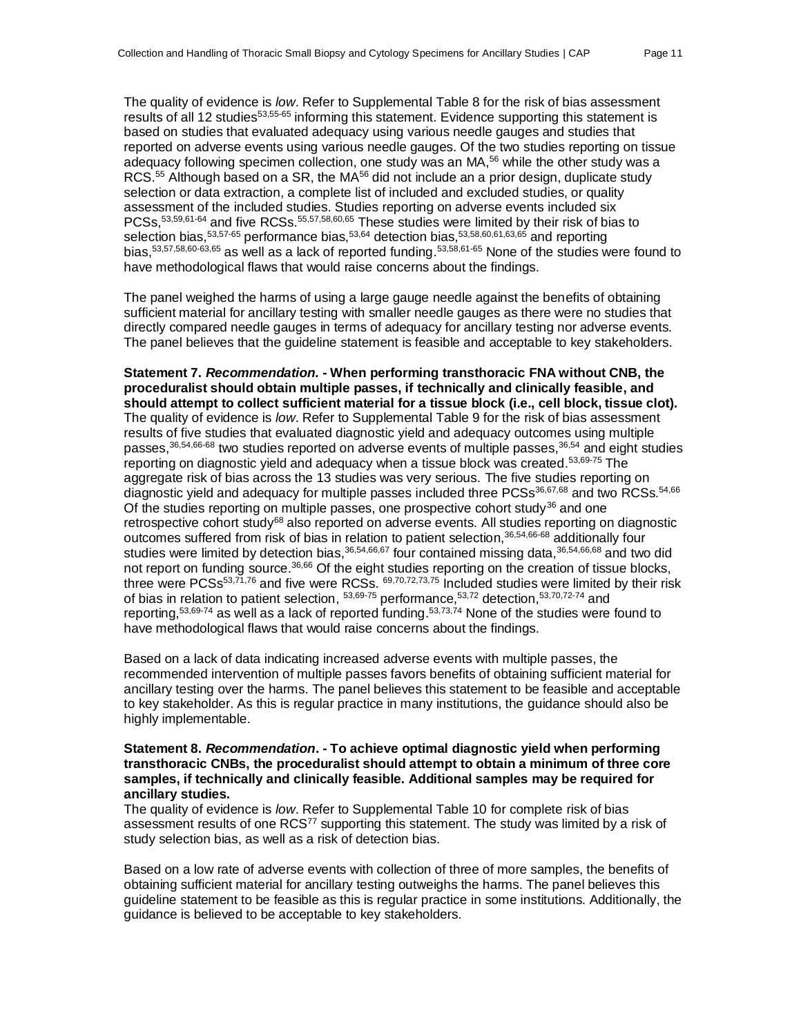The quality of evidence is *low*. Refer to Supplemental Table 8 for the risk of bias assessment results of all 12 studies[53,55-65] informing this statement. Evidence supporting this statement is based on studies that evaluated adequacy using various needle gauges and studies that reported on adverse events using various needle gauges. Of the two studies reporting on tissue adequacy following specimen collection, one study was an MA,[56] while the other study was a RCS.[55] Although based on a SR, the MA[56] did not include an a prior design, duplicate study selection or data extraction, a complete list of included and excluded studies, or quality assessment of the included studies. Studies reporting on adverse events included six PCSs,[53,59,61-64] and five RCSs.[55,57,58,60,65] These studies were limited by their risk of bias to selection bias,[53,57-65] performance bias,[53,64] detection bias,[53,58,60,61,63,65] and reporting bias,[53,57,58,60-63,65] as well as a lack of reported funding.[53,58,61-65] None of the studies were found to have methodological flaws that would raise concerns about the findings.

The panel weighed the harms of using a large gauge needle against the benefits of obtaining sufficient material for ancillary testing with smaller needle gauges as there were no studies that directly compared needle gauges in terms of adequacy for ancillary testing nor adverse events. The panel believes that the guideline statement is feasible and acceptable to key stakeholders.

**Statement 7. *Recommendation.* - When performing transthoracic FNA without CNB, the proceduralist should obtain multiple passes, if technically and clinically feasible, and should attempt to collect sufficient material for a tissue block (i.e., cell block, tissue clot).**
The quality of evidence is *low*. Refer to Supplemental Table 9 for the risk of bias assessment results of five studies that evaluated diagnostic yield and adequacy outcomes using multiple passes,[36,54,66-68] two studies reported on adverse events of multiple passes,[36,54] and eight studies reporting on diagnostic yield and adequacy when a tissue block was created.[53,69-75] The aggregate risk of bias across the 13 studies was very serious. The five studies reporting on diagnostic yield and adequacy for multiple passes included three PCSs[36,67,68] and two RCSs.[54,66] Of the studies reporting on multiple passes, one prospective cohort study[36] and one retrospective cohort study[68] also reported on adverse events. All studies reporting on diagnostic outcomes suffered from risk of bias in relation to patient selection,[36,54,66-68] additionally four studies were limited by detection bias,[36,54,66,67] four contained missing data,[36,54,66,68] and two did not report on funding source.[36,66] Of the eight studies reporting on the creation of tissue blocks, three were PCSs[53,71,76] and five were RCSs. [69,70,72,73,75] Included studies were limited by their risk of bias in relation to patient selection, [53,69-75] performance,[53,72] detection,[53,70,72-74] and reporting,[53,69-74] as well as a lack of reported funding.[53,73,74] None of the studies were found to have methodological flaws that would raise concerns about the findings.

Based on a lack of data indicating increased adverse events with multiple passes, the recommended intervention of multiple passes favors benefits of obtaining sufficient material for ancillary testing over the harms. The panel believes this statement to be feasible and acceptable to key stakeholder. As this is regular practice in many institutions, the guidance should also be highly implementable.

**Statement 8. *Recommendation*. - To achieve optimal diagnostic yield when performing transthoracic CNBs, the proceduralist should attempt to obtain a minimum of three core samples, if technically and clinically feasible. Additional samples may be required for ancillary studies.**
The quality of evidence is *low*. Refer to Supplemental Table 10 for complete risk of bias assessment results of one RCS[77] supporting this statement. The study was limited by a risk of study selection bias, as well as a risk of detection bias.

Based on a low rate of adverse events with collection of three of more samples, the benefits of obtaining sufficient material for ancillary testing outweighs the harms. The panel believes this guideline statement to be feasible as this is regular practice in some institutions. Additionally, the guidance is believed to be acceptable to key stakeholders.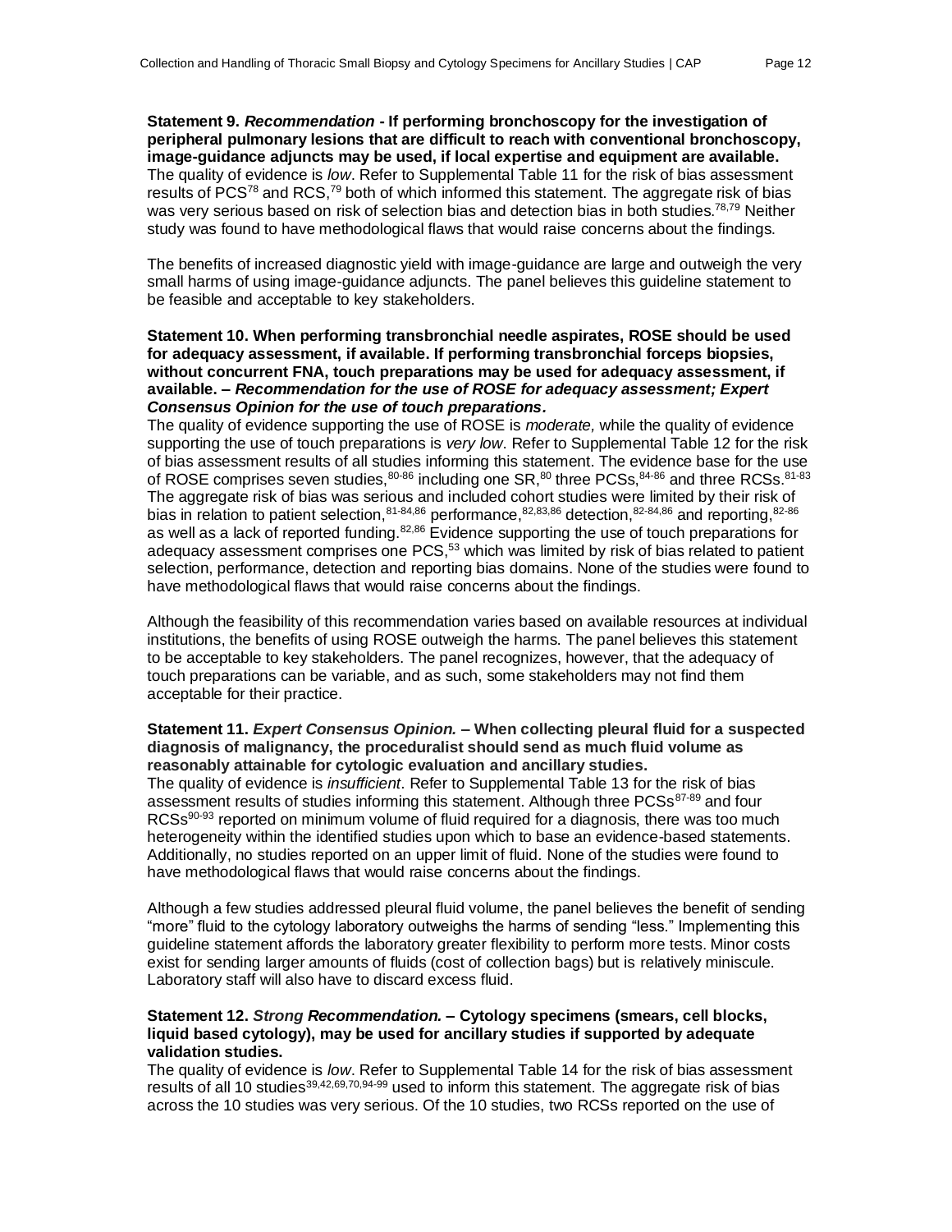**Statement 9. *Recommendation* - If performing bronchoscopy for the investigation of peripheral pulmonary lesions that are difficult to reach with conventional bronchoscopy, image-guidance adjuncts may be used, if local expertise and equipment are available.**
The quality of evidence is *low*. Refer to Supplemental Table 11 for the risk of bias assessment results of PCS[78] and RCS,[79] both of which informed this statement. The aggregate risk of bias was very serious based on risk of selection bias and detection bias in both studies.[78,79] Neither study was found to have methodological flaws that would raise concerns about the findings.

The benefits of increased diagnostic yield with image-guidance are large and outweigh the very small harms of using image-guidance adjuncts. The panel believes this guideline statement to be feasible and acceptable to key stakeholders.

**Statement 10. When performing transbronchial needle aspirates, ROSE should be used for adequacy assessment, if available. If performing transbronchial forceps biopsies, without concurrent FNA, touch preparations may be used for adequacy assessment, if available. – *Recommendation for the use of ROSE for adequacy assessment; Expert Consensus Opinion for the use of touch preparations.***
The quality of evidence supporting the use of ROSE is *moderate,* while the quality of evidence supporting the use of touch preparations is *very low*. Refer to Supplemental Table 12 for the risk of bias assessment results of all studies informing this statement. The evidence base for the use of ROSE comprises seven studies,[80-86] including one SR,[80] three PCSs,[84-86] and three RCSs.[81-83] The aggregate risk of bias was serious and included cohort studies were limited by their risk of bias in relation to patient selection,[81-84,86] performance,[82,83,86] detection,[82-84,86] and reporting,[82-86] as well as a lack of reported funding.[82,86] Evidence supporting the use of touch preparations for adequacy assessment comprises one PCS,[53] which was limited by risk of bias related to patient selection, performance, detection and reporting bias domains. None of the studies were found to have methodological flaws that would raise concerns about the findings.

Although the feasibility of this recommendation varies based on available resources at individual institutions, the benefits of using ROSE outweigh the harms. The panel believes this statement to be acceptable to key stakeholders. The panel recognizes, however, that the adequacy of touch preparations can be variable, and as such, some stakeholders may not find them acceptable for their practice.

**Statement 11. *Expert Consensus Opinion.* – When collecting pleural fluid for a suspected diagnosis of malignancy, the proceduralist should send as much fluid volume as reasonably attainable for cytologic evaluation and ancillary studies.**
The quality of evidence is *insufficient*. Refer to Supplemental Table 13 for the risk of bias assessment results of studies informing this statement. Although three PCSs[87-89] and four RCSs[90-93] reported on minimum volume of fluid required for a diagnosis, there was too much heterogeneity within the identified studies upon which to base an evidence-based statements. Additionally, no studies reported on an upper limit of fluid. None of the studies were found to have methodological flaws that would raise concerns about the findings.

Although a few studies addressed pleural fluid volume, the panel believes the benefit of sending "more" fluid to the cytology laboratory outweighs the harms of sending "less." Implementing this guideline statement affords the laboratory greater flexibility to perform more tests. Minor costs exist for sending larger amounts of fluids (cost of collection bags) but is relatively miniscule. Laboratory staff will also have to discard excess fluid.

**Statement 12. *Strong Recommendation.* – Cytology specimens (smears, cell blocks, liquid based cytology), may be used for ancillary studies if supported by adequate validation studies.**
The quality of evidence is *low*. Refer to Supplemental Table 14 for the risk of bias assessment results of all 10 studies[39,42,69,70,94-99] used to inform this statement. The aggregate risk of bias across the 10 studies was very serious. Of the 10 studies, two RCSs reported on the use of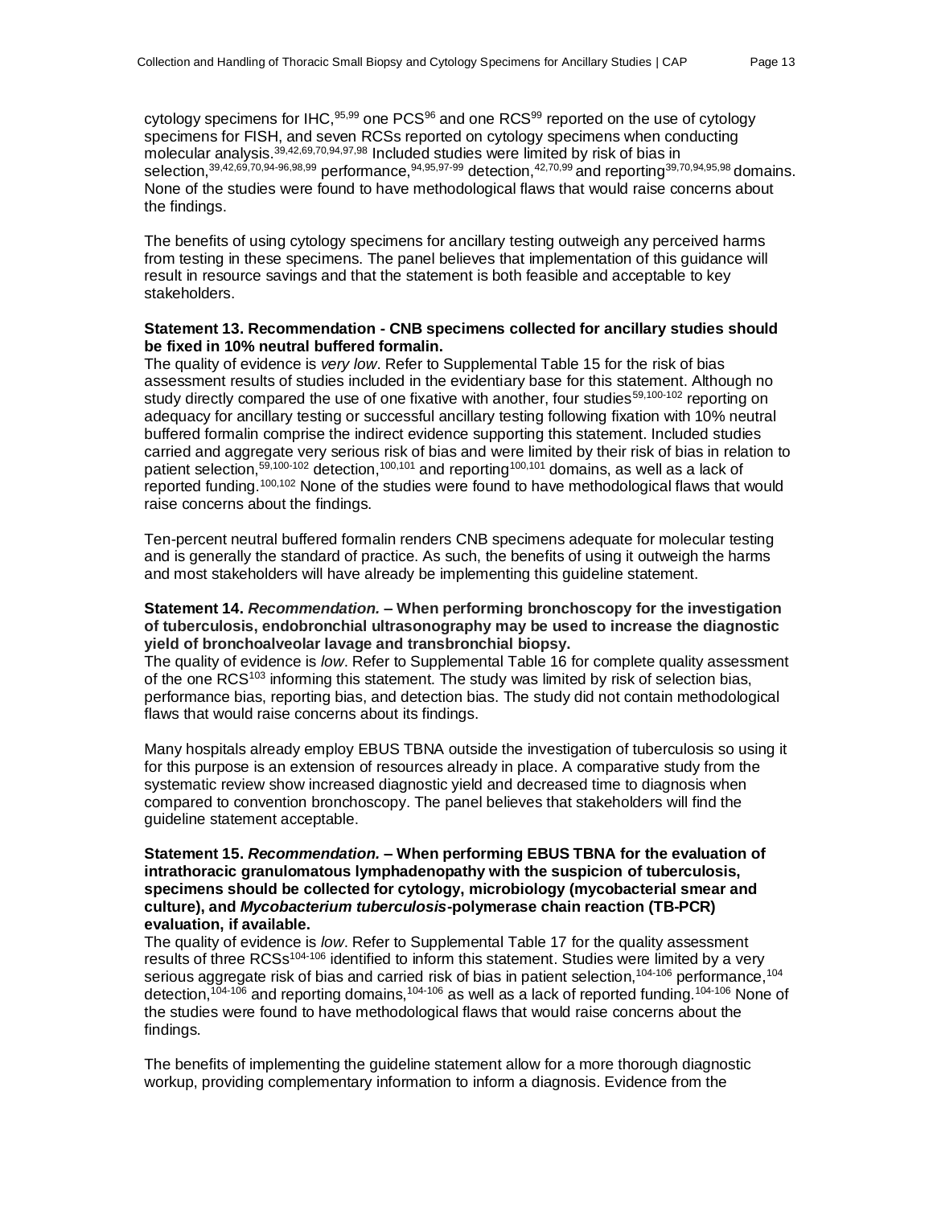cytology specimens for IHC,[95,99] one PCS[96] and one RCS[99] reported on the use of cytology specimens for FISH, and seven RCSs reported on cytology specimens when conducting molecular analysis.[39,42,69,70,94,97,98] Included studies were limited by risk of bias in selection,[39,42,69,70,94-96,98,99] performance,[94,95,97-99] detection,[42,70,99] and reporting[39,70,94,95,98] domains. None of the studies were found to have methodological flaws that would raise concerns about the findings.

The benefits of using cytology specimens for ancillary testing outweigh any perceived harms from testing in these specimens. The panel believes that implementation of this guidance will result in resource savings and that the statement is both feasible and acceptable to key stakeholders.

**Statement 13. Recommendation - CNB specimens collected for ancillary studies should be fixed in 10% neutral buffered formalin.**

The quality of evidence is *very low*. Refer to Supplemental Table 15 for the risk of bias assessment results of studies included in the evidentiary base for this statement. Although no study directly compared the use of one fixative with another, four studies[59,100-102] reporting on adequacy for ancillary testing or successful ancillary testing following fixation with 10% neutral buffered formalin comprise the indirect evidence supporting this statement. Included studies carried and aggregate very serious risk of bias and were limited by their risk of bias in relation to patient selection,[59,100-102] detection,[100,101] and reporting[100,101] domains, as well as a lack of reported funding.[100,102] None of the studies were found to have methodological flaws that would raise concerns about the findings.

Ten-percent neutral buffered formalin renders CNB specimens adequate for molecular testing and is generally the standard of practice. As such, the benefits of using it outweigh the harms and most stakeholders will have already be implementing this guideline statement.

**Statement 14. *Recommendation.* – When performing bronchoscopy for the investigation of tuberculosis, endobronchial ultrasonography may be used to increase the diagnostic yield of bronchoalveolar lavage and transbronchial biopsy.**

The quality of evidence is *low*. Refer to Supplemental Table 16 for complete quality assessment of the one RCS[103] informing this statement. The study was limited by risk of selection bias, performance bias, reporting bias, and detection bias. The study did not contain methodological flaws that would raise concerns about its findings.

Many hospitals already employ EBUS TBNA outside the investigation of tuberculosis so using it for this purpose is an extension of resources already in place. A comparative study from the systematic review show increased diagnostic yield and decreased time to diagnosis when compared to convention bronchoscopy. The panel believes that stakeholders will find the guideline statement acceptable.

**Statement 15. *Recommendation.* – When performing EBUS TBNA for the evaluation of intrathoracic granulomatous lymphadenopathy with the suspicion of tuberculosis, specimens should be collected for cytology, microbiology (mycobacterial smear and culture), and *Mycobacterium tuberculosis*-polymerase chain reaction (TB-PCR) evaluation, if available.**

The quality of evidence is *low*. Refer to Supplemental Table 17 for the quality assessment results of three RCSs[104-106] identified to inform this statement. Studies were limited by a very serious aggregate risk of bias and carried risk of bias in patient selection,[104-106] performance,[104] detection,[104-106] and reporting domains,[104-106] as well as a lack of reported funding.[104-106] None of the studies were found to have methodological flaws that would raise concerns about the findings.

The benefits of implementing the guideline statement allow for a more thorough diagnostic workup, providing complementary information to inform a diagnosis. Evidence from the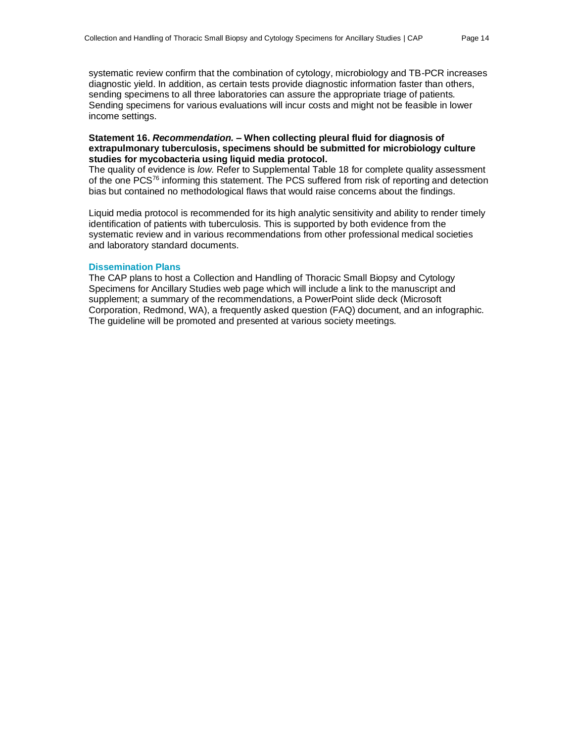systematic review confirm that the combination of cytology, microbiology and TB-PCR increases diagnostic yield. In addition, as certain tests provide diagnostic information faster than others, sending specimens to all three laboratories can assure the appropriate triage of patients. Sending specimens for various evaluations will incur costs and might not be feasible in lower income settings.

**Statement 16. *Recommendation.* – When collecting pleural fluid for diagnosis of extrapulmonary tuberculosis, specimens should be submitted for microbiology culture studies for mycobacteria using liquid media protocol.**

The quality of evidence is *low*. Refer to Supplemental Table 18 for complete quality assessment of the one PCS[76] informing this statement. The PCS suffered from risk of reporting and detection bias but contained no methodological flaws that would raise concerns about the findings.

Liquid media protocol is recommended for its high analytic sensitivity and ability to render timely identification of patients with tuberculosis. This is supported by both evidence from the systematic review and in various recommendations from other professional medical societies and laboratory standard documents.

## Dissemination Plans

The CAP plans to host a Collection and Handling of Thoracic Small Biopsy and Cytology Specimens for Ancillary Studies web page which will include a link to the manuscript and supplement; a summary of the recommendations, a PowerPoint slide deck (Microsoft Corporation, Redmond, WA), a frequently asked question (FAQ) document, and an infographic. The guideline will be promoted and presented at various society meetings.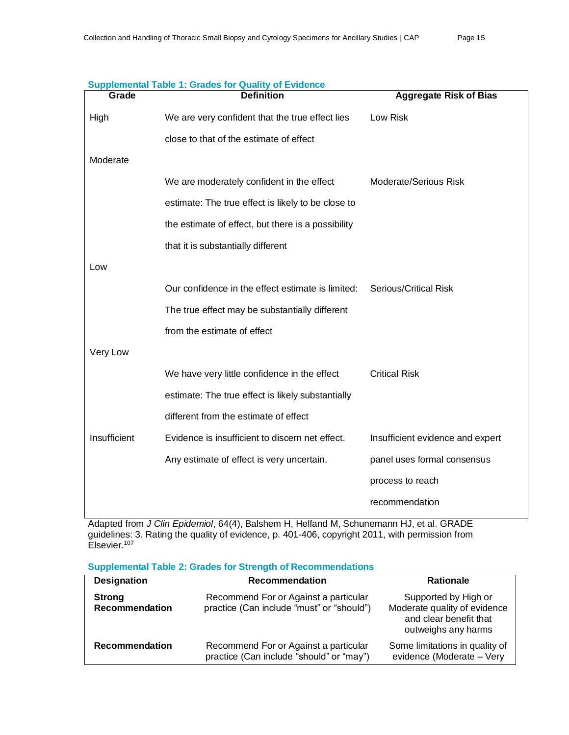**Supplemental Table 1: Grades for Quality of Evidence**

| Grade | Definition | Aggregate Risk of Bias |
|---|---|---|
| High | We are very confident that the true effect lies close to that of the estimate of effect | Low Risk |
| Moderate | We are moderately confident in the effect estimate: The true effect is likely to be close to the estimate of effect, but there is a possibility that it is substantially different | Moderate/Serious Risk |
| Low | Our confidence in the effect estimate is limited: The true effect may be substantially different from the estimate of effect | Serious/Critical Risk |
| Very Low | We have very little confidence in the effect estimate: The true effect is likely substantially different from the estimate of effect | Critical Risk |
| Insufficient | Evidence is insufficient to discern net effect. Any estimate of effect is very uncertain. | Insufficient evidence and expert panel uses formal consensus process to reach recommendation |

Adapted from *J Clin Epidemiol*, 64(4), Balshem H, Helfand M, Schunemann HJ, et al. GRADE guidelines: 3. Rating the quality of evidence, p. 401-406, copyright 2011, with permission from Elsevier.[107]

**Supplemental Table 2: Grades for Strength of Recommendations**

| Designation | Recommendation | Rationale |
|---|---|---|
| **Strong Recommendation** | Recommend For or Against a particular practice (Can include "must" or "should") | Supported by High or Moderate quality of evidence and clear benefit that outweighs any harms |
| **Recommendation** | Recommend For or Against a particular practice (Can include "should" or "may") | Some limitations in quality of evidence (Moderate – Very |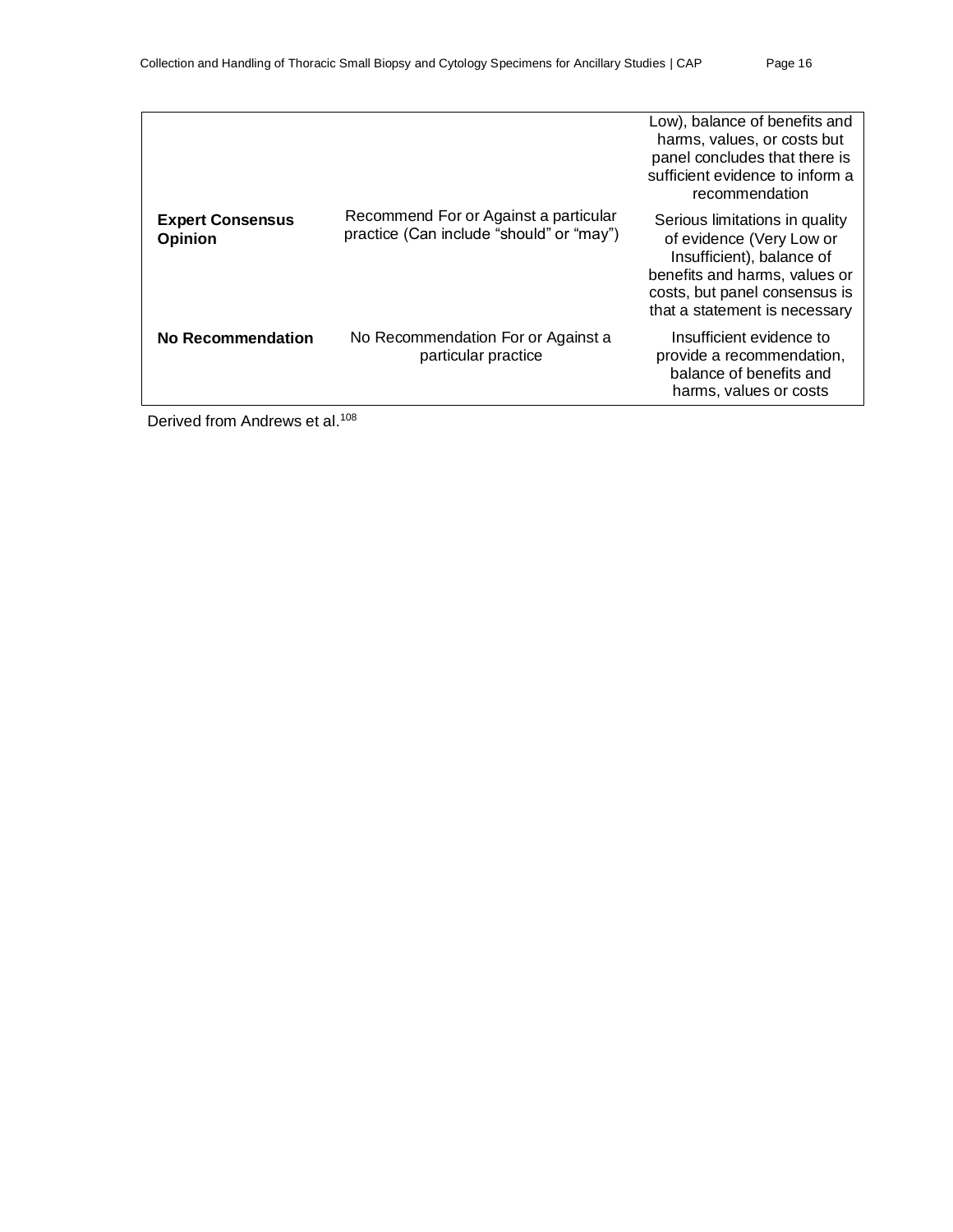| | | |
|---|---|---|
| | | Low), balance of benefits and harms, values, or costs but panel concludes that there is sufficient evidence to inform a recommendation |
| **Expert Consensus Opinion** | Recommend For or Against a particular practice (Can include "should" or "may") | Serious limitations in quality of evidence (Very Low or Insufficient), balance of benefits and harms, values or costs, but panel consensus is that a statement is necessary |
| **No Recommendation** | No Recommendation For or Against a particular practice | Insufficient evidence to provide a recommendation, balance of benefits and harms, values or costs |

Derived from Andrews et al.[108]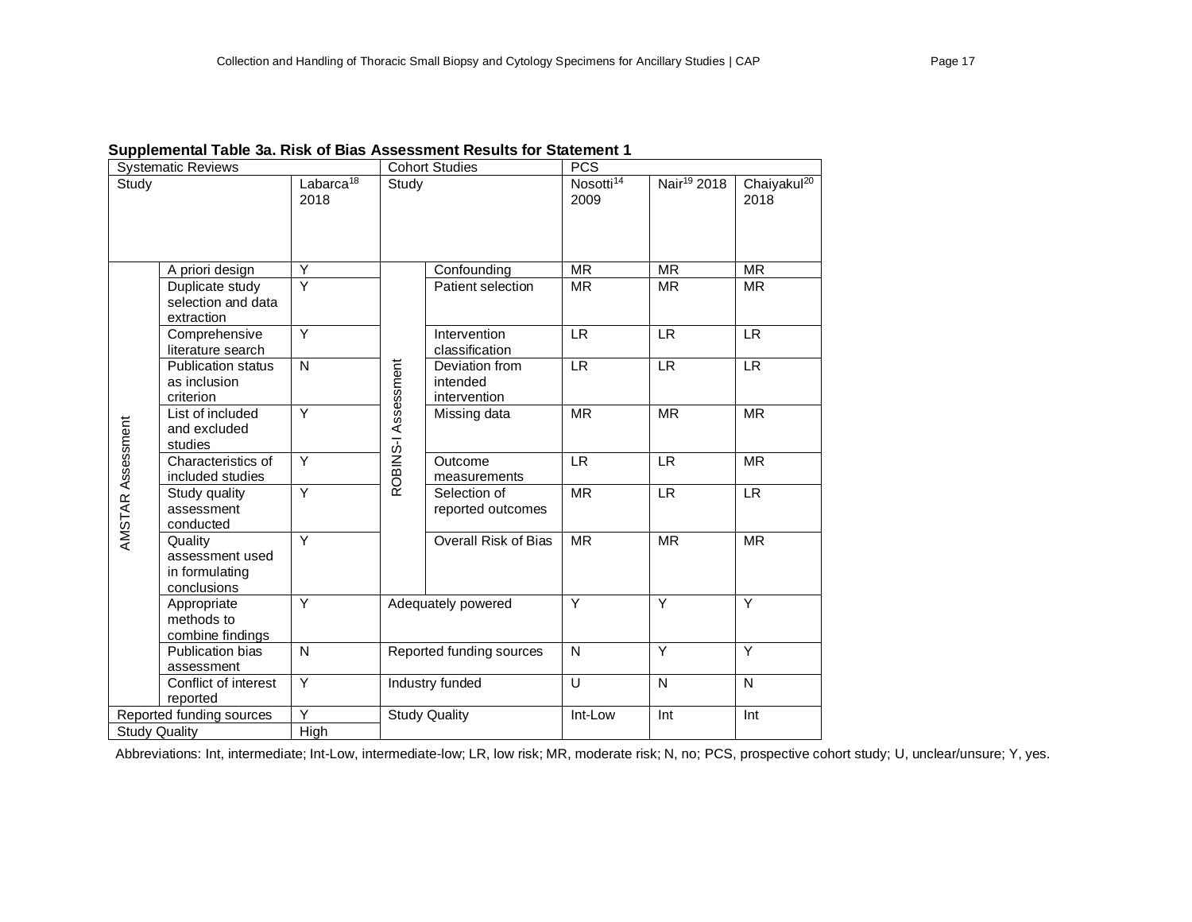**Supplemental Table 3a. Risk of Bias Assessment Results for Statement 1**

| Systematic Reviews | | | Cohort Studies | | PCS | | |
|---|---|---|---|---|---|---|---|
| Study | | Labarca[18] 2018 | Study | | Nosotti[14] 2009 | Nair[19] 2018 | Chaiyakul[20] 2018 |
| AMSTAR Assessment | A priori design | Y | ROBINS-I Assessment | Confounding | MR | MR | MR |
| | Duplicate study selection and data extraction | Y | | Patient selection | MR | MR | MR |
| | Comprehensive literature search | Y | | Intervention classification | LR | LR | LR |
| | Publication status as inclusion criterion | N | | Deviation from intended intervention | LR | LR | LR |
| | List of included and excluded studies | Y | | Missing data | MR | MR | MR |
| | Characteristics of included studies | Y | | Outcome measurements | LR | LR | MR |
| | Study quality assessment conducted | Y | | Selection of reported outcomes | MR | LR | LR |
| | Quality assessment used in formulating conclusions | Y | | Overall Risk of Bias | MR | MR | MR |
| | Appropriate methods to combine findings | Y | Adequately powered | | Y | Y | Y |
| | Publication bias assessment | N | Reported funding sources | | N | Y | Y |
| | Conflict of interest reported | Y | Industry funded | | U | N | N |
| Reported funding sources | | Y | Study Quality | | Int-Low | Int | Int |
| Study Quality | | High | | | | | |

Abbreviations: Int, intermediate; Int-Low, intermediate-low; LR, low risk; MR, moderate risk; N, no; PCS, prospective cohort study; U, unclear/unsure; Y, yes.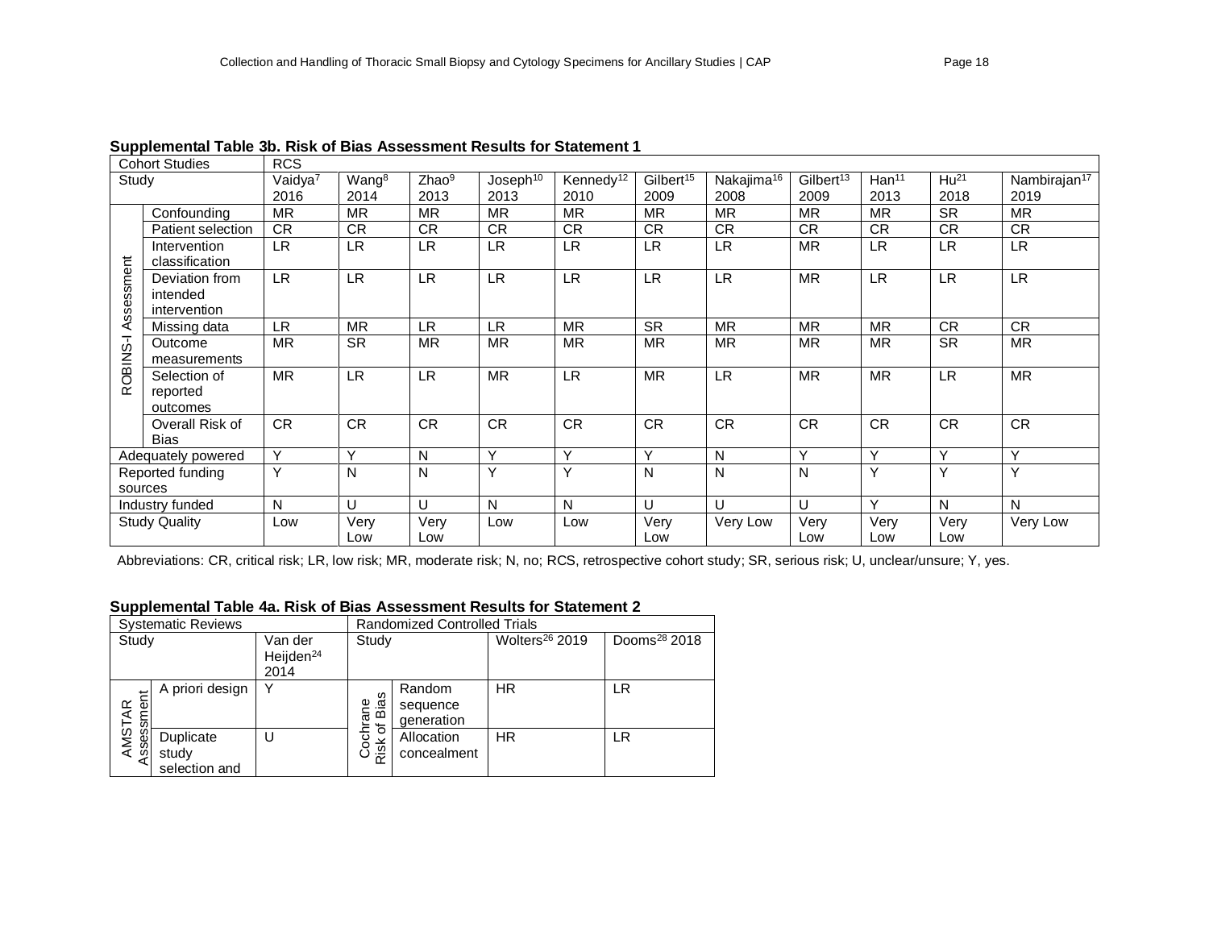**Supplemental Table 3b. Risk of Bias Assessment Results for Statement 1**

| Cohort Studies | | RCS | | | | | | | | | | |
|---|---|---|---|---|---|---|---|---|---|---|---|---|
| Study | | Vaidya[7] 2016 | Wang[8] 2014 | Zhao[9] 2013 | Joseph[10] 2013 | Kennedy[12] 2010 | Gilbert[15] 2009 | Nakajima[16] 2008 | Gilbert[13] 2009 | Han[11] 2013 | Hu[21] 2018 | Nambirajan[17] 2019 |
| ROBINS-I Assessment | Confounding | MR | MR | MR | MR | MR | MR | MR | MR | MR | SR | MR |
| | Patient selection | CR | CR | CR | CR | CR | CR | CR | CR | CR | CR | CR |
| | Intervention classification | LR | LR | LR | LR | LR | LR | LR | MR | LR | LR | LR |
| | Deviation from intended intervention | LR | LR | LR | LR | LR | LR | LR | MR | LR | LR | LR |
| | Missing data | LR | MR | LR | LR | MR | SR | MR | MR | MR | CR | CR |
| | Outcome measurements | MR | SR | MR | MR | MR | MR | MR | MR | MR | SR | MR |
| | Selection of reported outcomes | MR | LR | LR | MR | LR | MR | LR | MR | MR | LR | MR |
| | Overall Risk of Bias | CR | CR | CR | CR | CR | CR | CR | CR | CR | CR | CR |
| Adequately powered | | Y | Y | N | Y | Y | Y | N | Y | Y | Y | Y |
| Reported funding sources | | Y | N | N | Y | Y | N | N | N | Y | Y | Y |
| Industry funded | | N | U | U | N | N | U | U | U | Y | N | N |
| Study Quality | | Low | Very Low | Very Low | Low | Low | Very Low | Very Low | Very Low | Very Low | Very Low | Very Low |

Abbreviations: CR, critical risk; LR, low risk; MR, moderate risk; N, no; RCS, retrospective cohort study; SR, serious risk; U, unclear/unsure; Y, yes.

**Supplemental Table 4a. Risk of Bias Assessment Results for Statement 2**

| Systematic Reviews | | | Randomized Controlled Trials | | | |
|---|---|---|---|---|---|---|
| Study | | Van der Heijden[24] 2014 | Study | | Wolters[26] 2019 | Dooms[28] 2018 |
| AMSTAR Assessment | A priori design | Y | Cochrane Risk of Bias | Random sequence generation | HR | LR |
| | Duplicate study selection and | U | | Allocation concealment | HR | LR |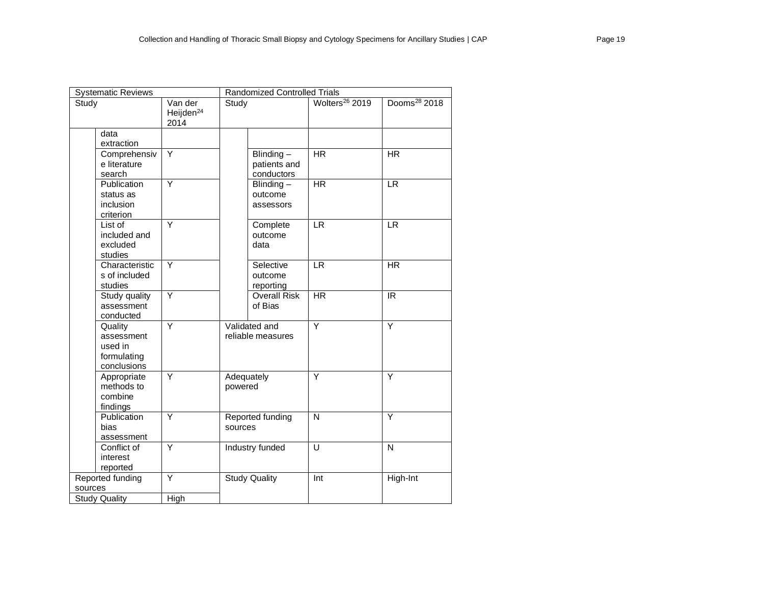| Systematic Reviews | | | Randomized Controlled Trials | | | |
|---|---|---|---|---|---|---|
| Study | | Van der Heijden[24] 2014 | Study | | Wolters[26] 2019 | Dooms[28] 2018 |
| | data extraction | | | | | |
| | Comprehensive literature search | Y | | Blinding – patients and conductors | HR | HR |
| | Publication status as inclusion criterion | Y | | Blinding – outcome assessors | HR | LR |
| | List of included and excluded studies | Y | | Complete outcome data | LR | LR |
| | Characteristics of included studies | Y | | Selective outcome reporting | LR | HR |
| | Study quality assessment conducted | Y | | Overall Risk of Bias | HR | IR |
| | Quality assessment used in formulating conclusions | Y | Validated and reliable measures | | Y | Y |
| | Appropriate methods to combine findings | Y | Adequately powered | | Y | Y |
| | Publication bias assessment | Y | Reported funding sources | | N | Y |
| | Conflict of interest reported | Y | Industry funded | | U | N |
| Reported funding sources | | Y | Study Quality | | Int | High-Int |
| Study Quality | | High | | | | |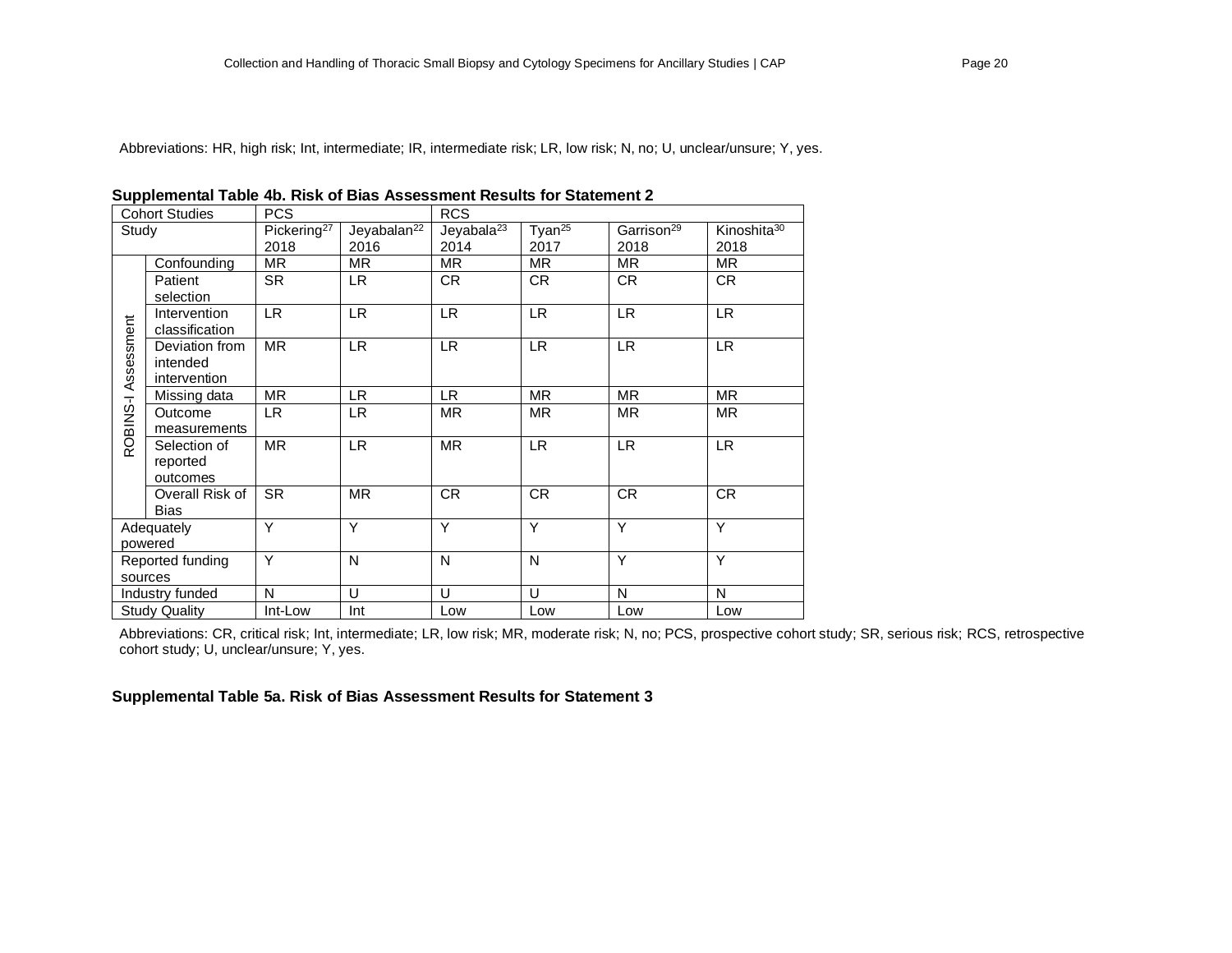Abbreviations: HR, high risk; Int, intermediate; IR, intermediate risk; LR, low risk; N, no; U, unclear/unsure; Y, yes.

**Supplemental Table 4b. Risk of Bias Assessment Results for Statement 2**

| Cohort Studies | | PCS | | RCS | | | |
|---|---|---|---|---|---|---|---|
| Study | | Pickering[27] 2018 | Jeyabalan[22] 2016 | Jeyabala[23] 2014 | Tyan[25] 2017 | Garrison[29] 2018 | Kinoshita[30] 2018 |
| ROBINS-I Assessment | Confounding | MR | MR | MR | MR | MR | MR |
| | Patient selection | SR | LR | CR | CR | CR | CR |
| | Intervention classification | LR | LR | LR | LR | LR | LR |
| | Deviation from intended intervention | MR | LR | LR | LR | LR | LR |
| | Missing data | MR | LR | LR | MR | MR | MR |
| | Outcome measurements | LR | LR | MR | MR | MR | MR |
| | Selection of reported outcomes | MR | LR | MR | LR | LR | LR |
| | Overall Risk of Bias | SR | MR | CR | CR | CR | CR |
| Adequately powered | | Y | Y | Y | Y | Y | Y |
| Reported funding sources | | Y | N | N | N | Y | Y |
| Industry funded | | N | U | U | U | N | N |
| Study Quality | | Int-Low | Int | Low | Low | Low | Low |

Abbreviations: CR, critical risk; Int, intermediate; LR, low risk; MR, moderate risk; N, no; PCS, prospective cohort study; SR, serious risk; RCS, retrospective cohort study; U, unclear/unsure; Y, yes.

**Supplemental Table 5a. Risk of Bias Assessment Results for Statement 3**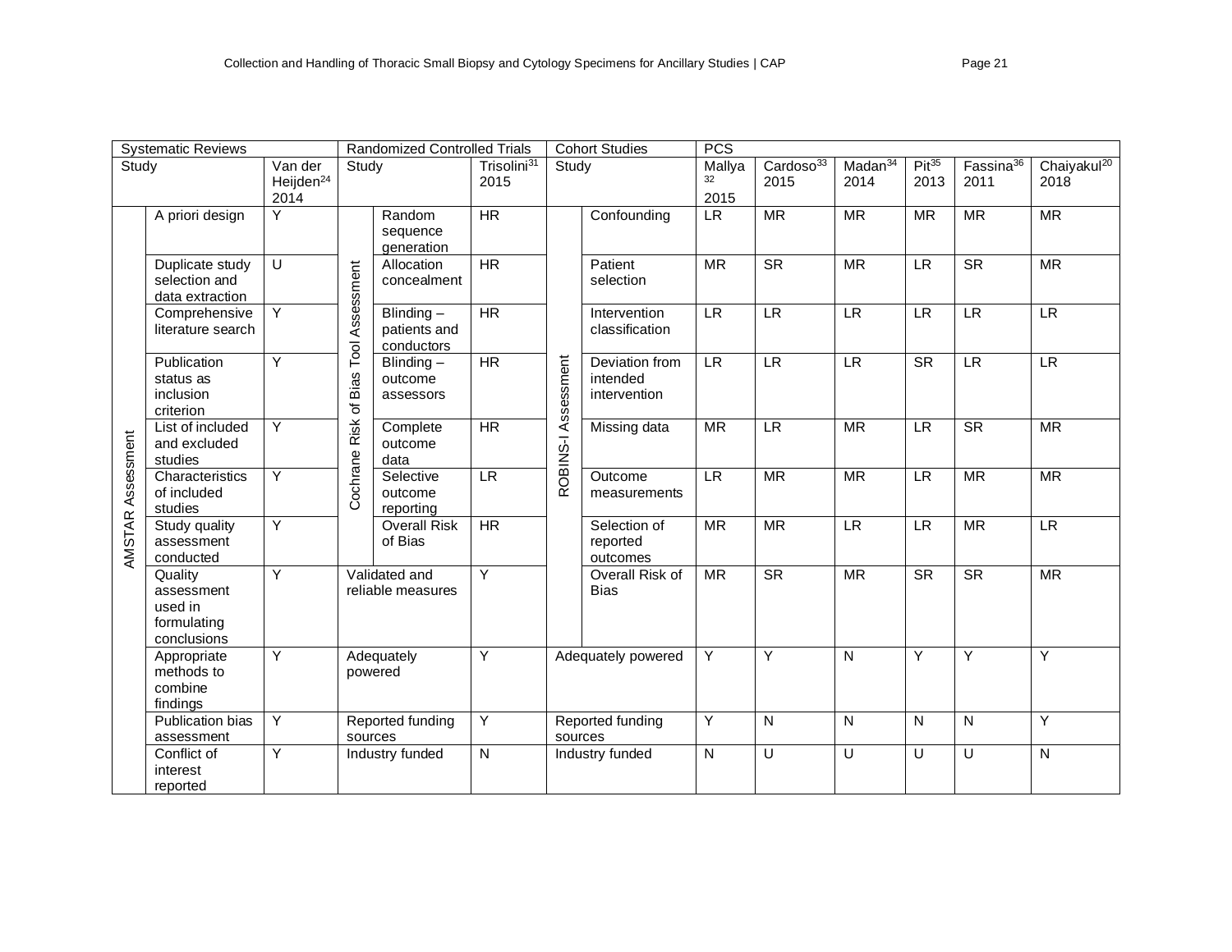| Systematic Reviews | | | Randomized Controlled Trials | | | Cohort Studies | | PCS | | | | | |
|---|---|---|---|---|---|---|---|---|---|---|---|---|---|
| Study | | Van der Heijden[24] 2014 | Study | | Trisolini[31] 2015 | Study | | Mallya[32] 2015 | Cardoso[33] 2015 | Madan[34] 2014 | Pit[35] 2013 | Fassina[36] 2011 | Chaiyakul[20] 2018 |
| AMSTAR Assessment | A priori design | Y | Cochrane Risk of Bias Tool Assessment | Random sequence generation | HR | ROBINS-I Assessment | Confounding | LR | MR | MR | MR | MR | MR |
| | Duplicate study selection and data extraction | U | | Allocation concealment | HR | | Patient selection | MR | SR | MR | LR | SR | MR |
| | Comprehensive literature search | Y | | Blinding – patients and conductors | HR | | Intervention classification | LR | LR | LR | LR | LR | LR |
| | Publication status as inclusion criterion | Y | | Blinding – outcome assessors | HR | | Deviation from intended intervention | LR | LR | LR | SR | LR | LR |
| | List of included and excluded studies | Y | | Complete outcome data | HR | | Missing data | MR | LR | MR | LR | SR | MR |
| | Characteristics of included studies | Y | | Selective outcome reporting | LR | | Outcome measurements | LR | MR | MR | LR | MR | MR |
| | Study quality assessment conducted | Y | | Overall Risk of Bias | HR | | Selection of reported outcomes | MR | MR | LR | LR | MR | LR |
| | Quality assessment used in formulating conclusions | Y | Validated and reliable measures | | Y | | Overall Risk of Bias | MR | SR | MR | SR | SR | MR |
| | Appropriate methods to combine findings | Y | Adequately powered | | Y | Adequately powered | | Y | Y | N | Y | Y | Y |
| | Publication bias assessment | Y | Reported funding sources | | Y | Reported funding sources | | Y | N | N | N | N | Y |
| | Conflict of interest reported | Y | Industry funded | | N | Industry funded | | N | U | U | U | U | N |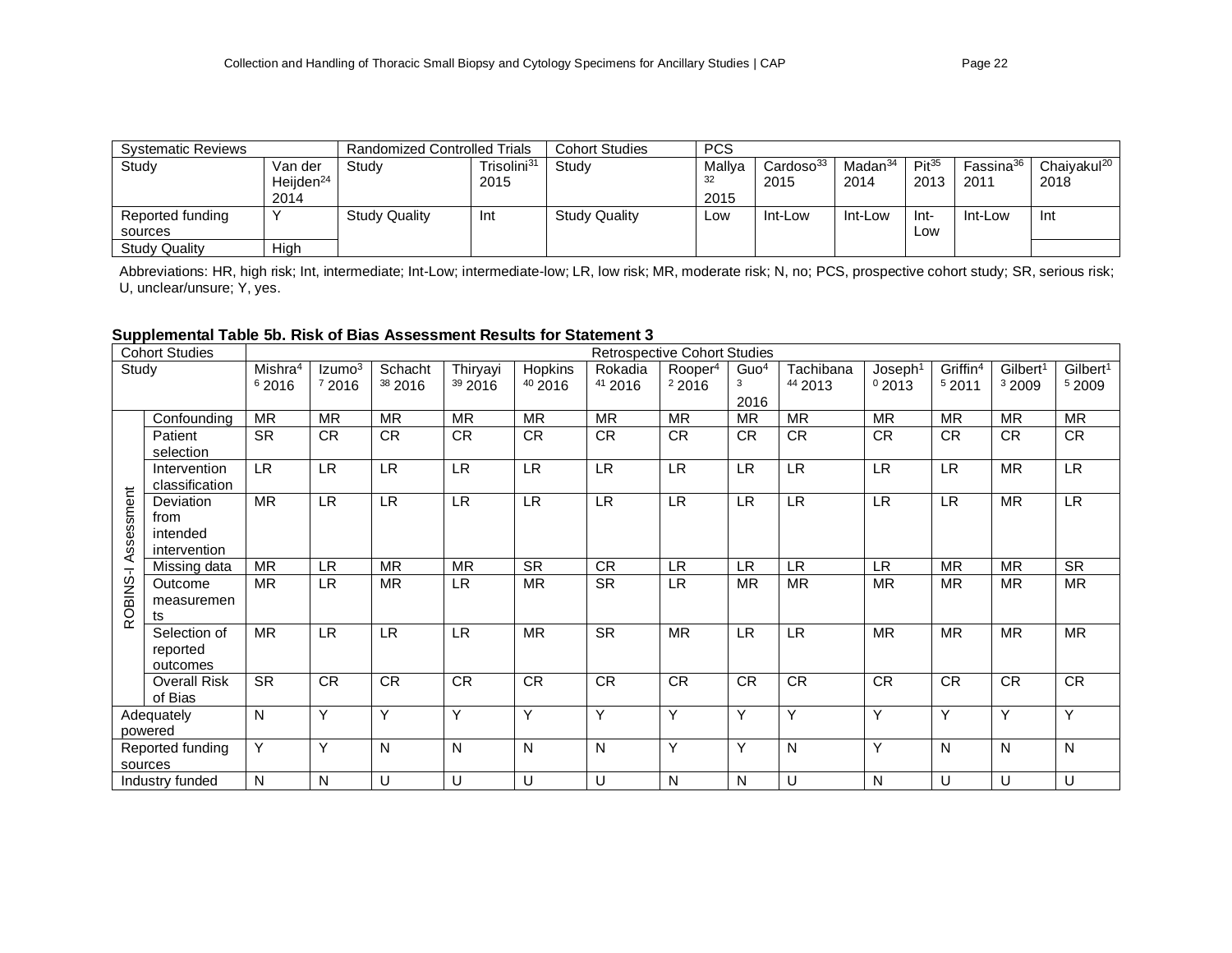| Systematic Reviews | | Randomized Controlled Trials | | Cohort Studies | PCS | | | | | |
|---|---|---|---|---|---|---|---|---|---|---|
| Study | Van der Heijden[24] 2014 | Study | Trisolini[31] 2015 | Study | Mallya[32] 2015 | Cardoso[33] 2015 | Madan[34] 2014 | Pit[35] 2013 | Fassina[36] 2011 | Chaiyakul[20] 2018 |
| Reported funding sources | Y | Study Quality | Int | Study Quality | Low | Int-Low | Int-Low | Int-Low | Int-Low | Int |
| Study Quality | High | | | | | | | | | |

Abbreviations: HR, high risk; Int, intermediate; Int-Low; intermediate-low; LR, low risk; MR, moderate risk; N, no; PCS, prospective cohort study; SR, serious risk; U, unclear/unsure; Y, yes.

**Supplemental Table 5b. Risk of Bias Assessment Results for Statement 3**

| Cohort Studies | | Retrospective Cohort Studies | | | | | | | | | | | | |
|---|---|---|---|---|---|---|---|---|---|---|---|---|---|---|
| Study | | Mishra[46] 2016 | Izumo[37] 2016 | Schacht[38] 2016 | Thiryayi[39] 2016 | Hopkins[40] 2016 | Rokadia[41] 2016 | Rooper[42] 2016 | Guo[43] 2016 | Tachibana[44] 2013 | Joseph[10] 2013 | Griffin[45] 2011 | Gilbert[13] 2009 | Gilbert[15] 2009 |
| ROBINS-I Assessment | Confounding | MR | MR | MR | MR | MR | MR | MR | MR | MR | MR | MR | MR | MR |
| | Patient selection | SR | CR | CR | CR | CR | CR | CR | CR | CR | CR | CR | CR | CR |
| | Intervention classification | LR | LR | LR | LR | LR | LR | LR | LR | LR | LR | LR | MR | LR |
| | Deviation from intended intervention | MR | LR | LR | LR | LR | LR | LR | LR | LR | LR | LR | MR | LR |
| | Missing data | MR | LR | MR | MR | SR | CR | LR | LR | LR | LR | MR | MR | SR |
| | Outcome measurements | MR | LR | MR | LR | MR | SR | LR | MR | MR | MR | MR | MR | MR |
| | Selection of reported outcomes | MR | LR | LR | LR | MR | SR | MR | LR | LR | MR | MR | MR | MR |
| | Overall Risk of Bias | SR | CR | CR | CR | CR | CR | CR | CR | CR | CR | CR | CR | CR |
| Adequately powered | | N | Y | Y | Y | Y | Y | Y | Y | Y | Y | Y | Y | Y |
| Reported funding sources | | Y | Y | N | N | N | N | Y | Y | N | Y | N | N | N |
| Industry funded | | N | N | U | U | U | U | N | N | U | N | U | U | U |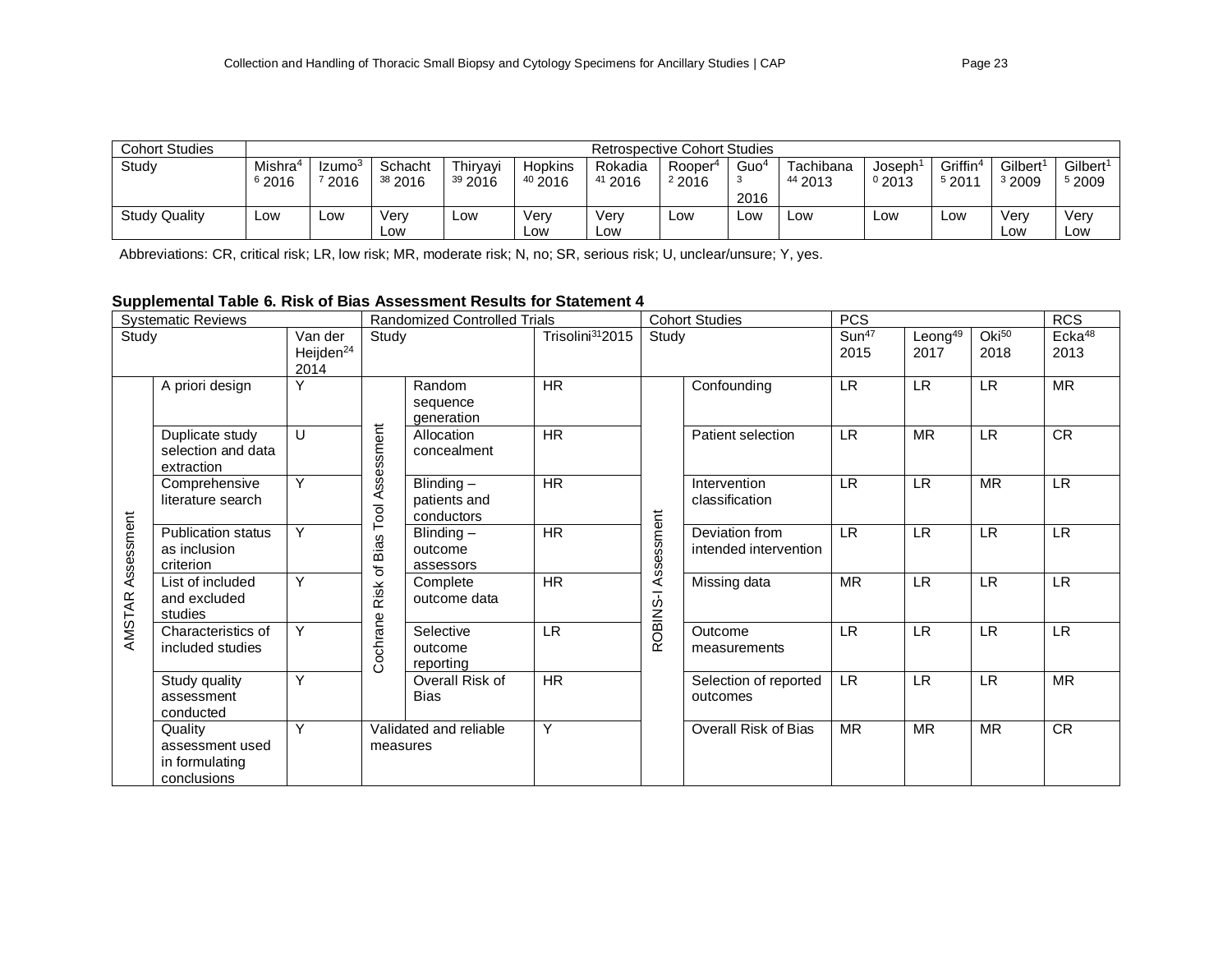| Cohort Studies | Retrospective Cohort Studies | | | | | | | | | | | | |
|---|---|---|---|---|---|---|---|---|---|---|---|---|---|
| Study | Mishra[46] 2016 | Izumo[37] 2016 | Schacht[38] 2016 | Thiryayi[39] 2016 | Hopkins[40] 2016 | Rokadia[41] 2016 | Rooper[42] 2016 | Guo[43] 2016 | Tachibana[44] 2013 | Joseph[10] 2013 | Griffin[45] 2011 | Gilbert[13] 2009 | Gilbert[15] 2009 |
| Study Quality | Low | Low | Very Low | Low | Very Low | Very Low | Low | Low | Low | Low | Low | Very Low | Very Low |

Abbreviations: CR, critical risk; LR, low risk; MR, moderate risk; N, no; SR, serious risk; U, unclear/unsure; Y, yes.

**Supplemental Table 6. Risk of Bias Assessment Results for Statement 4**

| Systematic Reviews | | | Randomized Controlled Trials | | | Cohort Studies | | PCS | | | RCS |
|---|---|---|---|---|---|---|---|---|---|---|---|
| Study | | Van der Heijden[24] 2014 | Study | | Trisolini[31] 2015 | Study | | Sun[47] 2015 | Leong[49] 2017 | Oki[50] 2018 | Ecka[48] 2013 |
| AMSTAR Assessment | A priori design | Y | Cochrane Risk of Bias Tool Assessment | Random sequence generation | HR | ROBINS-I Assessment | Confounding | LR | LR | LR | MR |
| | Duplicate study selection and data extraction | U | | Allocation concealment | HR | | Patient selection | LR | MR | LR | CR |
| | Comprehensive literature search | Y | | Blinding – patients and conductors | HR | | Intervention classification | LR | LR | MR | LR |
| | Publication status as inclusion criterion | Y | | Blinding – outcome assessors | HR | | Deviation from intended intervention | LR | LR | LR | LR |
| | List of included and excluded studies | Y | | Complete outcome data | HR | | Missing data | MR | LR | LR | LR |
| | Characteristics of included studies | Y | | Selective outcome reporting | LR | | Outcome measurements | LR | LR | LR | LR |
| | Study quality assessment conducted | Y | | Overall Risk of Bias | HR | | Selection of reported outcomes | LR | LR | LR | MR |
| | Quality assessment used in formulating conclusions | Y | Validated and reliable measures | | Y | | Overall Risk of Bias | MR | MR | MR | CR |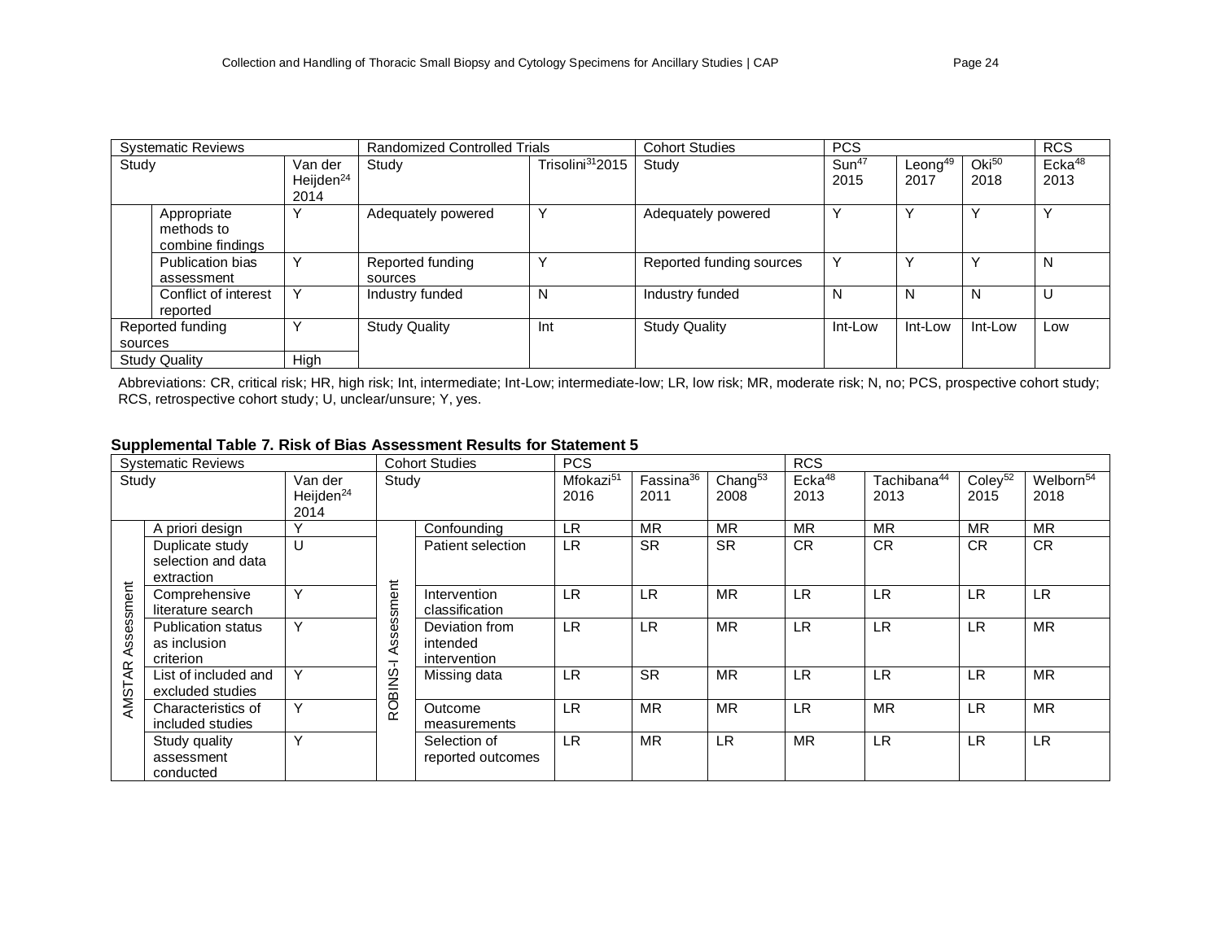| Systematic Reviews | | | Randomized Controlled Trials | | Cohort Studies | PCS | | | RCS |
|---|---|---|---|---|---|---|---|---|---|
| Study | | Van der Heijden[24] 2014 | Study | Trisolini[31]2015 | Study | Sun[47] 2015 | Leong[49] 2017 | Oki[50] 2018 | Ecka[48] 2013 |
| | Appropriate methods to combine findings | Y | Adequately powered | Y | Adequately powered | Y | Y | Y | Y |
| | Publication bias assessment | Y | Reported funding sources | Y | Reported funding sources | Y | Y | Y | N |
| | Conflict of interest reported | Y | Industry funded | N | Industry funded | N | N | N | U |
| Reported funding sources | | Y | Study Quality | Int | Study Quality | Int-Low | Int-Low | Int-Low | Low |
| Study Quality | | High | | | | | | | |

Abbreviations: CR, critical risk; HR, high risk; Int, intermediate; Int-Low; intermediate-low; LR, low risk; MR, moderate risk; N, no; PCS, prospective cohort study; RCS, retrospective cohort study; U, unclear/unsure; Y, yes.

**Supplemental Table 7. Risk of Bias Assessment Results for Statement 5**

| Systematic Reviews | | | Cohort Studies | | PCS | | | RCS | | | |
|---|---|---|---|---|---|---|---|---|---|---|---|
| Study | | Van der Heijden[24] 2014 | Study | | Mfokazi[51] 2016 | Fassina[36] 2011 | Chang[53] 2008 | Ecka[48] 2013 | Tachibana[44] 2013 | Coley[52] 2015 | Welborn[54] 2018 |
| AMSTAR Assessment | A priori design | Y | ROBINS-I Assessment | Confounding | LR | MR | MR | MR | MR | MR | MR |
| | Duplicate study selection and data extraction | U | | Patient selection | LR | SR | SR | CR | CR | CR | CR |
| | Comprehensive literature search | Y | | Intervention classification | LR | LR | MR | LR | LR | LR | LR |
| | Publication status as inclusion criterion | Y | | Deviation from intended intervention | LR | LR | MR | LR | LR | LR | MR |
| | List of included and excluded studies | Y | | Missing data | LR | SR | MR | LR | LR | LR | MR |
| | Characteristics of included studies | Y | | Outcome measurements | LR | MR | MR | LR | MR | LR | MR |
| | Study quality assessment conducted | Y | | Selection of reported outcomes | LR | MR | LR | MR | LR | LR | LR |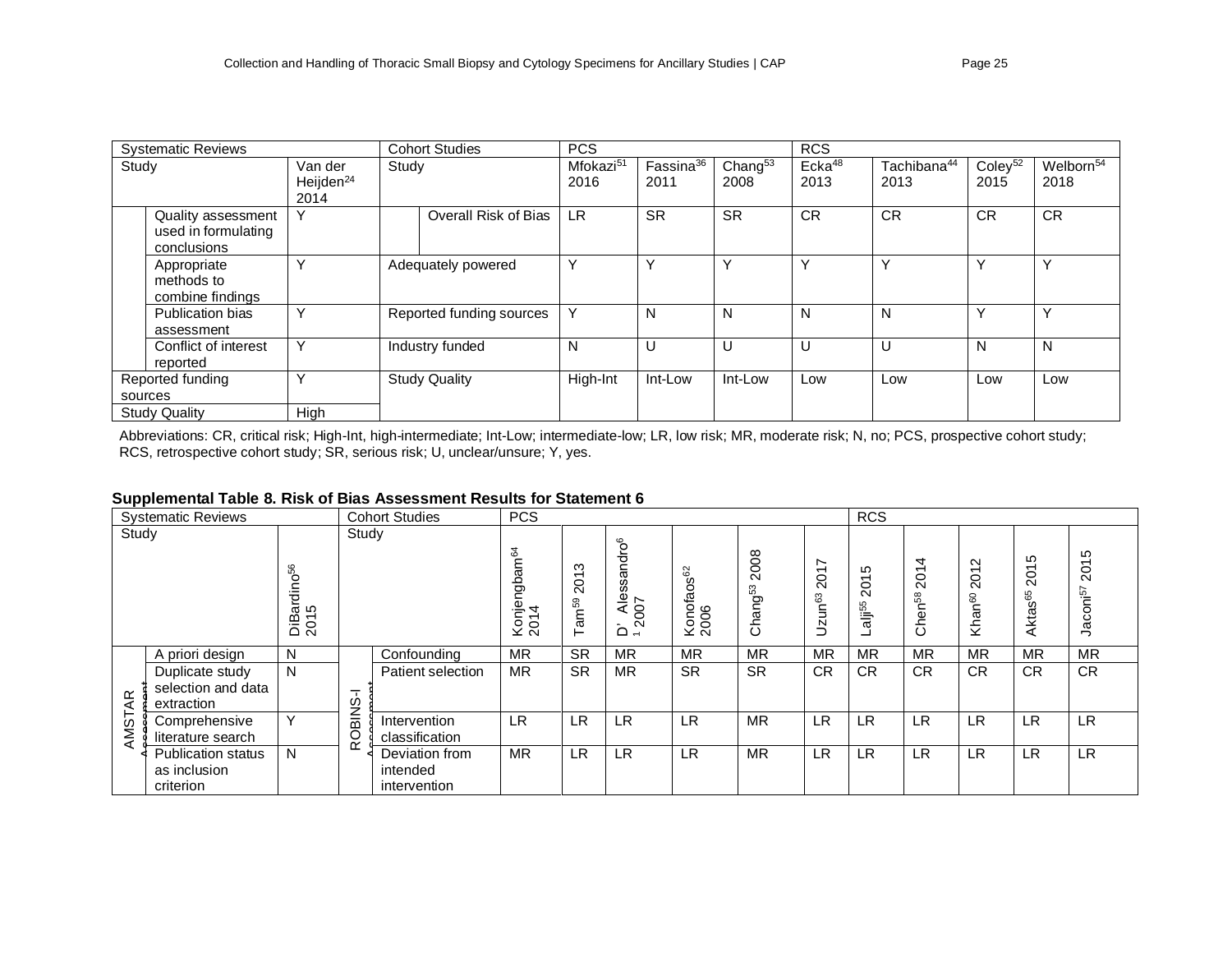| Systematic Reviews | | | Cohort Studies | | PCS | | | RCS | | | |
|---|---|---|---|---|---|---|---|---|---|---|---|
| Study | | Van der Heijden[24] 2014 | Study | | Mfokazi[51] 2016 | Fassina[36] 2011 | Chang[53] 2008 | Ecka[48] 2013 | Tachibana[44] 2013 | Coley[52] 2015 | Welborn[54] 2018 |
| | Quality assessment used in formulating conclusions | Y | | Overall Risk of Bias | LR | SR | SR | CR | CR | CR | CR |
| | Appropriate methods to combine findings | Y | Adequately powered | | Y | Y | Y | Y | Y | Y | Y |
| | Publication bias assessment | Y | Reported funding sources | | Y | N | N | N | N | Y | Y |
| | Conflict of interest reported | Y | Industry funded | | N | U | U | U | U | N | N |
| Reported funding sources | | Y | Study Quality | | High-Int | Int-Low | Int-Low | Low | Low | Low | Low |
| Study Quality | | High | | | | | | | | | |

Abbreviations: CR, critical risk; High-Int, high-intermediate; Int-Low; intermediate-low; LR, low risk; MR, moderate risk; N, no; PCS, prospective cohort study; RCS, retrospective cohort study; SR, serious risk; U, unclear/unsure; Y, yes.

**Supplemental Table 8. Risk of Bias Assessment Results for Statement 6**

| Systematic Reviews | | | Cohort Studies | | PCS | | | | | | RCS | | | | |
|---|---|---|---|---|---|---|---|---|---|---|---|---|---|---|---|
| Study | | DiBardino[56] 2015 | Study | | Konjengbam[64] 2014 | Tam[59] 2013 | D' Alessandro[61] 2007 | Konofaos[62] 2006 | Chang[53] 2008 | Uzun[63] 2017 | Lalji[55] 2015 | Chen[58] 2014 | Khan[60] 2012 | Aktas[65] 2015 | Jaconi[57] 2015 |
| AMSTAR Assessment | A priori design | N | ROBINS-I Assessment | Confounding | MR | SR | MR | MR | MR | MR | MR | MR | MR | MR | MR |
| | Duplicate study selection and data extraction | N | | Patient selection | MR | SR | MR | SR | SR | CR | CR | CR | CR | CR | CR |
| | Comprehensive literature search | Y | | Intervention classification | LR | LR | LR | LR | MR | LR | LR | LR | LR | LR | LR |
| | Publication status as inclusion criterion | N | | Deviation from intended intervention | MR | LR | LR | LR | MR | LR | LR | LR | LR | LR | LR |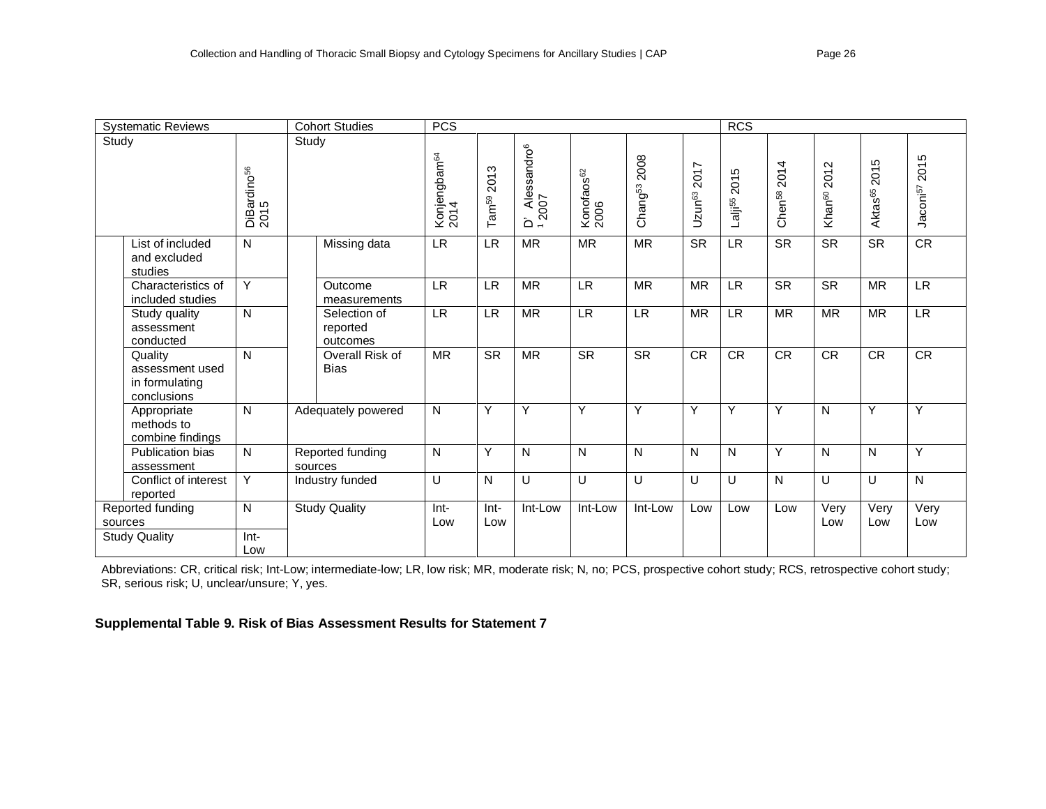| Systematic Reviews | | | Cohort Studies | | PCS | | | | | | RCS | | | | |
|---|---|---|---|---|---|---|---|---|---|---|---|---|---|---|---|
| Study | | DiBardino[56] 2015 | Study | | Konjengbam[64] 2014 | Tam[59] 2013 | D' Alessandro[61] 2007 | Konofaos[62] 2006 | Chang[53] 2008 | Uzun[63] 2017 | Lalji[55] 2015 | Chen[58] 2014 | Khan[60] 2012 | Aktas[65] 2015 | Jaconi[57] 2015 |
| | List of included and excluded studies | N | | Missing data | LR | LR | MR | MR | MR | SR | LR | SR | SR | SR | CR |
| | Characteristics of included studies | Y | | Outcome measurements | LR | LR | MR | LR | MR | MR | LR | SR | SR | MR | LR |
| | Study quality assessment conducted | N | | Selection of reported outcomes | LR | LR | MR | LR | LR | MR | LR | MR | MR | MR | LR |
| | Quality assessment used in formulating conclusions | N | | Overall Risk of Bias | MR | SR | MR | SR | SR | CR | CR | CR | CR | CR | CR |
| | Appropriate methods to combine findings | N | Adequately powered | | N | Y | Y | Y | Y | Y | Y | Y | N | Y | Y |
| | Publication bias assessment | N | Reported funding sources | | N | Y | N | N | N | N | N | Y | N | N | Y |
| | Conflict of interest reported | Y | Industry funded | | U | N | U | U | U | U | U | N | U | U | N |
| Reported funding sources | | N | Study Quality | | Int-Low | Int-Low | Int-Low | Int-Low | Int-Low | Low | Low | Low | Very Low | Very Low | Very Low |
| Study Quality | | Int-Low | | | | | | | | | | | | | |

Abbreviations: CR, critical risk; Int-Low; intermediate-low; LR, low risk; MR, moderate risk; N, no; PCS, prospective cohort study; RCS, retrospective cohort study; SR, serious risk; U, unclear/unsure; Y, yes.

**Supplemental Table 9. Risk of Bias Assessment Results for Statement 7**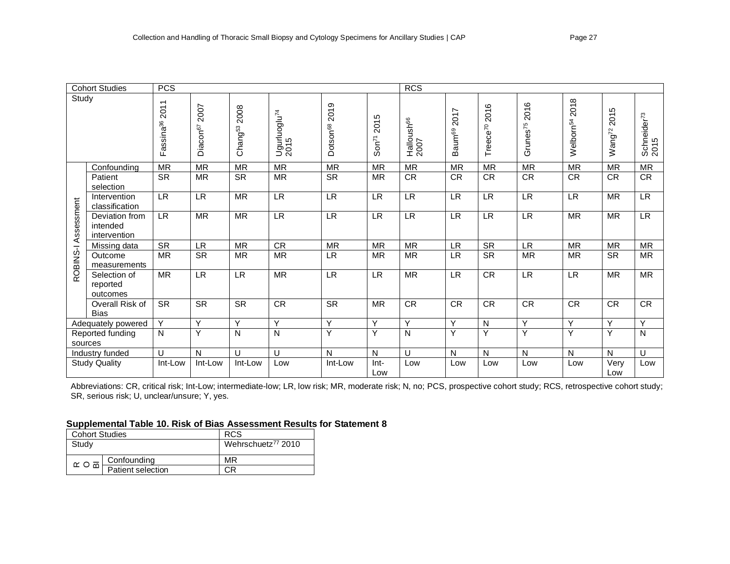| Cohort Studies | | PCS | | | | | | RCS | | | | | | |
|---|---|---|---|---|---|---|---|---|---|---|---|---|---|---|
| Study | | Fassina[36] 2011 | Diacon[67] 2007 | Chang[53] 2008 | Ugurluoglu[74] 2015 | Dotson[68] 2019 | Son[71] 2015 | Halloush[66] 2007 | Baum[69] 2017 | Treece[70] 2016 | Grunes[75] 2016 | Welborn[54] 2018 | Wang[72] 2015 | Schneider[73] 2015 |
| ROBINS-I Assessment | Confounding | MR | MR | MR | MR | MR | MR | MR | MR | MR | MR | MR | MR | MR |
| | Patient selection | SR | MR | SR | MR | SR | MR | CR | CR | CR | CR | CR | CR | CR |
| | Intervention classification | LR | LR | MR | LR | LR | LR | LR | LR | LR | LR | LR | MR | LR |
| | Deviation from intended intervention | LR | MR | MR | LR | LR | LR | LR | LR | LR | LR | MR | MR | LR |
| | Missing data | SR | LR | MR | CR | MR | MR | MR | LR | SR | LR | MR | MR | MR |
| | Outcome measurements | MR | SR | MR | MR | LR | MR | MR | LR | SR | MR | MR | SR | MR |
| | Selection of reported outcomes | MR | LR | LR | MR | LR | LR | MR | LR | CR | LR | LR | MR | MR |
| | Overall Risk of Bias | SR | SR | SR | CR | SR | MR | CR | CR | CR | CR | CR | CR | CR |
| Adequately powered | | Y | Y | Y | Y | Y | Y | Y | Y | N | Y | Y | Y | Y |
| Reported funding sources | | N | Y | N | N | Y | Y | N | Y | Y | Y | Y | Y | N |
| Industry funded | | U | N | U | U | N | N | U | N | N | N | N | N | U |
| Study Quality | | Int-Low | Int-Low | Int-Low | Low | Int-Low | Int-Low | Low | Low | Low | Low | Low | Very Low | Low |

Abbreviations: CR, critical risk; Int-Low; intermediate-low; LR, low risk; MR, moderate risk; N, no; PCS, prospective cohort study; RCS, retrospective cohort study; SR, serious risk; U, unclear/unsure; Y, yes.

**Supplemental Table 10. Risk of Bias Assessment Results for Statement 8**

| Cohort Studies | | RCS |
|---|---|---|
| Study | | Wehrschuetz[77] 2010 |
| ROBI | Confounding | MR |
| | Patient selection | CR |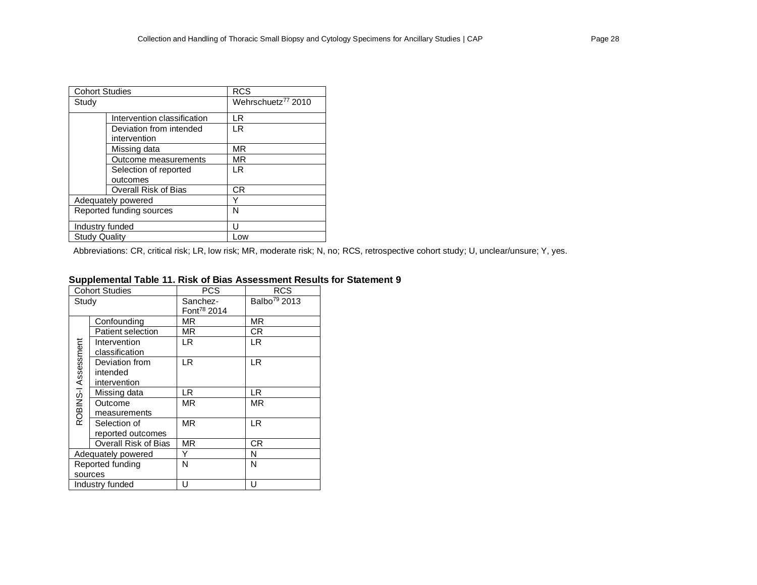| Cohort Studies | | RCS |
| --- | --- | --- |
| Study | | Wehrschuetz[77] 2010 |
| | Intervention classification | LR |
| | Deviation from intended intervention | LR |
| | Missing data | MR |
| | Outcome measurements | MR |
| | Selection of reported outcomes | LR |
| | Overall Risk of Bias | CR |
| Adequately powered | | Y |
| Reported funding sources | | N |
| Industry funded | | U |
| Study Quality | | Low |

Abbreviations: CR, critical risk; LR, low risk; MR, moderate risk; N, no; RCS, retrospective cohort study; U, unclear/unsure; Y, yes.

**Supplemental Table 11. Risk of Bias Assessment Results for Statement 9**

| Cohort Studies | | PCS | RCS |
| --- | --- | --- | --- |
| Study | | Sanchez-Font[78] 2014 | Balbo[79] 2013 |
| ROBINS-I Assessment | Confounding | MR | MR |
| | Patient selection | MR | CR |
| | Intervention classification | LR | LR |
| | Deviation from intended intervention | LR | LR |
| | Missing data | LR | LR |
| | Outcome measurements | MR | MR |
| | Selection of reported outcomes | MR | LR |
| | Overall Risk of Bias | MR | CR |
| Adequately powered | | Y | N |
| Reported funding sources | | N | N |
| Industry funded | | U | U |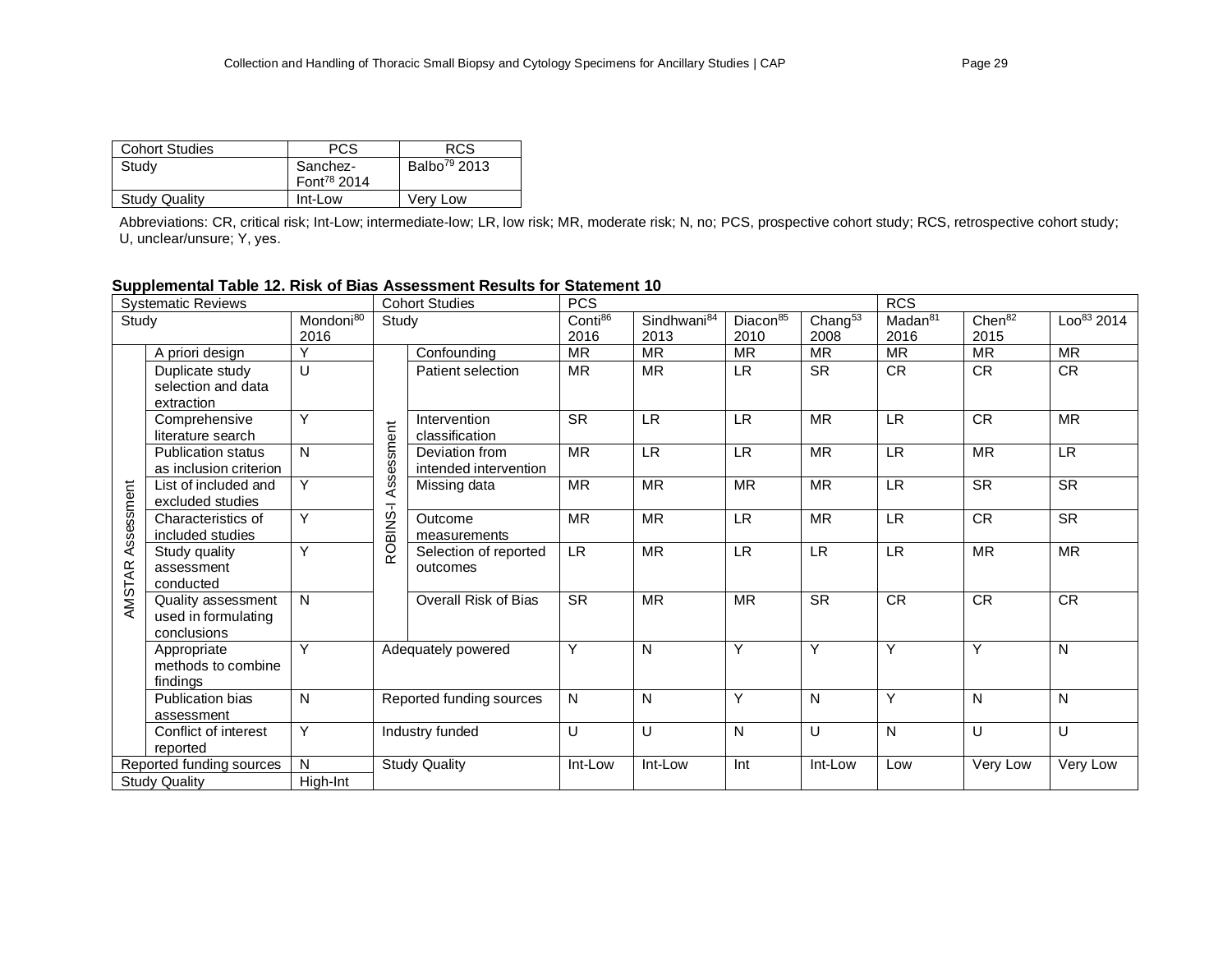| Cohort Studies | PCS | RCS |
|---|---|---|
| Study | Sanchez-Font[78] 2014 | Balbo[79] 2013 |
| Study Quality | Int-Low | Very Low |

Abbreviations: CR, critical risk; Int-Low; intermediate-low; LR, low risk; MR, moderate risk; N, no; PCS, prospective cohort study; RCS, retrospective cohort study; U, unclear/unsure; Y, yes.

**Supplemental Table 12. Risk of Bias Assessment Results for Statement 10**

| Systematic Reviews | | | Cohort Studies | | PCS | | | | RCS | | |
|---|---|---|---|---|---|---|---|---|---|---|---|
| Study | | Mondoni[80] 2016 | Study | | Conti[86] 2016 | Sindhwani[84] 2013 | Diacon[85] 2010 | Chang[53] 2008 | Madan[81] 2016 | Chen[82] 2015 | Loo[83] 2014 |
| AMSTAR Assessment | A priori design | Y | ROBINS-I Assessment | Confounding | MR | MR | MR | MR | MR | MR | MR |
| | Duplicate study selection and data extraction | U | | Patient selection | MR | MR | LR | SR | CR | CR | CR |
| | Comprehensive literature search | Y | | Intervention classification | SR | LR | LR | MR | LR | CR | MR |
| | Publication status as inclusion criterion | N | | Deviation from intended intervention | MR | LR | LR | MR | LR | MR | LR |
| | List of included and excluded studies | Y | | Missing data | MR | MR | MR | MR | LR | SR | SR |
| | Characteristics of included studies | Y | | Outcome measurements | MR | MR | LR | MR | LR | CR | SR |
| | Study quality assessment conducted | Y | | Selection of reported outcomes | LR | MR | LR | LR | LR | MR | MR |
| | Quality assessment used in formulating conclusions | N | | Overall Risk of Bias | SR | MR | MR | SR | CR | CR | CR |
| | Appropriate methods to combine findings | Y | Adequately powered | | Y | N | Y | Y | Y | Y | N |
| | Publication bias assessment | N | Reported funding sources | | N | N | Y | N | Y | N | N |
| | Conflict of interest reported | Y | Industry funded | | U | U | N | U | N | U | U |
| Reported funding sources | | N | Study Quality | | Int-Low | Int-Low | Int | Int-Low | Low | Very Low | Very Low |
| Study Quality | | High-Int | | | | | | | | | |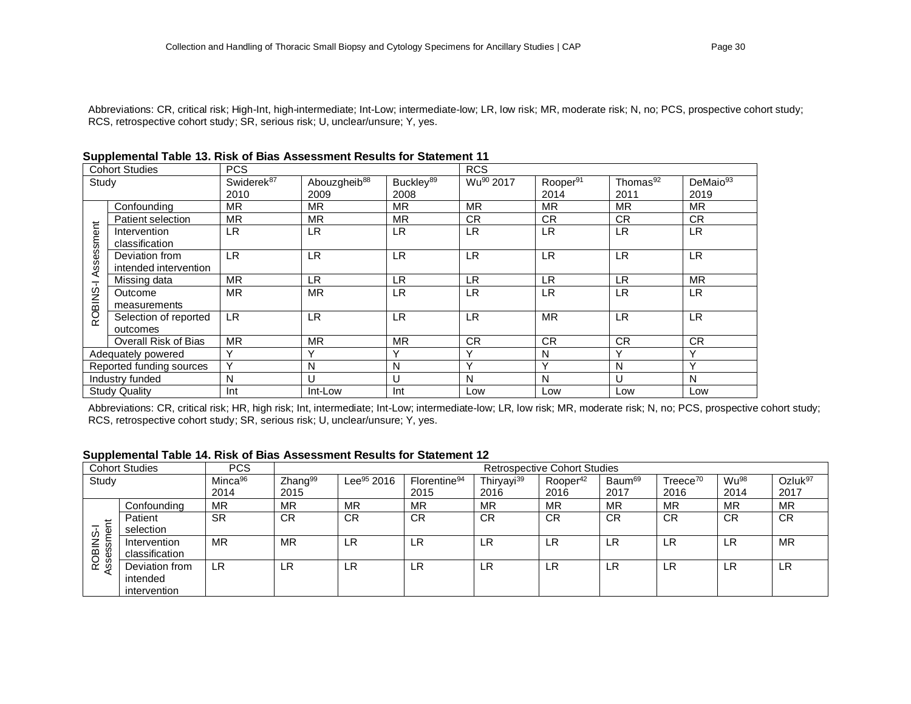Abbreviations: CR, critical risk; High-Int, high-intermediate; Int-Low; intermediate-low; LR, low risk; MR, moderate risk; N, no; PCS, prospective cohort study; RCS, retrospective cohort study; SR, serious risk; U, unclear/unsure; Y, yes.

**Supplemental Table 13. Risk of Bias Assessment Results for Statement 11**

| Cohort Studies | | PCS | | | RCS | | | |
|---|---|---|---|---|---|---|---|---|
| Study | | Swiderek[87] 2010 | Abouzgheib[88] 2009 | Buckley[89] 2008 | Wu[90] 2017 | Rooper[91] 2014 | Thomas[92] 2011 | DeMaio[93] 2019 |
| ROBINS-I Assessment | Confounding | MR | MR | MR | MR | MR | MR | MR |
| | Patient selection | MR | MR | MR | CR | CR | CR | CR |
| | Intervention classification | LR | LR | LR | LR | LR | LR | LR |
| | Deviation from intended intervention | LR | LR | LR | LR | LR | LR | LR |
| | Missing data | MR | LR | LR | LR | LR | LR | MR |
| | Outcome measurements | MR | MR | LR | LR | LR | LR | LR |
| | Selection of reported outcomes | LR | LR | LR | LR | MR | LR | LR |
| | Overall Risk of Bias | MR | MR | MR | CR | CR | CR | CR |
| Adequately powered | | Y | Y | Y | Y | N | Y | Y |
| Reported funding sources | | Y | N | N | Y | Y | N | Y |
| Industry funded | | N | U | U | N | N | U | N |
| Study Quality | | Int | Int-Low | Int | Low | Low | Low | Low |

Abbreviations: CR, critical risk; HR, high risk; Int, intermediate; Int-Low; intermediate-low; LR, low risk; MR, moderate risk; N, no; PCS, prospective cohort study; RCS, retrospective cohort study; SR, serious risk; U, unclear/unsure; Y, yes.

**Supplemental Table 14. Risk of Bias Assessment Results for Statement 12**

| Cohort Studies | | PCS | Retrospective Cohort Studies | | | | | | | | |
|---|---|---|---|---|---|---|---|---|---|---|---|
| Study | | Minca[96] 2014 | Zhang[99] 2015 | Lee[95] 2016 | Florentine[94] 2015 | Thiryayi[39] 2016 | Rooper[42] 2016 | Baum[69] 2017 | Treece[70] 2016 | Wu[98] 2014 | Ozluk[97] 2017 |
| ROBINS-I Assessment | Confounding | MR | MR | MR | MR | MR | MR | MR | MR | MR | MR |
| | Patient selection | SR | CR | CR | CR | CR | CR | CR | CR | CR | CR |
| | Intervention classification | MR | MR | LR | LR | LR | LR | LR | LR | LR | MR |
| | Deviation from intended intervention | LR | LR | LR | LR | LR | LR | LR | LR | LR | LR |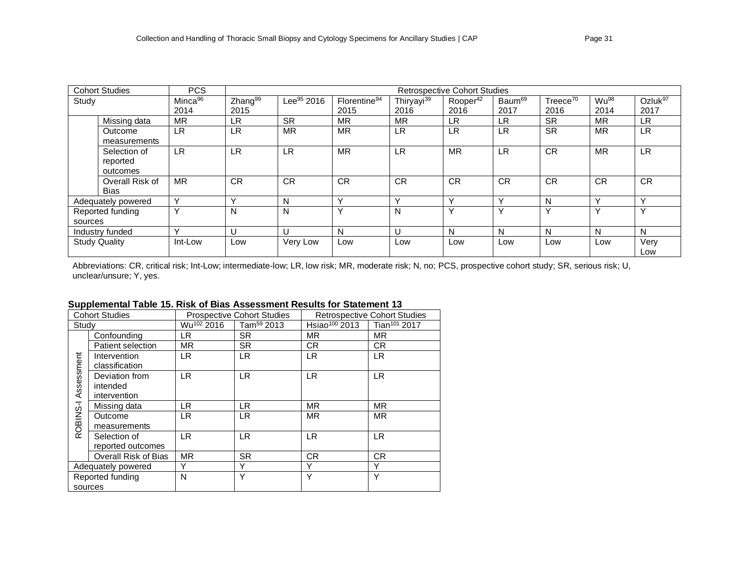| Cohort Studies | | PCS | Retrospective Cohort Studies | | | | | | | | |
|---|---|---|---|---|---|---|---|---|---|---|---|
| Study | | Minca[96] 2014 | Zhang[99] 2015 | Lee[95] 2016 | Florentine[94] 2015 | Thiryayi[39] 2016 | Rooper[42] 2016 | Baum[69] 2017 | Treece[70] 2016 | Wu[98] 2014 | Ozluk[97] 2017 |
| | Missing data | MR | LR | SR | MR | MR | LR | LR | SR | MR | LR |
| | Outcome measurements | LR | LR | MR | MR | LR | LR | LR | SR | MR | LR |
| | Selection of reported outcomes | LR | LR | LR | MR | LR | MR | LR | CR | MR | LR |
| | Overall Risk of Bias | MR | CR | CR | CR | CR | CR | CR | CR | CR | CR |
| Adequately powered | | Y | Y | N | Y | Y | Y | Y | N | Y | Y |
| Reported funding sources | | Y | N | N | Y | N | Y | Y | Y | Y | Y |
| Industry funded | | Y | U | U | N | U | N | N | N | N | N |
| Study Quality | | Int-Low | Low | Very Low | Low | Low | Low | Low | Low | Low | Very Low |

Abbreviations: CR, critical risk; Int-Low; intermediate-low; LR, low risk; MR, moderate risk; N, no; PCS, prospective cohort study; SR, serious risk; U, unclear/unsure; Y, yes.

**Supplemental Table 15. Risk of Bias Assessment Results for Statement 13**

| Cohort Studies | | Prospective Cohort Studies | | Retrospective Cohort Studies | |
|---|---|---|---|---|---|
| Study | | Wu[102] 2016 | Tam[59] 2013 | Hsiao[100] 2013 | Tian[101] 2017 |
| ROBINS-I Assessment | Confounding | LR | SR | MR | MR |
| | Patient selection | MR | SR | CR | CR |
| | Intervention classification | LR | LR | LR | LR |
| | Deviation from intended intervention | LR | LR | LR | LR |
| | Missing data | LR | LR | MR | MR |
| | Outcome measurements | LR | LR | MR | MR |
| | Selection of reported outcomes | LR | LR | LR | LR |
| | Overall Risk of Bias | MR | SR | CR | CR |
| Adequately powered | | Y | Y | Y | Y |
| Reported funding sources | | N | Y | Y | Y |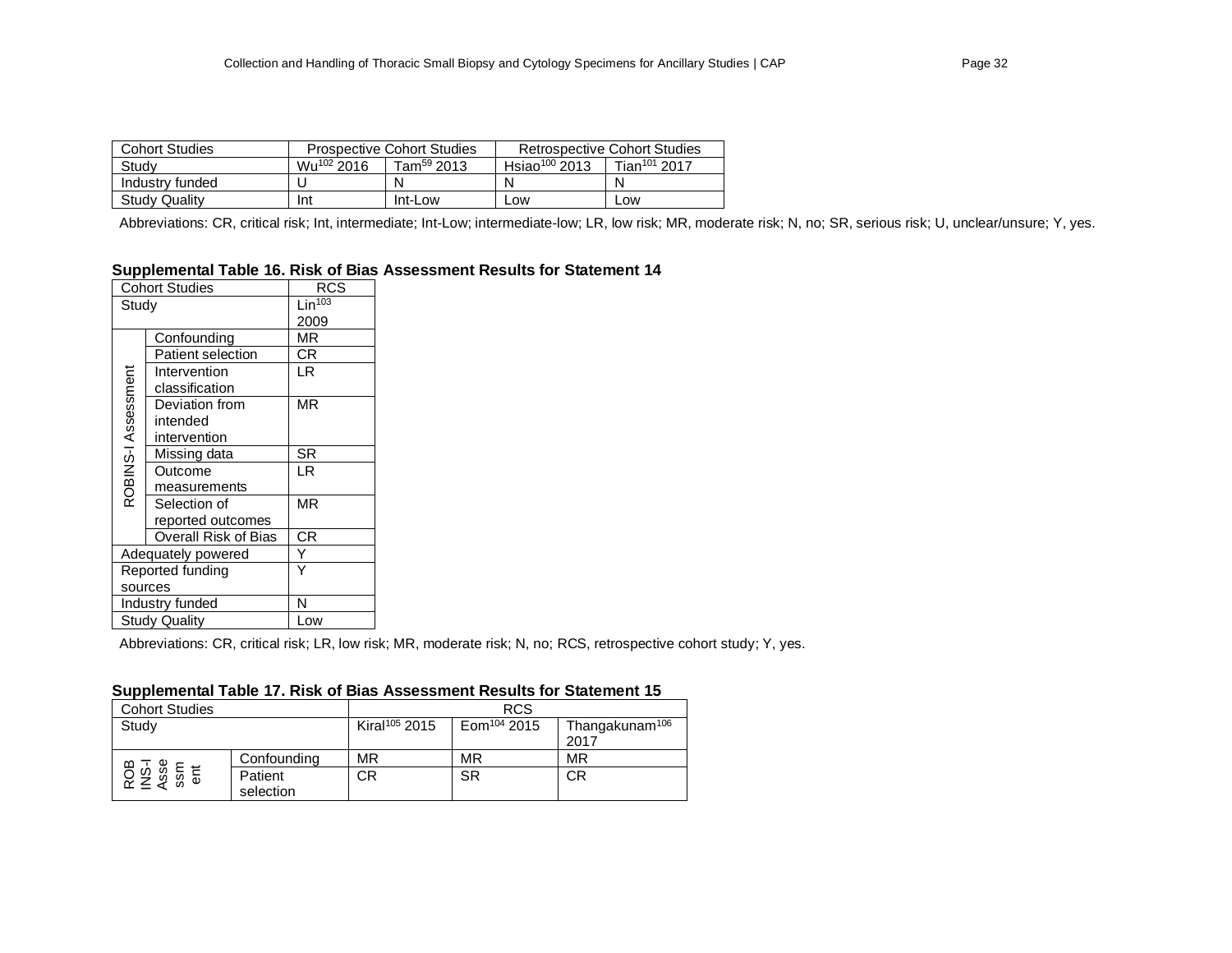| Cohort Studies | Prospective Cohort Studies | | Retrospective Cohort Studies | |
|---|---|---|---|---|
| Study | Wu[102] 2016 | Tam[59] 2013 | Hsiao[100] 2013 | Tian[101] 2017 |
| Industry funded | U | N | N | N |
| Study Quality | Int | Int-Low | Low | Low |

Abbreviations: CR, critical risk; Int, intermediate; Int-Low; intermediate-low; LR, low risk; MR, moderate risk; N, no; SR, serious risk; U, unclear/unsure; Y, yes.

**Supplemental Table 16. Risk of Bias Assessment Results for Statement 14**

| Cohort Studies | | RCS |
|---|---|---|
| Study | | Lin[103] 2009 |
| ROBINS-I Assessment | Confounding | MR |
| | Patient selection | CR |
| | Intervention classification | LR |
| | Deviation from intended intervention | MR |
| | Missing data | SR |
| | Outcome measurements | LR |
| | Selection of reported outcomes | MR |
| | Overall Risk of Bias | CR |
| Adequately powered | | Y |
| Reported funding sources | | Y |
| Industry funded | | N |
| Study Quality | | Low |

Abbreviations: CR, critical risk; LR, low risk; MR, moderate risk; N, no; RCS, retrospective cohort study; Y, yes.

**Supplemental Table 17. Risk of Bias Assessment Results for Statement 15**

| Cohort Studies | | RCS | | |
|---|---|---|---|---|
| Study | | Kiral[105] 2015 | Eom[104] 2015 | Thangakunam[106] 2017 |
| ROBINS-I Assessment | Confounding | MR | MR | MR |
| | Patient selection | CR | SR | CR |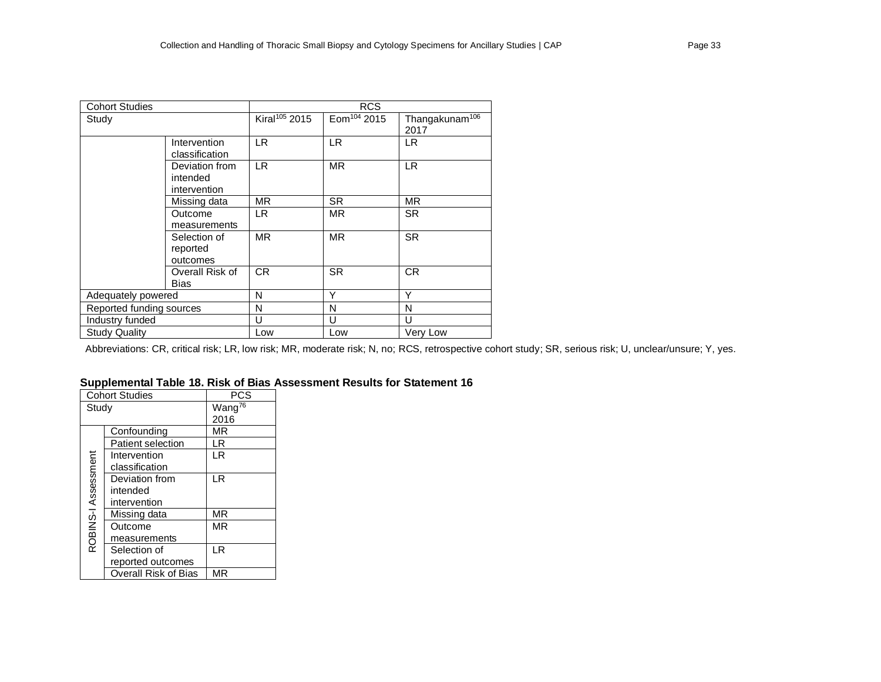| Cohort Studies | | RCS | | |
|---|---|---|---|---|
| Study | | Kiral[105] 2015 | Eom[104] 2015 | Thangakunam[106] 2017 |
| | Intervention classification | LR | LR | LR |
| | Deviation from intended intervention | LR | MR | LR |
| | Missing data | MR | SR | MR |
| | Outcome measurements | LR | MR | SR |
| | Selection of reported outcomes | MR | MR | SR |
| | Overall Risk of Bias | CR | SR | CR |
| Adequately powered | | N | Y | Y |
| Reported funding sources | | N | N | N |
| Industry funded | | U | U | U |
| Study Quality | | Low | Low | Very Low |

Abbreviations: CR, critical risk; LR, low risk; MR, moderate risk; N, no; RCS, retrospective cohort study; SR, serious risk; U, unclear/unsure; Y, yes.

**Supplemental Table 18. Risk of Bias Assessment Results for Statement 16**

| Cohort Studies | | PCS |
|---|---|---|
| Study | | Wang[76] 2016 |
| ROBINS-I Assessment | Confounding | MR |
| | Patient selection | LR |
| | Intervention classification | LR |
| | Deviation from intended intervention | LR |
| | Missing data | MR |
| | Outcome measurements | MR |
| | Selection of reported outcomes | LR |
| | Overall Risk of Bias | MR |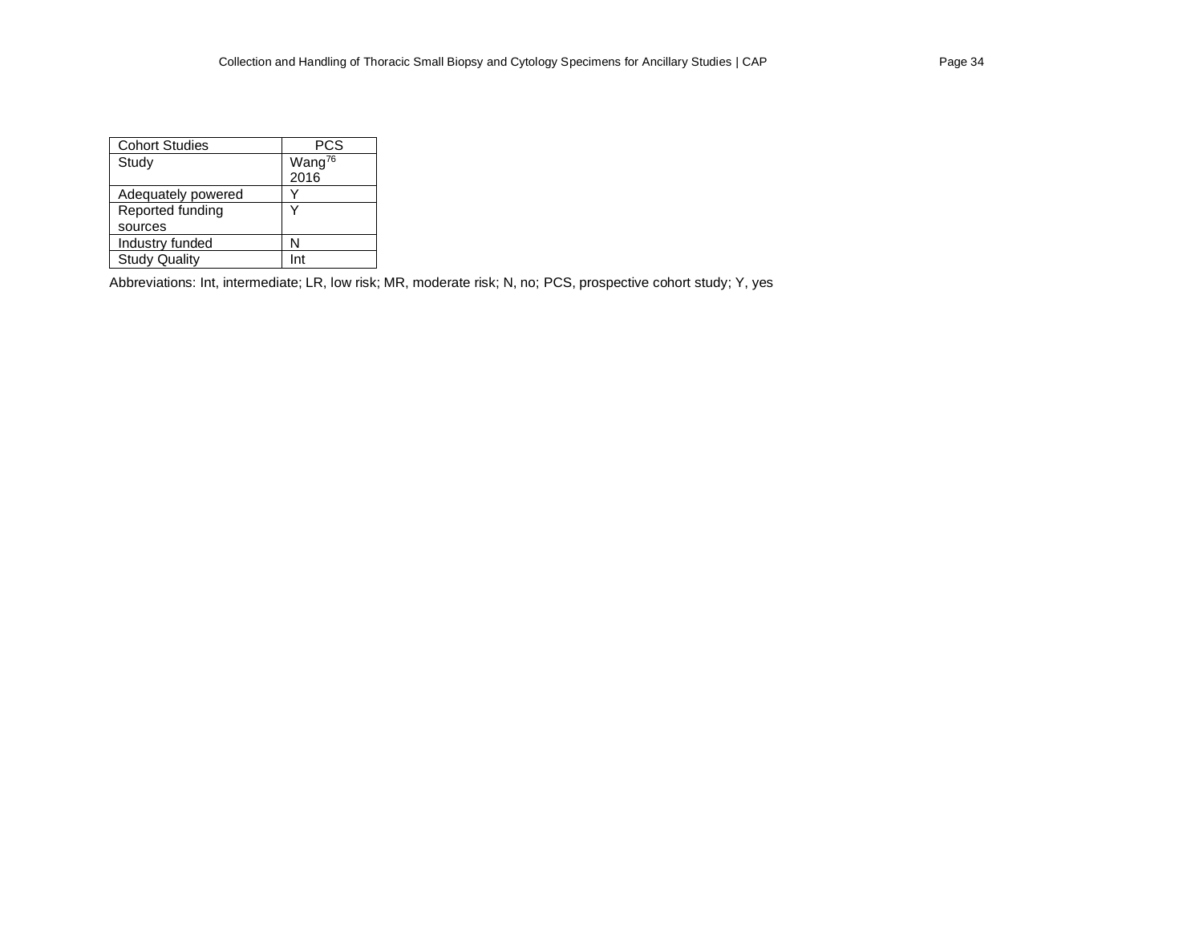| Cohort Studies | PCS |
| --- | --- |
| Study | Wang[76] 2016 |
| Adequately powered | Y |
| Reported funding sources | Y |
| Industry funded | N |
| Study Quality | Int |

Abbreviations: Int, intermediate; LR, low risk; MR, moderate risk; N, no; PCS, prospective cohort study; Y, yes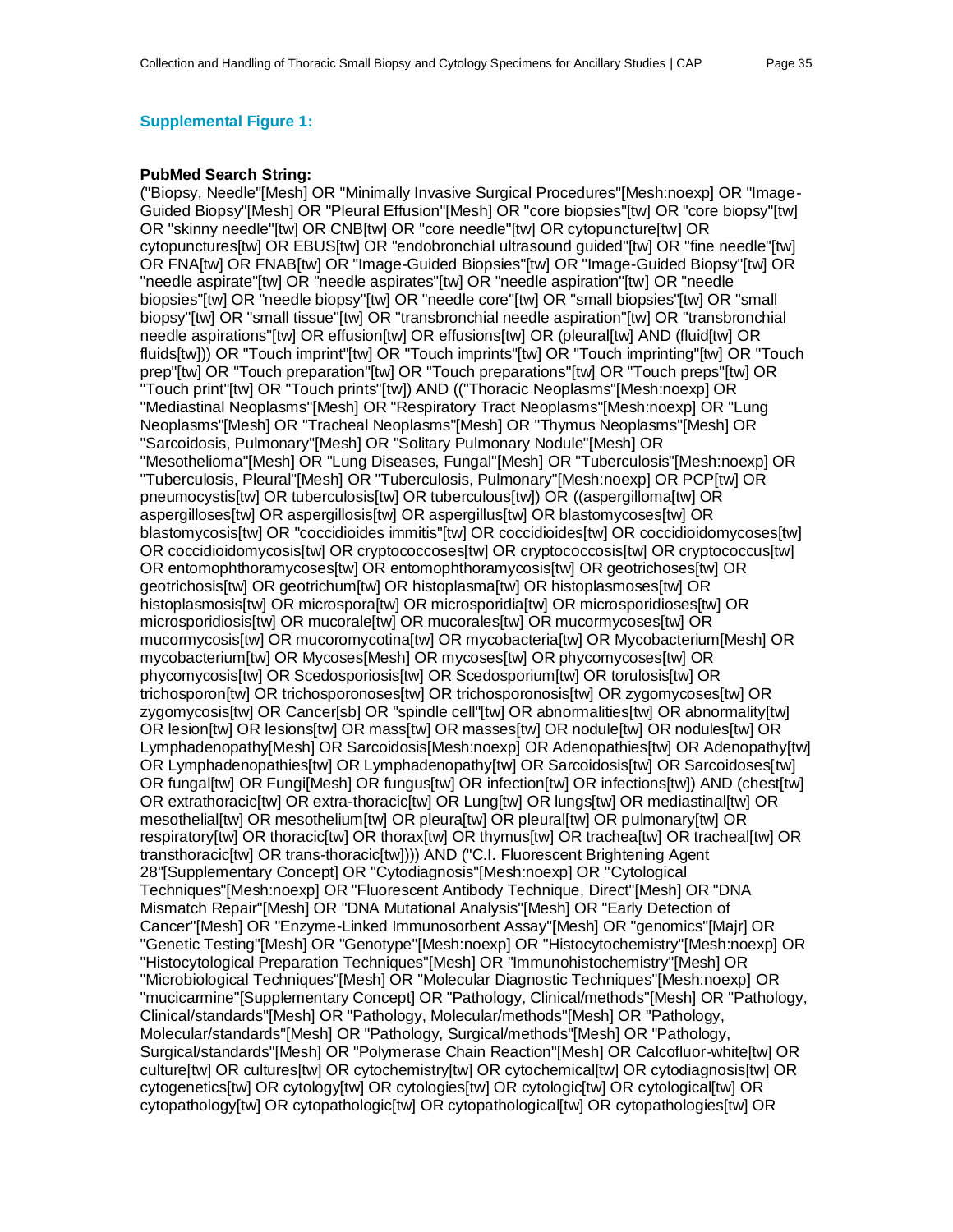### Supplemental Figure 1:

**PubMed Search String:**

("Biopsy, Needle"[Mesh] OR "Minimally Invasive Surgical Procedures"[Mesh:noexp] OR "Image-Guided Biopsy"[Mesh] OR "Pleural Effusion"[Mesh] OR "core biopsies"[tw] OR "core biopsy"[tw] OR "skinny needle"[tw] OR CNB[tw] OR "core needle"[tw] OR cytopuncture[tw] OR cytopunctures[tw] OR EBUS[tw] OR "endobronchial ultrasound guided"[tw] OR "fine needle"[tw] OR FNA[tw] OR FNAB[tw] OR "Image-Guided Biopsies"[tw] OR "Image-Guided Biopsy"[tw] OR "needle aspirate"[tw] OR "needle aspirates"[tw] OR "needle aspiration"[tw] OR "needle biopsies"[tw] OR "needle biopsy"[tw] OR "needle core"[tw] OR "small biopsies"[tw] OR "small biopsy"[tw] OR "small tissue"[tw] OR "transbronchial needle aspiration"[tw] OR "transbronchial needle aspirations"[tw] OR effusion[tw] OR effusions[tw] OR (pleural[tw] AND (fluid[tw] OR fluids[tw])) OR "Touch imprint"[tw] OR "Touch imprints"[tw] OR "Touch imprinting"[tw] OR "Touch prep"[tw] OR "Touch preparation"[tw] OR "Touch preparations"[tw] OR "Touch preps"[tw] OR "Touch print"[tw] OR "Touch prints"[tw]) AND (("Thoracic Neoplasms"[Mesh:noexp] OR "Mediastinal Neoplasms"[Mesh] OR "Respiratory Tract Neoplasms"[Mesh:noexp] OR "Lung Neoplasms"[Mesh] OR "Tracheal Neoplasms"[Mesh] OR "Thymus Neoplasms"[Mesh] OR "Sarcoidosis, Pulmonary"[Mesh] OR "Solitary Pulmonary Nodule"[Mesh] OR "Mesothelioma"[Mesh] OR "Lung Diseases, Fungal"[Mesh] OR "Tuberculosis"[Mesh:noexp] OR "Tuberculosis, Pleural"[Mesh] OR "Tuberculosis, Pulmonary"[Mesh:noexp] OR PCP[tw] OR pneumocystis[tw] OR tuberculosis[tw] OR tuberculous[tw]) OR ((aspergilloma[tw] OR aspergilloses[tw] OR aspergillosis[tw] OR aspergillus[tw] OR blastomycoses[tw] OR blastomycosis[tw] OR "coccidioides immitis"[tw] OR coccidioides[tw] OR coccidioidomycoses[tw] OR coccidioidomycosis[tw] OR cryptococcoses[tw] OR cryptococcosis[tw] OR cryptococcus[tw] OR entomophthoramycoses[tw] OR entomophthoramycosis[tw] OR geotrichoses[tw] OR geotrichosis[tw] OR geotrichum[tw] OR histoplasma[tw] OR histoplasmoses[tw] OR histoplasmosis[tw] OR microspora[tw] OR microsporidia[tw] OR microsporidioses[tw] OR microsporidiosis[tw] OR mucorale[tw] OR mucorales[tw] OR mucormycoses[tw] OR mucormycosis[tw] OR mucoromycotina[tw] OR mycobacteria[tw] OR Mycobacterium[Mesh] OR mycobacterium[tw] OR Mycoses[Mesh] OR mycoses[tw] OR phycomycoses[tw] OR phycomycosis[tw] OR Scedosporiosis[tw] OR Scedosporium[tw] OR torulosis[tw] OR trichosporon[tw] OR trichosporonoses[tw] OR trichosporonosis[tw] OR zygomycoses[tw] OR zygomycosis[tw] OR Cancer[sb] OR "spindle cell"[tw] OR abnormalities[tw] OR abnormality[tw] OR lesion[tw] OR lesions[tw] OR mass[tw] OR masses[tw] OR nodule[tw] OR nodules[tw] OR Lymphadenopathy[Mesh] OR Sarcoidosis[Mesh:noexp] OR Adenopathies[tw] OR Adenopathy[tw] OR Lymphadenopathies[tw] OR Lymphadenopathy[tw] OR Sarcoidosis[tw] OR Sarcoidoses[tw] OR fungal[tw] OR Fungi[Mesh] OR fungus[tw] OR infection[tw] OR infections[tw]) AND (chest[tw] OR extrathoracic[tw] OR extra-thoracic[tw] OR Lung[tw] OR lungs[tw] OR mediastinal[tw] OR mesothelial[tw] OR mesothelium[tw] OR pleura[tw] OR pleural[tw] OR pulmonary[tw] OR respiratory[tw] OR thoracic[tw] OR thorax[tw] OR thymus[tw] OR trachea[tw] OR tracheal[tw] OR transthoracic[tw] OR trans-thoracic[tw]))) AND ("C.I. Fluorescent Brightening Agent 28"[Supplementary Concept] OR "Cytodiagnosis"[Mesh:noexp] OR "Cytological Techniques"[Mesh:noexp] OR "Fluorescent Antibody Technique, Direct"[Mesh] OR "DNA Mismatch Repair"[Mesh] OR "DNA Mutational Analysis"[Mesh] OR "Early Detection of Cancer"[Mesh] OR "Enzyme-Linked Immunosorbent Assay"[Mesh] OR "genomics"[Majr] OR "Genetic Testing"[Mesh] OR "Genotype"[Mesh:noexp] OR "Histocytochemistry"[Mesh:noexp] OR "Histocytological Preparation Techniques"[Mesh] OR "Immunohistochemistry"[Mesh] OR "Microbiological Techniques"[Mesh] OR "Molecular Diagnostic Techniques"[Mesh:noexp] OR "mucicarmine"[Supplementary Concept] OR "Pathology, Clinical/methods"[Mesh] OR "Pathology, Clinical/standards"[Mesh] OR "Pathology, Molecular/methods"[Mesh] OR "Pathology, Molecular/standards"[Mesh] OR "Pathology, Surgical/methods"[Mesh] OR "Pathology, Surgical/standards"[Mesh] OR "Polymerase Chain Reaction"[Mesh] OR Calcofluor-white[tw] OR culture[tw] OR cultures[tw] OR cytochemistry[tw] OR cytochemical[tw] OR cytodiagnosis[tw] OR cytogenetics[tw] OR cytology[tw] OR cytologies[tw] OR cytologic[tw] OR cytological[tw] OR cytopathology[tw] OR cytopathologic[tw] OR cytopathological[tw] OR cytopathologies[tw] OR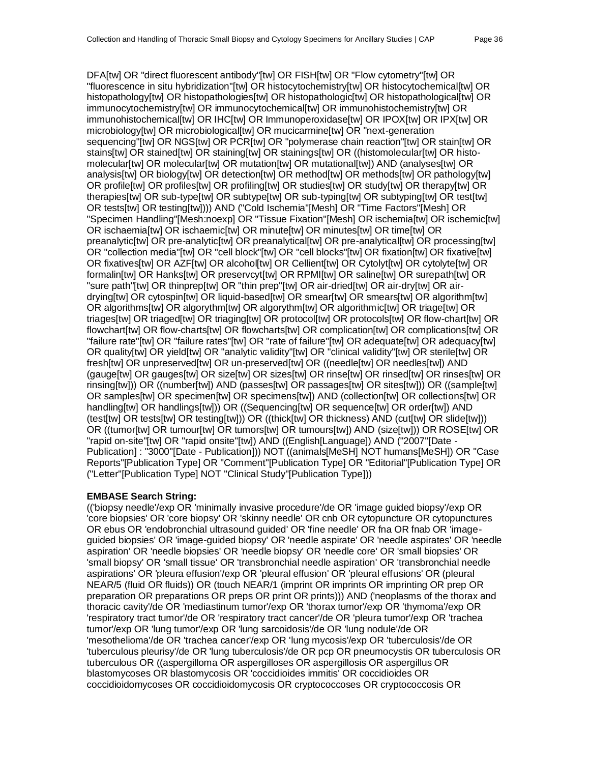DFA[tw] OR "direct fluorescent antibody"[tw] OR FISH[tw] OR "Flow cytometry"[tw] OR "fluorescence in situ hybridization"[tw] OR histocytochemistry[tw] OR histocytochemical[tw] OR histopathology[tw] OR histopathologies[tw] OR histopathologic[tw] OR histopathological[tw] OR immunocytochemistry[tw] OR immunocytochemical[tw] OR immunohistochemistry[tw] OR immunohistochemical[tw] OR IHC[tw] OR Immunoperoxidase[tw] OR IPOX[tw] OR IPX[tw] OR microbiology[tw] OR microbiological[tw] OR mucicarmine[tw] OR "next-generation sequencing"[tw] OR NGS[tw] OR PCR[tw] OR "polymerase chain reaction"[tw] OR stain[tw] OR stains[tw] OR stained[tw] OR staining[tw] OR stainings[tw] OR ((histomolecular[tw] OR histo-molecular[tw] OR molecular[tw] OR mutation[tw] OR mutational[tw]) AND (analyses[tw] OR analysis[tw] OR biology[tw] OR detection[tw] OR method[tw] OR methods[tw] OR pathology[tw] OR profile[tw] OR profiles[tw] OR profiling[tw] OR studies[tw] OR study[tw] OR therapy[tw] OR therapies[tw] OR sub-type[tw] OR subtype[tw] OR sub-typing[tw] OR subtyping[tw] OR test[tw] OR tests[tw] OR testing[tw]))) AND ("Cold Ischemia"[Mesh] OR "Time Factors"[Mesh] OR "Specimen Handling"[Mesh:noexp] OR "Tissue Fixation"[Mesh] OR ischemia[tw] OR ischemic[tw] OR ischaemia[tw] OR ischaemic[tw] OR minute[tw] OR minutes[tw] OR time[tw] OR preanalytic[tw] OR pre-analytic[tw] OR preanalytical[tw] OR pre-analytical[tw] OR processing[tw] OR "collection media"[tw] OR "cell block"[tw] OR "cell blocks"[tw] OR fixation[tw] OR fixative[tw] OR fixatives[tw] OR AZF[tw] OR alcohol[tw] OR Cellient[tw] OR Cytolyt[tw] OR cytolyte[tw] OR formalin[tw] OR Hanks[tw] OR preservcyt[tw] OR RPMI[tw] OR saline[tw] OR surepath[tw] OR "sure path"[tw] OR thinprep[tw] OR "thin prep"[tw] OR air-dried[tw] OR air-dry[tw] OR air-drying[tw] OR cytospin[tw] OR liquid-based[tw] OR smear[tw] OR smears[tw] OR algorithm[tw] OR algorithms[tw] OR algorythm[tw] OR algorythm[tw] OR algorithmic[tw] OR triage[tw] OR triages[tw] OR triaged[tw] OR triaging[tw] OR protocol[tw] OR protocols[tw] OR flow-chart[tw] OR flowchart[tw] OR flow-charts[tw] OR flowcharts[tw] OR complication[tw] OR complications[tw] OR "failure rate"[tw] OR "failure rates"[tw] OR "rate of failure"[tw] OR adequate[tw] OR adequacy[tw] OR quality[tw] OR yield[tw] OR "analytic validity"[tw] OR "clinical validity"[tw] OR sterile[tw] OR fresh[tw] OR unpreserved[tw] OR un-preserved[tw] OR ((needle[tw] OR needles[tw]) AND (gauge[tw] OR gauges[tw] OR size[tw] OR sizes[tw] OR rinse[tw] OR rinsed[tw] OR rinses[tw] OR rinsing[tw])) OR ((number[tw]) AND (passes[tw] OR passages[tw] OR sites[tw])) OR ((sample[tw] OR samples[tw] OR specimen[tw] OR specimens[tw]) AND (collection[tw] OR collections[tw] OR handling[tw] OR handlings[tw])) OR ((Sequencing[tw] OR sequence[tw] OR order[tw]) AND (test[tw] OR tests[tw] OR testing[tw])) OR ((thick[tw] OR thickness) AND (cut[tw] OR slide[tw])) OR ((tumor[tw] OR tumour[tw] OR tumors[tw] OR tumours[tw]) AND (size[tw])) OR ROSE[tw] OR "rapid on-site"[tw] OR "rapid onsite"[tw]) AND ((English[Language]) AND ("2007"[Date - Publication] : "3000"[Date - Publication])) NOT ((animals[MeSH] NOT humans[MeSH]) OR "Case Reports"[Publication Type] OR "Comment"[Publication Type] OR "Editorial"[Publication Type] OR ("Letter"[Publication Type] NOT "Clinical Study"[Publication Type]))

**EMBASE Search String:**

(('biopsy needle'/exp OR 'minimally invasive procedure'/de OR 'image guided biopsy'/exp OR 'core biopsies' OR 'core biopsy' OR 'skinny needle' OR cnb OR cytopuncture OR cytopunctures OR ebus OR 'endobronchial ultrasound guided' OR 'fine needle' OR fna OR fnab OR 'image-guided biopsies' OR 'image-guided biopsy' OR 'needle aspirate' OR 'needle aspirates' OR 'needle aspiration' OR 'needle biopsies' OR 'needle biopsy' OR 'needle core' OR 'small biopsies' OR 'small biopsy' OR 'small tissue' OR 'transbronchial needle aspiration' OR 'transbronchial needle aspirations' OR 'pleura effusion'/exp OR 'pleural effusion' OR 'pleural effusions' OR (pleural NEAR/5 (fluid OR fluids)) OR (touch NEAR/1 (imprint OR imprints OR imprinting OR prep OR preparation OR preparations OR preps OR print OR prints))) AND ('neoplasms of the thorax and thoracic cavity'/de OR 'mediastinum tumor'/exp OR 'thorax tumor'/exp OR 'thymoma'/exp OR 'respiratory tract tumor'/de OR 'respiratory tract cancer'/de OR 'pleura tumor'/exp OR 'trachea tumor'/exp OR 'lung tumor'/exp OR 'lung sarcoidosis'/de OR 'lung nodule'/de OR 'mesothelioma'/de OR 'trachea cancer'/exp OR 'lung mycosis'/exp OR 'tuberculosis'/de OR 'tuberculous pleurisy'/de OR 'lung tuberculosis'/de OR pcp OR pneumocystis OR tuberculosis OR tuberculous OR ((aspergilloma OR aspergilloses OR aspergillosis OR aspergillus OR blastomycoses OR blastomycosis OR 'coccidioides immitis' OR coccidioides OR coccidioidomycoses OR coccidioidomycosis OR cryptococcoses OR cryptococcosis OR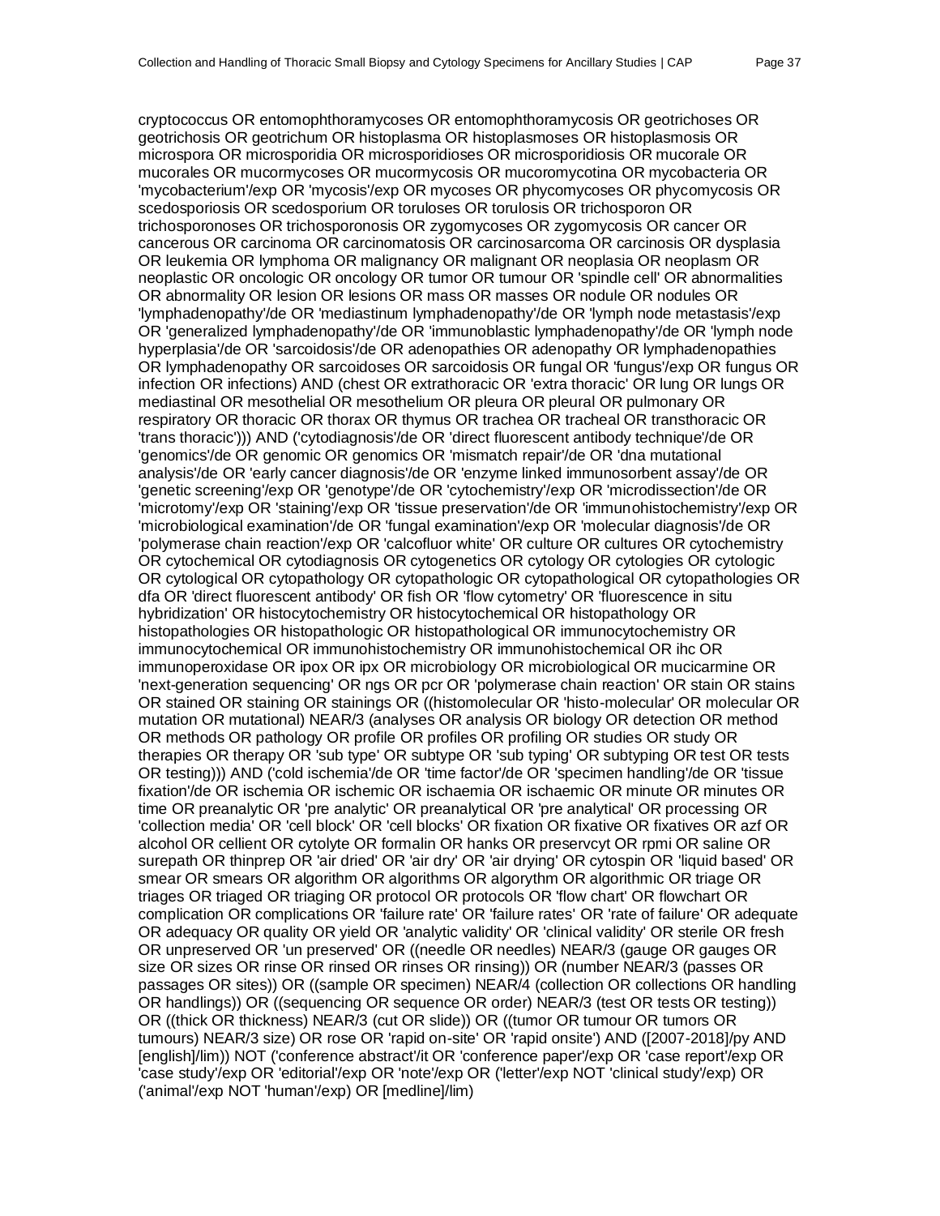cryptococcus OR entomophthoramycoses OR entomophthoramycosis OR geotrichoses OR geotrichosis OR geotrichum OR histoplasma OR histoplasmoses OR histoplasmosis OR microspora OR microsporidia OR microsporidioses OR microsporidiosis OR mucorale OR mucorales OR mucormycoses OR mucormycosis OR mucoromycotina OR mycobacteria OR 'mycobacterium'/exp OR 'mycosis'/exp OR mycoses OR phycomycoses OR phycomycosis OR scedosporiosis OR scedosporium OR toruloses OR torulosis OR trichosporon OR trichosporonoses OR trichosporonosis OR zygomycoses OR zygomycosis OR cancer OR cancerous OR carcinoma OR carcinomatosis OR carcinosarcoma OR carcinosis OR dysplasia OR leukemia OR lymphoma OR malignancy OR malignant OR neoplasia OR neoplasm OR neoplastic OR oncologic OR oncology OR tumor OR tumour OR 'spindle cell' OR abnormalities OR abnormality OR lesion OR lesions OR mass OR masses OR nodule OR nodules OR 'lymphadenopathy'/de OR 'mediastinum lymphadenopathy'/de OR 'lymph node metastasis'/exp OR 'generalized lymphadenopathy'/de OR 'immunoblastic lymphadenopathy'/de OR 'lymph node hyperplasia'/de OR 'sarcoidosis'/de OR adenopathies OR adenopathy OR lymphadenopathies OR lymphadenopathy OR sarcoidoses OR sarcoidosis OR fungal OR 'fungus'/exp OR fungus OR infection OR infections) AND (chest OR extrathoracic OR 'extra thoracic' OR lung OR lungs OR mediastinal OR mesothelial OR mesothelium OR pleura OR pleural OR pulmonary OR respiratory OR thoracic OR thorax OR thymus OR trachea OR tracheal OR transthoracic OR 'trans thoracic'))) AND ('cytodiagnosis'/de OR 'direct fluorescent antibody technique'/de OR 'genomics'/de OR genomic OR genomics OR 'mismatch repair'/de OR 'dna mutational analysis'/de OR 'early cancer diagnosis'/de OR 'enzyme linked immunosorbent assay'/de OR 'genetic screening'/exp OR 'genotype'/de OR 'cytochemistry'/exp OR 'microdissection'/de OR 'microtomy'/exp OR 'staining'/exp OR 'tissue preservation'/de OR 'immunohistochemistry'/exp OR 'microbiological examination'/de OR 'fungal examination'/exp OR 'molecular diagnosis'/de OR 'polymerase chain reaction'/exp OR 'calcofluor white' OR culture OR cultures OR cytochemistry OR cytochemical OR cytodiagnosis OR cytogenetics OR cytology OR cytologies OR cytologic OR cytological OR cytopathology OR cytopathologic OR cytopathological OR cytopathologies OR dfa OR 'direct fluorescent antibody' OR fish OR 'flow cytometry' OR 'fluorescence in situ hybridization' OR histocytochemistry OR histocytochemical OR histopathology OR histopathologies OR histopathologic OR histopathological OR immunocytochemistry OR immunocytochemical OR immunohistochemistry OR immunohistochemical OR ihc OR immunoperoxidase OR ipox OR ipx OR microbiology OR microbiological OR mucicarmine OR 'next-generation sequencing' OR ngs OR pcr OR 'polymerase chain reaction' OR stain OR stains OR stained OR staining OR stainings OR ((histomolecular OR 'histo-molecular' OR molecular OR mutation OR mutational) NEAR/3 (analyses OR analysis OR biology OR detection OR method OR methods OR pathology OR profile OR profiles OR profiling OR studies OR study OR therapies OR therapy OR 'sub type' OR subtype OR 'sub typing' OR subtyping OR test OR tests OR testing))) AND ('cold ischemia'/de OR 'time factor'/de OR 'specimen handling'/de OR 'tissue fixation'/de OR ischemia OR ischemic OR ischaemia OR ischaemic OR minute OR minutes OR time OR preanalytic OR 'pre analytic' OR preanalytical OR 'pre analytical' OR processing OR 'collection media' OR 'cell block' OR 'cell blocks' OR fixation OR fixative OR fixatives OR azf OR alcohol OR cellient OR cytolyte OR formalin OR hanks OR preservcyt OR rpmi OR saline OR surepath OR thinprep OR 'air dried' OR 'air dry' OR 'air drying' OR cytospin OR 'liquid based' OR smear OR smears OR algorithm OR algorithms OR algorythm OR algorithmic OR triage OR triages OR triaged OR triaging OR protocol OR protocols OR 'flow chart' OR flowchart OR complication OR complications OR 'failure rate' OR 'failure rates' OR 'rate of failure' OR adequate OR adequacy OR quality OR yield OR 'analytic validity' OR 'clinical validity' OR sterile OR fresh OR unpreserved OR 'un preserved' OR ((needle OR needles) NEAR/3 (gauge OR gauges OR size OR sizes OR rinse OR rinsed OR rinses OR rinsing)) OR (number NEAR/3 (passes OR passages OR sites)) OR ((sample OR specimen) NEAR/4 (collection OR collections OR handling OR handlings)) OR ((sequencing OR sequence OR order) NEAR/3 (test OR tests OR testing)) OR ((thick OR thickness) NEAR/3 (cut OR slide)) OR ((tumor OR tumour OR tumors OR tumours) NEAR/3 size) OR rose OR 'rapid on-site' OR 'rapid onsite') AND ([2007-2018]/py AND [english]/lim)) NOT ('conference abstract'/it OR 'conference paper'/exp OR 'case report'/exp OR 'case study'/exp OR 'editorial'/exp OR 'note'/exp OR ('letter'/exp NOT 'clinical study'/exp) OR ('animal'/exp NOT 'human'/exp) OR [medline]/lim)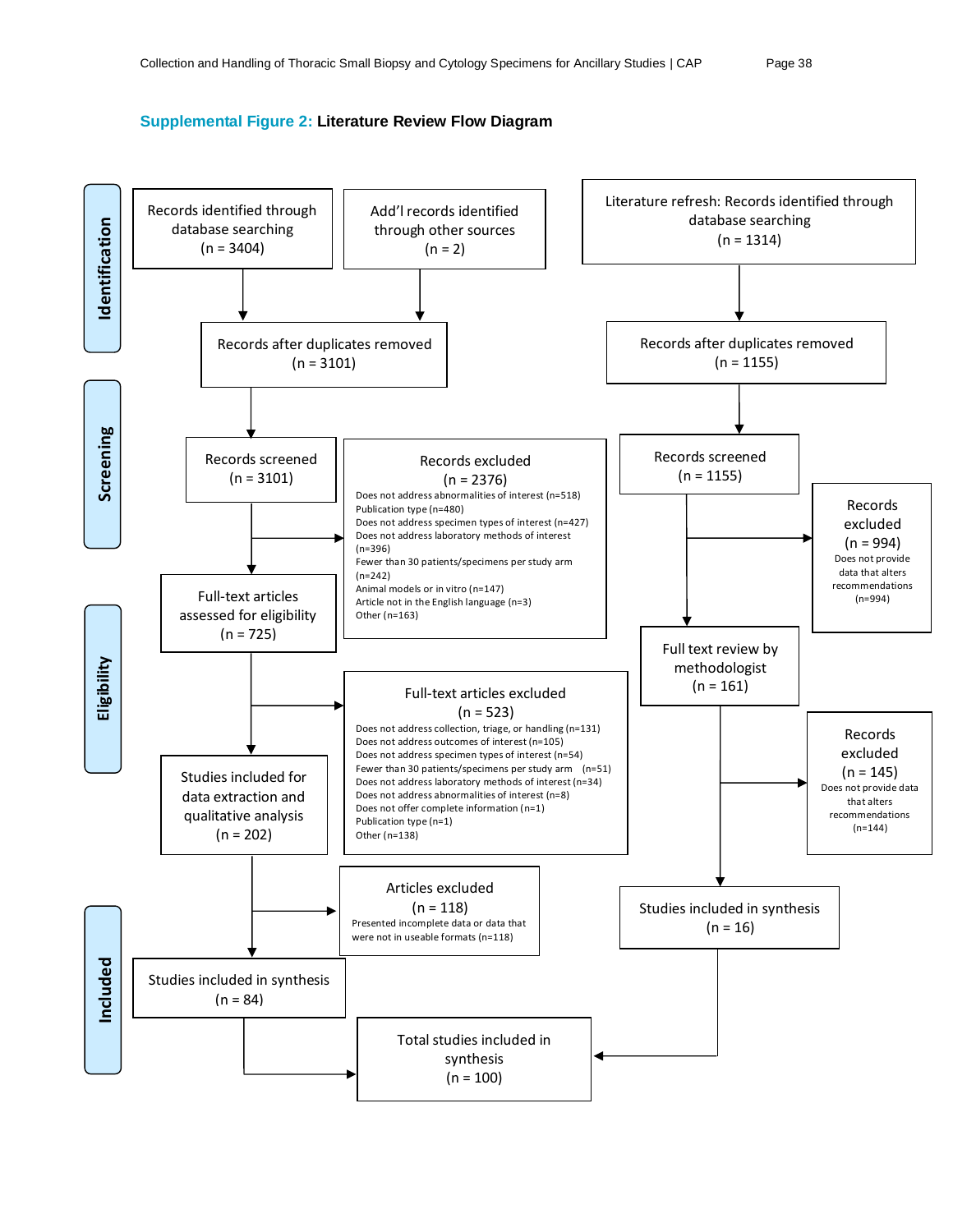**Supplemental Figure 2: Literature Review Flow Diagram**

**Identification**

- Records identified through database searching (n = 3404)
- Add'l records identified through other sources (n = 2)
- Literature refresh: Records identified through database searching (n = 1314)

- Records after duplicates removed (n = 3101)
- Records after duplicates removed (n = 1155)

**Screening**

- Records screened (n = 3101)
- Records excluded (n = 2376)
  - Does not address abnormalities of interest (n=518)
  - Publication type (n=480)
  - Does not address specimen types of interest (n=427)
  - Does not address laboratory methods of interest (n=396)
  - Fewer than 30 patients/specimens per study arm (n=242)
  - Animal models or in vitro (n=147)
  - Article not in the English language (n=3)
  - Other (n=163)

- Records screened (n = 1155)
- Records excluded (n = 994)
  - Does not provide data that alters recommendations (n=994)

**Eligibility**

- Full-text articles assessed for eligibility (n = 725)
- Full-text articles excluded (n = 523)
  - Does not address collection, triage, or handling (n=131)
  - Does not address outcomes of interest (n=105)
  - Does not address specimen types of interest (n=54)
  - Fewer than 30 patients/specimens per study arm (n=51)
  - Does not address laboratory methods of interest (n=34)
  - Does not address abnormalities of interest (n=8)
  - Does not offer complete information (n=1)
  - Publication type (n=1)
  - Other (n=138)

- Full text review by methodologist (n = 161)
- Records excluded (n = 145)
  - Does not provide data that alters recommendations (n=144)

- Studies included for data extraction and qualitative analysis (n = 202)

**Included**

- Articles excluded (n = 118)
  - Presented incomplete data or data that were not in useable formats (n=118)
- Studies included in synthesis (n = 84)
- Studies included in synthesis (n = 16)
- Total studies included in synthesis (n = 100)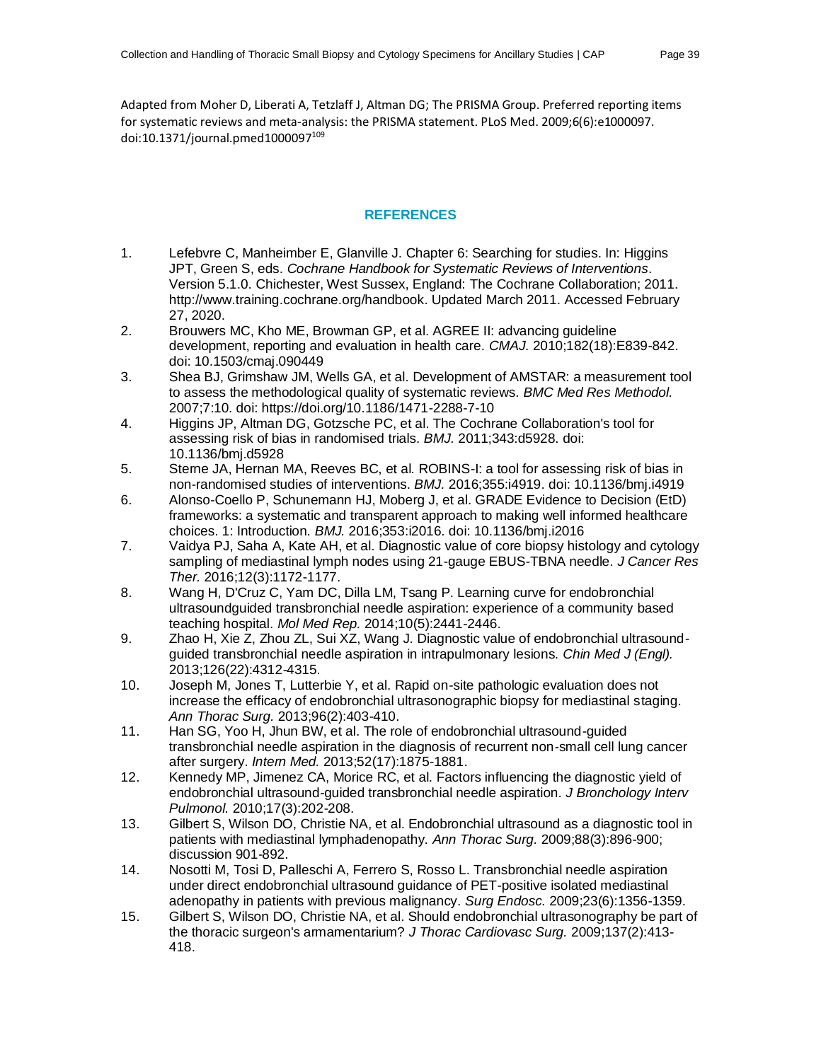Adapted from Moher D, Liberati A, Tetzlaff J, Altman DG; The PRISMA Group. Preferred reporting items for systematic reviews and meta-analysis: the PRISMA statement. PLoS Med. 2009;6(6):e1000097. doi:10.1371/journal.pmed1000097[109]

## REFERENCES

1. Lefebvre C, Manheimber E, Glanville J. Chapter 6: Searching for studies. In: Higgins JPT, Green S, eds. *Cochrane Handbook for Systematic Reviews of Interventions*. Version 5.1.0. Chichester, West Sussex, England: The Cochrane Collaboration; 2011. http://www.training.cochrane.org/handbook. Updated March 2011. Accessed February 27, 2020.
2. Brouwers MC, Kho ME, Browman GP, et al. AGREE II: advancing guideline development, reporting and evaluation in health care. *CMAJ.* 2010;182(18):E839-842. doi: 10.1503/cmaj.090449
3. Shea BJ, Grimshaw JM, Wells GA, et al. Development of AMSTAR: a measurement tool to assess the methodological quality of systematic reviews. *BMC Med Res Methodol.* 2007;7:10. doi: https://doi.org/10.1186/1471-2288-7-10
4. Higgins JP, Altman DG, Gotzsche PC, et al. The Cochrane Collaboration's tool for assessing risk of bias in randomised trials. *BMJ.* 2011;343:d5928. doi: 10.1136/bmj.d5928
5. Sterne JA, Hernan MA, Reeves BC, et al. ROBINS-I: a tool for assessing risk of bias in non-randomised studies of interventions. *BMJ.* 2016;355:i4919. doi: 10.1136/bmj.i4919
6. Alonso-Coello P, Schunemann HJ, Moberg J, et al. GRADE Evidence to Decision (EtD) frameworks: a systematic and transparent approach to making well informed healthcare choices. 1: Introduction. *BMJ.* 2016;353:i2016. doi: 10.1136/bmj.i2016
7. Vaidya PJ, Saha A, Kate AH, et al. Diagnostic value of core biopsy histology and cytology sampling of mediastinal lymph nodes using 21-gauge EBUS-TBNA needle. *J Cancer Res Ther.* 2016;12(3):1172-1177.
8. Wang H, D'Cruz C, Yam DC, Dilla LM, Tsang P. Learning curve for endobronchial ultrasoundguided transbronchial needle aspiration: experience of a community based teaching hospital. *Mol Med Rep.* 2014;10(5):2441-2446.
9. Zhao H, Xie Z, Zhou ZL, Sui XZ, Wang J. Diagnostic value of endobronchial ultrasound-guided transbronchial needle aspiration in intrapulmonary lesions. *Chin Med J (Engl).* 2013;126(22):4312-4315.
10. Joseph M, Jones T, Lutterbie Y, et al. Rapid on-site pathologic evaluation does not increase the efficacy of endobronchial ultrasonographic biopsy for mediastinal staging. *Ann Thorac Surg.* 2013;96(2):403-410.
11. Han SG, Yoo H, Jhun BW, et al. The role of endobronchial ultrasound-guided transbronchial needle aspiration in the diagnosis of recurrent non-small cell lung cancer after surgery. *Intern Med.* 2013;52(17):1875-1881.
12. Kennedy MP, Jimenez CA, Morice RC, et al. Factors influencing the diagnostic yield of endobronchial ultrasound-guided transbronchial needle aspiration. *J Bronchology Interv Pulmonol.* 2010;17(3):202-208.
13. Gilbert S, Wilson DO, Christie NA, et al. Endobronchial ultrasound as a diagnostic tool in patients with mediastinal lymphadenopathy. *Ann Thorac Surg.* 2009;88(3):896-900; discussion 901-892.
14. Nosotti M, Tosi D, Palleschi A, Ferrero S, Rosso L. Transbronchial needle aspiration under direct endobronchial ultrasound guidance of PET-positive isolated mediastinal adenopathy in patients with previous malignancy. *Surg Endosc.* 2009;23(6):1356-1359.
15. Gilbert S, Wilson DO, Christie NA, et al. Should endobronchial ultrasonography be part of the thoracic surgeon's armamentarium? *J Thorac Cardiovasc Surg.* 2009;137(2):413-418.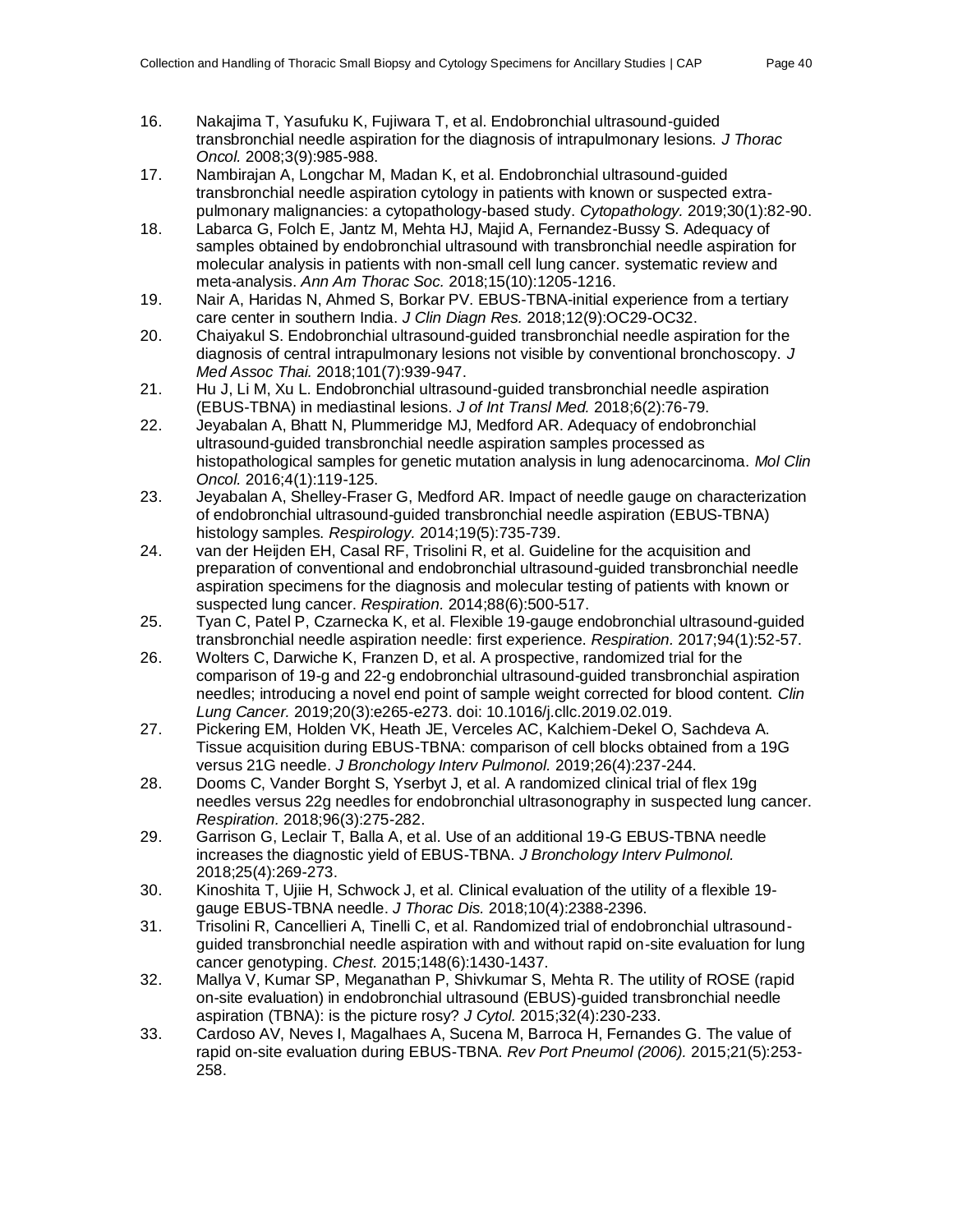16. Nakajima T, Yasufuku K, Fujiwara T, et al. Endobronchial ultrasound-guided transbronchial needle aspiration for the diagnosis of intrapulmonary lesions. *J Thorac Oncol.* 2008;3(9):985-988.
17. Nambirajan A, Longchar M, Madan K, et al. Endobronchial ultrasound-guided transbronchial needle aspiration cytology in patients with known or suspected extra-pulmonary malignancies: a cytopathology-based study. *Cytopathology.* 2019;30(1):82-90.
18. Labarca G, Folch E, Jantz M, Mehta HJ, Majid A, Fernandez-Bussy S. Adequacy of samples obtained by endobronchial ultrasound with transbronchial needle aspiration for molecular analysis in patients with non-small cell lung cancer. systematic review and meta-analysis. *Ann Am Thorac Soc.* 2018;15(10):1205-1216.
19. Nair A, Haridas N, Ahmed S, Borkar PV. EBUS-TBNA-initial experience from a tertiary care center in southern India. *J Clin Diagn Res.* 2018;12(9):OC29-OC32.
20. Chaiyakul S. Endobronchial ultrasound-guided transbronchial needle aspiration for the diagnosis of central intrapulmonary lesions not visible by conventional bronchoscopy. *J Med Assoc Thai.* 2018;101(7):939-947.
21. Hu J, Li M, Xu L. Endobronchial ultrasound-guided transbronchial needle aspiration (EBUS-TBNA) in mediastinal lesions. *J of Int Transl Med.* 2018;6(2):76-79.
22. Jeyabalan A, Bhatt N, Plummeridge MJ, Medford AR. Adequacy of endobronchial ultrasound-guided transbronchial needle aspiration samples processed as histopathological samples for genetic mutation analysis in lung adenocarcinoma. *Mol Clin Oncol.* 2016;4(1):119-125.
23. Jeyabalan A, Shelley-Fraser G, Medford AR. Impact of needle gauge on characterization of endobronchial ultrasound-guided transbronchial needle aspiration (EBUS-TBNA) histology samples. *Respirology.* 2014;19(5):735-739.
24. van der Heijden EH, Casal RF, Trisolini R, et al. Guideline for the acquisition and preparation of conventional and endobronchial ultrasound-guided transbronchial needle aspiration specimens for the diagnosis and molecular testing of patients with known or suspected lung cancer. *Respiration.* 2014;88(6):500-517.
25. Tyan C, Patel P, Czarnecka K, et al. Flexible 19-gauge endobronchial ultrasound-guided transbronchial needle aspiration needle: first experience. *Respiration.* 2017;94(1):52-57.
26. Wolters C, Darwiche K, Franzen D, et al. A prospective, randomized trial for the comparison of 19-g and 22-g endobronchial ultrasound-guided transbronchial aspiration needles; introducing a novel end point of sample weight corrected for blood content. *Clin Lung Cancer.* 2019;20(3):e265-e273. doi: 10.1016/j.cllc.2019.02.019.
27. Pickering EM, Holden VK, Heath JE, Verceles AC, Kalchiem-Dekel O, Sachdeva A. Tissue acquisition during EBUS-TBNA: comparison of cell blocks obtained from a 19G versus 21G needle. *J Bronchology Interv Pulmonol.* 2019;26(4):237-244.
28. Dooms C, Vander Borght S, Yserbyt J, et al. A randomized clinical trial of flex 19g needles versus 22g needles for endobronchial ultrasonography in suspected lung cancer. *Respiration.* 2018;96(3):275-282.
29. Garrison G, Leclair T, Balla A, et al. Use of an additional 19-G EBUS-TBNA needle increases the diagnostic yield of EBUS-TBNA. *J Bronchology Interv Pulmonol.* 2018;25(4):269-273.
30. Kinoshita T, Ujiie H, Schwock J, et al. Clinical evaluation of the utility of a flexible 19-gauge EBUS-TBNA needle. *J Thorac Dis.* 2018;10(4):2388-2396.
31. Trisolini R, Cancellieri A, Tinelli C, et al. Randomized trial of endobronchial ultrasound-guided transbronchial needle aspiration with and without rapid on-site evaluation for lung cancer genotyping. *Chest.* 2015;148(6):1430-1437.
32. Mallya V, Kumar SP, Meganathan P, Shivkumar S, Mehta R. The utility of ROSE (rapid on-site evaluation) in endobronchial ultrasound (EBUS)-guided transbronchial needle aspiration (TBNA): is the picture rosy? *J Cytol.* 2015;32(4):230-233.
33. Cardoso AV, Neves I, Magalhaes A, Sucena M, Barroca H, Fernandes G. The value of rapid on-site evaluation during EBUS-TBNA. *Rev Port Pneumol (2006).* 2015;21(5):253-258.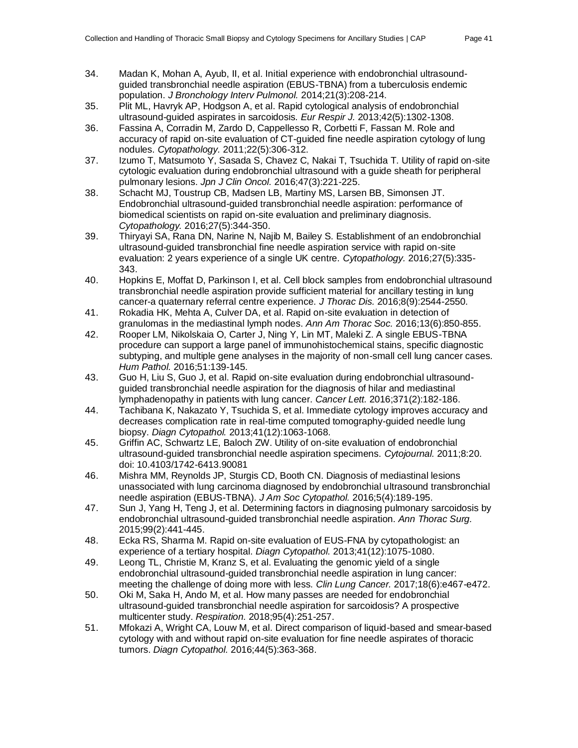34. Madan K, Mohan A, Ayub, II, et al. Initial experience with endobronchial ultrasound-guided transbronchial needle aspiration (EBUS-TBNA) from a tuberculosis endemic population. *J Bronchology Interv Pulmonol.* 2014;21(3):208-214.
35. Plit ML, Havryk AP, Hodgson A, et al. Rapid cytological analysis of endobronchial ultrasound-guided aspirates in sarcoidosis. *Eur Respir J.* 2013;42(5):1302-1308.
36. Fassina A, Corradin M, Zardo D, Cappellesso R, Corbetti F, Fassan M. Role and accuracy of rapid on-site evaluation of CT-guided fine needle aspiration cytology of lung nodules. *Cytopathology.* 2011;22(5):306-312.
37. Izumo T, Matsumoto Y, Sasada S, Chavez C, Nakai T, Tsuchida T. Utility of rapid on-site cytologic evaluation during endobronchial ultrasound with a guide sheath for peripheral pulmonary lesions. *Jpn J Clin Oncol.* 2016;47(3):221-225.
38. Schacht MJ, Toustrup CB, Madsen LB, Martiny MS, Larsen BB, Simonsen JT. Endobronchial ultrasound-guided transbronchial needle aspiration: performance of biomedical scientists on rapid on-site evaluation and preliminary diagnosis. *Cytopathology.* 2016;27(5):344-350.
39. Thiryayi SA, Rana DN, Narine N, Najib M, Bailey S. Establishment of an endobronchial ultrasound-guided transbronchial fine needle aspiration service with rapid on-site evaluation: 2 years experience of a single UK centre. *Cytopathology.* 2016;27(5):335-343.
40. Hopkins E, Moffat D, Parkinson I, et al. Cell block samples from endobronchial ultrasound transbronchial needle aspiration provide sufficient material for ancillary testing in lung cancer-a quaternary referral centre experience. *J Thorac Dis.* 2016;8(9):2544-2550.
41. Rokadia HK, Mehta A, Culver DA, et al. Rapid on-site evaluation in detection of granulomas in the mediastinal lymph nodes. *Ann Am Thorac Soc.* 2016;13(6):850-855.
42. Rooper LM, Nikolskaia O, Carter J, Ning Y, Lin MT, Maleki Z. A single EBUS-TBNA procedure can support a large panel of immunohistochemical stains, specific diagnostic subtyping, and multiple gene analyses in the majority of non-small cell lung cancer cases. *Hum Pathol.* 2016;51:139-145.
43. Guo H, Liu S, Guo J, et al. Rapid on-site evaluation during endobronchial ultrasound-guided transbronchial needle aspiration for the diagnosis of hilar and mediastinal lymphadenopathy in patients with lung cancer. *Cancer Lett.* 2016;371(2):182-186.
44. Tachibana K, Nakazato Y, Tsuchida S, et al. Immediate cytology improves accuracy and decreases complication rate in real-time computed tomography-guided needle lung biopsy. *Diagn Cytopathol.* 2013;41(12):1063-1068.
45. Griffin AC, Schwartz LE, Baloch ZW. Utility of on-site evaluation of endobronchial ultrasound-guided transbronchial needle aspiration specimens. *Cytojournal.* 2011;8:20. doi: 10.4103/1742-6413.90081
46. Mishra MM, Reynolds JP, Sturgis CD, Booth CN. Diagnosis of mediastinal lesions unassociated with lung carcinoma diagnosed by endobronchial ultrasound transbronchial needle aspiration (EBUS-TBNA). *J Am Soc Cytopathol.* 2016;5(4):189-195.
47. Sun J, Yang H, Teng J, et al. Determining factors in diagnosing pulmonary sarcoidosis by endobronchial ultrasound-guided transbronchial needle aspiration. *Ann Thorac Surg.* 2015;99(2):441-445.
48. Ecka RS, Sharma M. Rapid on-site evaluation of EUS-FNA by cytopathologist: an experience of a tertiary hospital. *Diagn Cytopathol.* 2013;41(12):1075-1080.
49. Leong TL, Christie M, Kranz S, et al. Evaluating the genomic yield of a single endobronchial ultrasound-guided transbronchial needle aspiration in lung cancer: meeting the challenge of doing more with less. *Clin Lung Cancer.* 2017;18(6):e467-e472.
50. Oki M, Saka H, Ando M, et al. How many passes are needed for endobronchial ultrasound-guided transbronchial needle aspiration for sarcoidosis? A prospective multicenter study. *Respiration.* 2018;95(4):251-257.
51. Mfokazi A, Wright CA, Louw M, et al. Direct comparison of liquid-based and smear-based cytology with and without rapid on-site evaluation for fine needle aspirates of thoracic tumors. *Diagn Cytopathol.* 2016;44(5):363-368.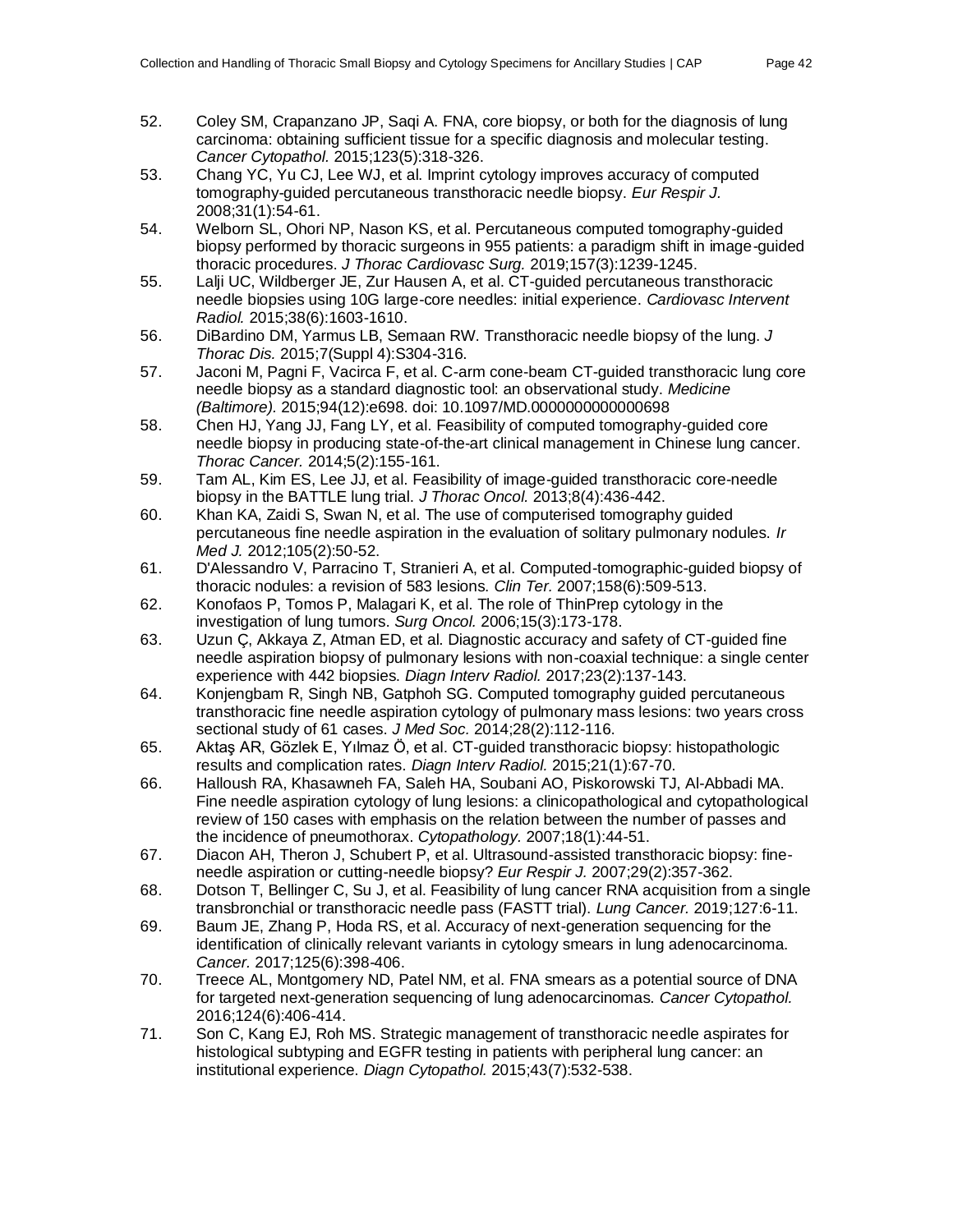52. Coley SM, Crapanzano JP, Saqi A. FNA, core biopsy, or both for the diagnosis of lung carcinoma: obtaining sufficient tissue for a specific diagnosis and molecular testing. *Cancer Cytopathol.* 2015;123(5):318-326.
53. Chang YC, Yu CJ, Lee WJ, et al. Imprint cytology improves accuracy of computed tomography-guided percutaneous transthoracic needle biopsy. *Eur Respir J.* 2008;31(1):54-61.
54. Welborn SL, Ohori NP, Nason KS, et al. Percutaneous computed tomography-guided biopsy performed by thoracic surgeons in 955 patients: a paradigm shift in image-guided thoracic procedures. *J Thorac Cardiovasc Surg.* 2019;157(3):1239-1245.
55. Lalji UC, Wildberger JE, Zur Hausen A, et al. CT-guided percutaneous transthoracic needle biopsies using 10G large-core needles: initial experience. *Cardiovasc Intervent Radiol.* 2015;38(6):1603-1610.
56. DiBardino DM, Yarmus LB, Semaan RW. Transthoracic needle biopsy of the lung. *J Thorac Dis.* 2015;7(Suppl 4):S304-316.
57. Jaconi M, Pagni F, Vacirca F, et al. C-arm cone-beam CT-guided transthoracic lung core needle biopsy as a standard diagnostic tool: an observational study. *Medicine (Baltimore).* 2015;94(12):e698. doi: 10.1097/MD.0000000000000698
58. Chen HJ, Yang JJ, Fang LY, et al. Feasibility of computed tomography-guided core needle biopsy in producing state-of-the-art clinical management in Chinese lung cancer. *Thorac Cancer.* 2014;5(2):155-161.
59. Tam AL, Kim ES, Lee JJ, et al. Feasibility of image-guided transthoracic core-needle biopsy in the BATTLE lung trial. *J Thorac Oncol.* 2013;8(4):436-442.
60. Khan KA, Zaidi S, Swan N, et al. The use of computerised tomography guided percutaneous fine needle aspiration in the evaluation of solitary pulmonary nodules. *Ir Med J.* 2012;105(2):50-52.
61. D'Alessandro V, Parracino T, Stranieri A, et al. Computed-tomographic-guided biopsy of thoracic nodules: a revision of 583 lesions. *Clin Ter.* 2007;158(6):509-513.
62. Konofaos P, Tomos P, Malagari K, et al. The role of ThinPrep cytology in the investigation of lung tumors. *Surg Oncol.* 2006;15(3):173-178.
63. Uzun Ç, Akkaya Z, Atman ED, et al. Diagnostic accuracy and safety of CT-guided fine needle aspiration biopsy of pulmonary lesions with non-coaxial technique: a single center experience with 442 biopsies. *Diagn Interv Radiol.* 2017;23(2):137-143.
64. Konjengbam R, Singh NB, Gatphoh SG. Computed tomography guided percutaneous transthoracic fine needle aspiration cytology of pulmonary mass lesions: two years cross sectional study of 61 cases. *J Med Soc.* 2014;28(2):112-116.
65. Aktaş AR, Gözlek E, Yılmaz Ö, et al. CT-guided transthoracic biopsy: histopathologic results and complication rates. *Diagn Interv Radiol.* 2015;21(1):67-70.
66. Halloush RA, Khasawneh FA, Saleh HA, Soubani AO, Piskorowski TJ, Al-Abbadi MA. Fine needle aspiration cytology of lung lesions: a clinicopathological and cytopathological review of 150 cases with emphasis on the relation between the number of passes and the incidence of pneumothorax. *Cytopathology.* 2007;18(1):44-51.
67. Diacon AH, Theron J, Schubert P, et al. Ultrasound-assisted transthoracic biopsy: fine-needle aspiration or cutting-needle biopsy? *Eur Respir J.* 2007;29(2):357-362.
68. Dotson T, Bellinger C, Su J, et al. Feasibility of lung cancer RNA acquisition from a single transbronchial or transthoracic needle pass (FASTT trial). *Lung Cancer.* 2019;127:6-11.
69. Baum JE, Zhang P, Hoda RS, et al. Accuracy of next-generation sequencing for the identification of clinically relevant variants in cytology smears in lung adenocarcinoma. *Cancer.* 2017;125(6):398-406.
70. Treece AL, Montgomery ND, Patel NM, et al. FNA smears as a potential source of DNA for targeted next-generation sequencing of lung adenocarcinomas. *Cancer Cytopathol.* 2016;124(6):406-414.
71. Son C, Kang EJ, Roh MS. Strategic management of transthoracic needle aspirates for histological subtyping and EGFR testing in patients with peripheral lung cancer: an institutional experience. *Diagn Cytopathol.* 2015;43(7):532-538.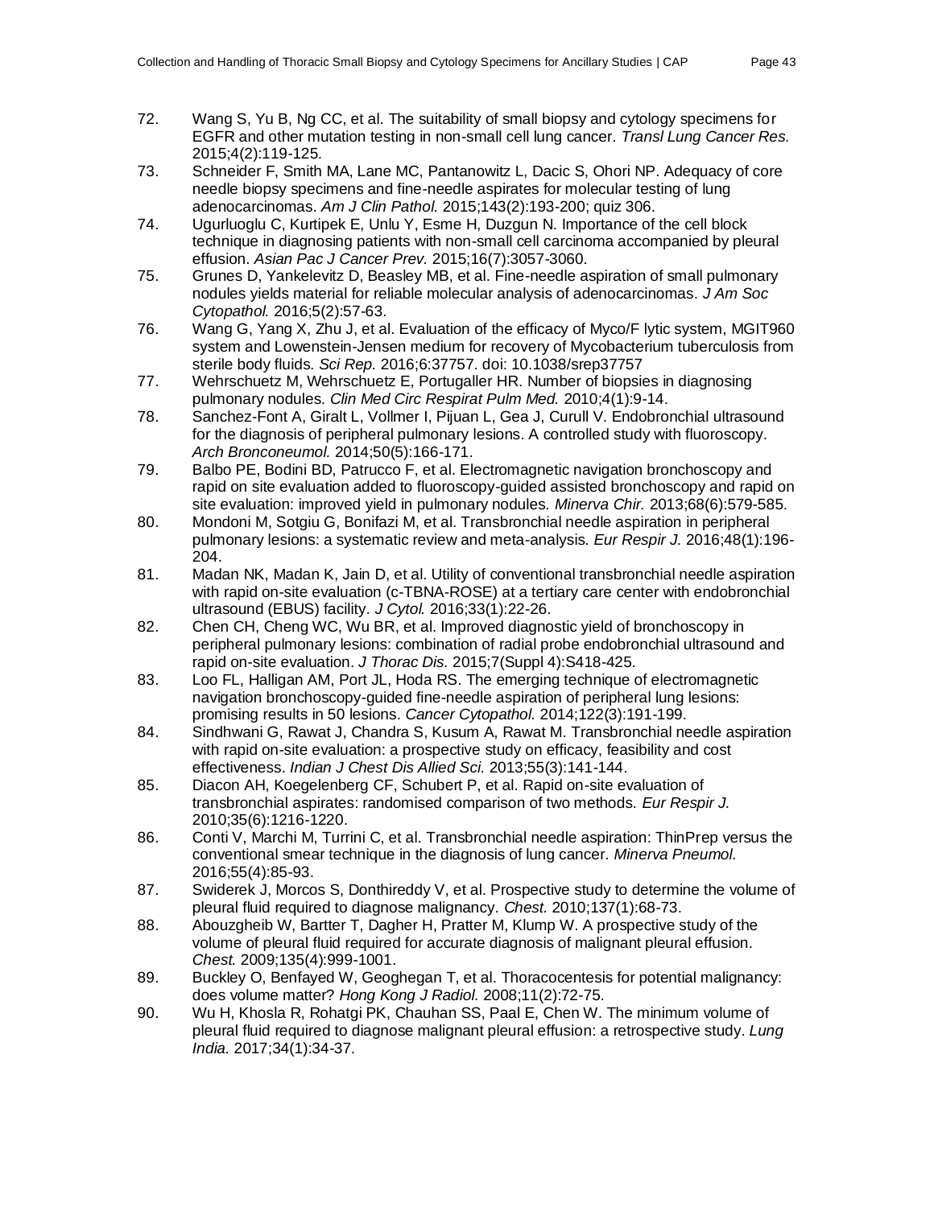72. Wang S, Yu B, Ng CC, et al. The suitability of small biopsy and cytology specimens for EGFR and other mutation testing in non-small cell lung cancer. *Transl Lung Cancer Res.* 2015;4(2):119-125.
73. Schneider F, Smith MA, Lane MC, Pantanowitz L, Dacic S, Ohori NP. Adequacy of core needle biopsy specimens and fine-needle aspirates for molecular testing of lung adenocarcinomas. *Am J Clin Pathol.* 2015;143(2):193-200; quiz 306.
74. Ugurluoglu C, Kurtipek E, Unlu Y, Esme H, Duzgun N. Importance of the cell block technique in diagnosing patients with non-small cell carcinoma accompanied by pleural effusion. *Asian Pac J Cancer Prev.* 2015;16(7):3057-3060.
75. Grunes D, Yankelevitz D, Beasley MB, et al. Fine-needle aspiration of small pulmonary nodules yields material for reliable molecular analysis of adenocarcinomas. *J Am Soc Cytopathol.* 2016;5(2):57-63.
76. Wang G, Yang X, Zhu J, et al. Evaluation of the efficacy of Myco/F lytic system, MGIT960 system and Lowenstein-Jensen medium for recovery of Mycobacterium tuberculosis from sterile body fluids. *Sci Rep.* 2016;6:37757. doi: 10.1038/srep37757
77. Wehrschuetz M, Wehrschuetz E, Portugaller HR. Number of biopsies in diagnosing pulmonary nodules. *Clin Med Circ Respirat Pulm Med.* 2010;4(1):9-14.
78. Sanchez-Font A, Giralt L, Vollmer I, Pijuan L, Gea J, Curull V. Endobronchial ultrasound for the diagnosis of peripheral pulmonary lesions. A controlled study with fluoroscopy. *Arch Bronconeumol.* 2014;50(5):166-171.
79. Balbo PE, Bodini BD, Patrucco F, et al. Electromagnetic navigation bronchoscopy and rapid on site evaluation added to fluoroscopy-guided assisted bronchoscopy and rapid on site evaluation: improved yield in pulmonary nodules. *Minerva Chir.* 2013;68(6):579-585.
80. Mondoni M, Sotgiu G, Bonifazi M, et al. Transbronchial needle aspiration in peripheral pulmonary lesions: a systematic review and meta-analysis. *Eur Respir J.* 2016;48(1):196-204.
81. Madan NK, Madan K, Jain D, et al. Utility of conventional transbronchial needle aspiration with rapid on-site evaluation (c-TBNA-ROSE) at a tertiary care center with endobronchial ultrasound (EBUS) facility. *J Cytol.* 2016;33(1):22-26.
82. Chen CH, Cheng WC, Wu BR, et al. Improved diagnostic yield of bronchoscopy in peripheral pulmonary lesions: combination of radial probe endobronchial ultrasound and rapid on-site evaluation. *J Thorac Dis.* 2015;7(Suppl 4):S418-425.
83. Loo FL, Halligan AM, Port JL, Hoda RS. The emerging technique of electromagnetic navigation bronchoscopy-guided fine-needle aspiration of peripheral lung lesions: promising results in 50 lesions. *Cancer Cytopathol.* 2014;122(3):191-199.
84. Sindhwani G, Rawat J, Chandra S, Kusum A, Rawat M. Transbronchial needle aspiration with rapid on-site evaluation: a prospective study on efficacy, feasibility and cost effectiveness. *Indian J Chest Dis Allied Sci.* 2013;55(3):141-144.
85. Diacon AH, Koegelenberg CF, Schubert P, et al. Rapid on-site evaluation of transbronchial aspirates: randomised comparison of two methods. *Eur Respir J.* 2010;35(6):1216-1220.
86. Conti V, Marchi M, Turrini C, et al. Transbronchial needle aspiration: ThinPrep versus the conventional smear technique in the diagnosis of lung cancer. *Minerva Pneumol.* 2016;55(4):85-93.
87. Swiderek J, Morcos S, Donthireddy V, et al. Prospective study to determine the volume of pleural fluid required to diagnose malignancy. *Chest.* 2010;137(1):68-73.
88. Abouzgheib W, Bartter T, Dagher H, Pratter M, Klump W. A prospective study of the volume of pleural fluid required for accurate diagnosis of malignant pleural effusion. *Chest.* 2009;135(4):999-1001.
89. Buckley O, Benfayed W, Geoghegan T, et al. Thoracocentesis for potential malignancy: does volume matter? *Hong Kong J Radiol.* 2008;11(2):72-75.
90. Wu H, Khosla R, Rohatgi PK, Chauhan SS, Paal E, Chen W. The minimum volume of pleural fluid required to diagnose malignant pleural effusion: a retrospective study. *Lung India.* 2017;34(1):34-37.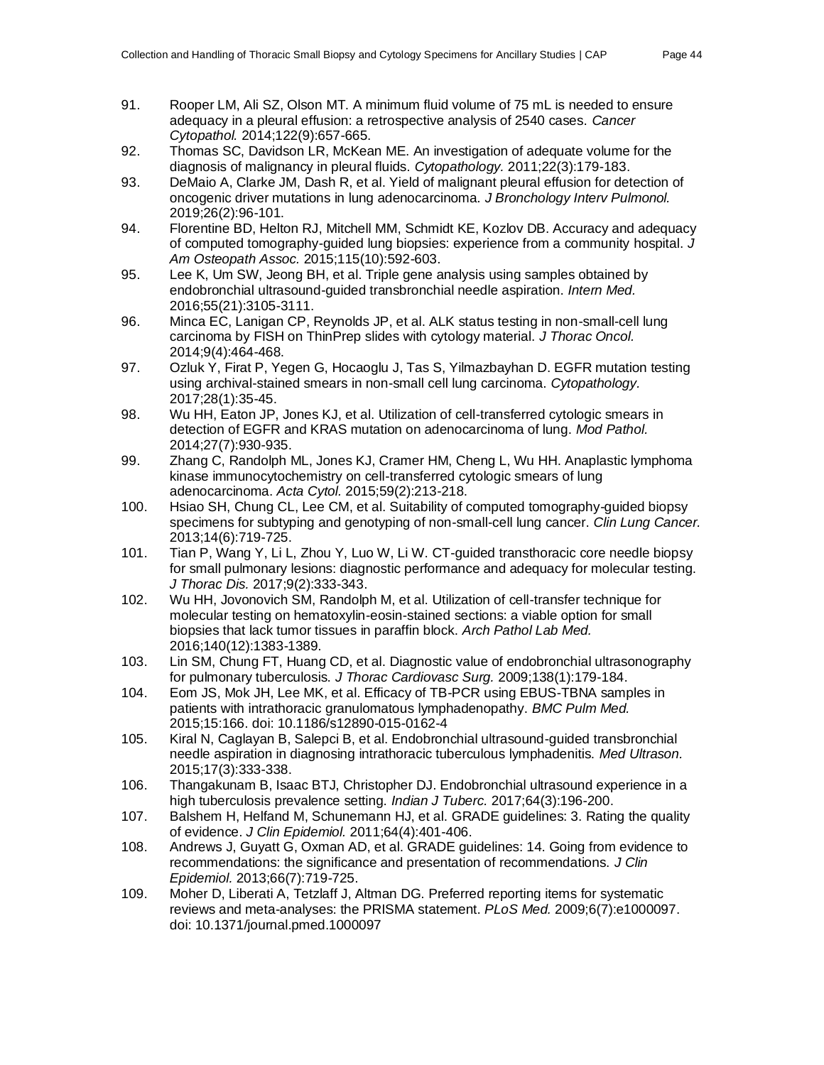91. Rooper LM, Ali SZ, Olson MT. A minimum fluid volume of 75 mL is needed to ensure adequacy in a pleural effusion: a retrospective analysis of 2540 cases. *Cancer Cytopathol.* 2014;122(9):657-665.
92. Thomas SC, Davidson LR, McKean ME. An investigation of adequate volume for the diagnosis of malignancy in pleural fluids. *Cytopathology.* 2011;22(3):179-183.
93. DeMaio A, Clarke JM, Dash R, et al. Yield of malignant pleural effusion for detection of oncogenic driver mutations in lung adenocarcinoma. *J Bronchology Interv Pulmonol.* 2019;26(2):96-101.
94. Florentine BD, Helton RJ, Mitchell MM, Schmidt KE, Kozlov DB. Accuracy and adequacy of computed tomography-guided lung biopsies: experience from a community hospital. *J Am Osteopath Assoc.* 2015;115(10):592-603.
95. Lee K, Um SW, Jeong BH, et al. Triple gene analysis using samples obtained by endobronchial ultrasound-guided transbronchial needle aspiration. *Intern Med.* 2016;55(21):3105-3111.
96. Minca EC, Lanigan CP, Reynolds JP, et al. ALK status testing in non-small-cell lung carcinoma by FISH on ThinPrep slides with cytology material. *J Thorac Oncol.* 2014;9(4):464-468.
97. Ozluk Y, Firat P, Yegen G, Hocaoglu J, Tas S, Yilmazbayhan D. EGFR mutation testing using archival-stained smears in non-small cell lung carcinoma. *Cytopathology.* 2017;28(1):35-45.
98. Wu HH, Eaton JP, Jones KJ, et al. Utilization of cell-transferred cytologic smears in detection of EGFR and KRAS mutation on adenocarcinoma of lung. *Mod Pathol.* 2014;27(7):930-935.
99. Zhang C, Randolph ML, Jones KJ, Cramer HM, Cheng L, Wu HH. Anaplastic lymphoma kinase immunocytochemistry on cell-transferred cytologic smears of lung adenocarcinoma. *Acta Cytol.* 2015;59(2):213-218.
100. Hsiao SH, Chung CL, Lee CM, et al. Suitability of computed tomography-guided biopsy specimens for subtyping and genotyping of non-small-cell lung cancer. *Clin Lung Cancer.* 2013;14(6):719-725.
101. Tian P, Wang Y, Li L, Zhou Y, Luo W, Li W. CT-guided transthoracic core needle biopsy for small pulmonary lesions: diagnostic performance and adequacy for molecular testing. *J Thorac Dis.* 2017;9(2):333-343.
102. Wu HH, Jovonovich SM, Randolph M, et al. Utilization of cell-transfer technique for molecular testing on hematoxylin-eosin-stained sections: a viable option for small biopsies that lack tumor tissues in paraffin block. *Arch Pathol Lab Med.* 2016;140(12):1383-1389.
103. Lin SM, Chung FT, Huang CD, et al. Diagnostic value of endobronchial ultrasonography for pulmonary tuberculosis. *J Thorac Cardiovasc Surg.* 2009;138(1):179-184.
104. Eom JS, Mok JH, Lee MK, et al. Efficacy of TB-PCR using EBUS-TBNA samples in patients with intrathoracic granulomatous lymphadenopathy. *BMC Pulm Med.* 2015;15:166. doi: 10.1186/s12890-015-0162-4
105. Kiral N, Caglayan B, Salepci B, et al. Endobronchial ultrasound-guided transbronchial needle aspiration in diagnosing intrathoracic tuberculous lymphadenitis. *Med Ultrason.* 2015;17(3):333-338.
106. Thangakunam B, Isaac BTJ, Christopher DJ. Endobronchial ultrasound experience in a high tuberculosis prevalence setting. *Indian J Tuberc.* 2017;64(3):196-200.
107. Balshem H, Helfand M, Schunemann HJ, et al. GRADE guidelines: 3. Rating the quality of evidence. *J Clin Epidemiol.* 2011;64(4):401-406.
108. Andrews J, Guyatt G, Oxman AD, et al. GRADE guidelines: 14. Going from evidence to recommendations: the significance and presentation of recommendations. *J Clin Epidemiol.* 2013;66(7):719-725.
109. Moher D, Liberati A, Tetzlaff J, Altman DG. Preferred reporting items for systematic reviews and meta-analyses: the PRISMA statement. *PLoS Med.* 2009;6(7):e1000097. doi: 10.1371/journal.pmed.1000097